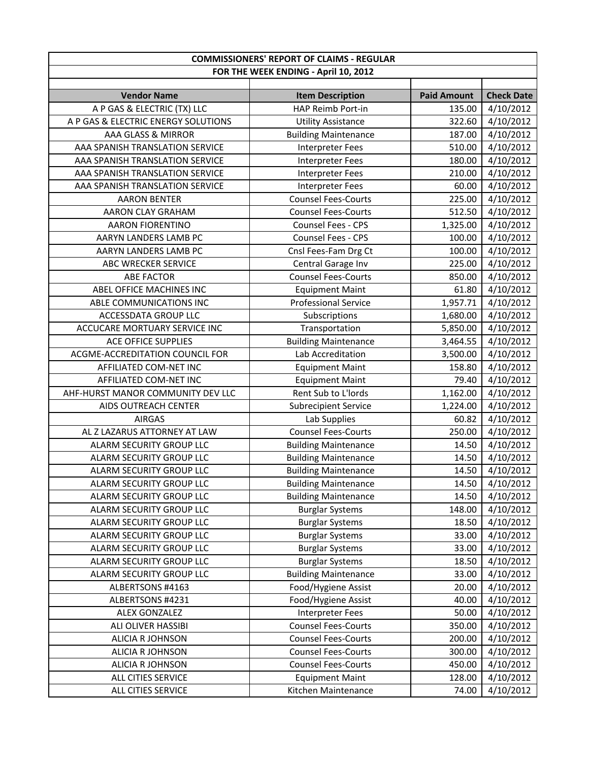| COMMISSIONERS' REPORT OF CLAIMS - REGULAR | | | |
|---|---|---|---|
| FOR THE WEEK ENDING - April 10, 2012 | | | |
| **Vendor Name** | **Item Description** | **Paid Amount** | **Check Date** |
| A P GAS & ELECTRIC (TX) LLC | HAP Reimb Port-in | 135.00 | 4/10/2012 |
| A P GAS & ELECTRIC ENERGY SOLUTIONS | Utility Assistance | 322.60 | 4/10/2012 |
| AAA GLASS & MIRROR | Building Maintenance | 187.00 | 4/10/2012 |
| AAA SPANISH TRANSLATION SERVICE | Interpreter Fees | 510.00 | 4/10/2012 |
| AAA SPANISH TRANSLATION SERVICE | Interpreter Fees | 180.00 | 4/10/2012 |
| AAA SPANISH TRANSLATION SERVICE | Interpreter Fees | 210.00 | 4/10/2012 |
| AAA SPANISH TRANSLATION SERVICE | Interpreter Fees | 60.00 | 4/10/2012 |
| AARON BENTER | Counsel Fees-Courts | 225.00 | 4/10/2012 |
| AARON CLAY GRAHAM | Counsel Fees-Courts | 512.50 | 4/10/2012 |
| AARON FIORENTINO | Counsel Fees - CPS | 1,325.00 | 4/10/2012 |
| AARYN LANDERS LAMB PC | Counsel Fees - CPS | 100.00 | 4/10/2012 |
| AARYN LANDERS LAMB PC | Cnsl Fees-Fam Drg Ct | 100.00 | 4/10/2012 |
| ABC WRECKER SERVICE | Central Garage Inv | 225.00 | 4/10/2012 |
| ABE FACTOR | Counsel Fees-Courts | 850.00 | 4/10/2012 |
| ABEL OFFICE MACHINES INC | Equipment Maint | 61.80 | 4/10/2012 |
| ABLE COMMUNICATIONS INC | Professional Service | 1,957.71 | 4/10/2012 |
| ACCESSDATA GROUP LLC | Subscriptions | 1,680.00 | 4/10/2012 |
| ACCUCARE MORTUARY SERVICE INC | Transportation | 5,850.00 | 4/10/2012 |
| ACE OFFICE SUPPLIES | Building Maintenance | 3,464.55 | 4/10/2012 |
| ACGME-ACCREDITATION COUNCIL FOR | Lab Accreditation | 3,500.00 | 4/10/2012 |
| AFFILIATED COM-NET INC | Equipment Maint | 158.80 | 4/10/2012 |
| AFFILIATED COM-NET INC | Equipment Maint | 79.40 | 4/10/2012 |
| AHF-HURST MANOR COMMUNITY DEV LLC | Rent Sub to L'lords | 1,162.00 | 4/10/2012 |
| AIDS OUTREACH CENTER | Subrecipient Service | 1,224.00 | 4/10/2012 |
| AIRGAS | Lab Supplies | 60.82 | 4/10/2012 |
| AL Z LAZARUS ATTORNEY AT LAW | Counsel Fees-Courts | 250.00 | 4/10/2012 |
| ALARM SECURITY GROUP LLC | Building Maintenance | 14.50 | 4/10/2012 |
| ALARM SECURITY GROUP LLC | Building Maintenance | 14.50 | 4/10/2012 |
| ALARM SECURITY GROUP LLC | Building Maintenance | 14.50 | 4/10/2012 |
| ALARM SECURITY GROUP LLC | Building Maintenance | 14.50 | 4/10/2012 |
| ALARM SECURITY GROUP LLC | Building Maintenance | 14.50 | 4/10/2012 |
| ALARM SECURITY GROUP LLC | Burglar Systems | 148.00 | 4/10/2012 |
| ALARM SECURITY GROUP LLC | Burglar Systems | 18.50 | 4/10/2012 |
| ALARM SECURITY GROUP LLC | Burglar Systems | 33.00 | 4/10/2012 |
| ALARM SECURITY GROUP LLC | Burglar Systems | 33.00 | 4/10/2012 |
| ALARM SECURITY GROUP LLC | Burglar Systems | 18.50 | 4/10/2012 |
| ALARM SECURITY GROUP LLC | Building Maintenance | 33.00 | 4/10/2012 |
| ALBERTSONS #4163 | Food/Hygiene Assist | 20.00 | 4/10/2012 |
| ALBERTSONS #4231 | Food/Hygiene Assist | 40.00 | 4/10/2012 |
| ALEX GONZALEZ | Interpreter Fees | 50.00 | 4/10/2012 |
| ALI OLIVER HASSIBI | Counsel Fees-Courts | 350.00 | 4/10/2012 |
| ALICIA R JOHNSON | Counsel Fees-Courts | 200.00 | 4/10/2012 |
| ALICIA R JOHNSON | Counsel Fees-Courts | 300.00 | 4/10/2012 |
| ALICIA R JOHNSON | Counsel Fees-Courts | 450.00 | 4/10/2012 |
| ALL CITIES SERVICE | Equipment Maint | 128.00 | 4/10/2012 |
| ALL CITIES SERVICE | Kitchen Maintenance | 74.00 | 4/10/2012 |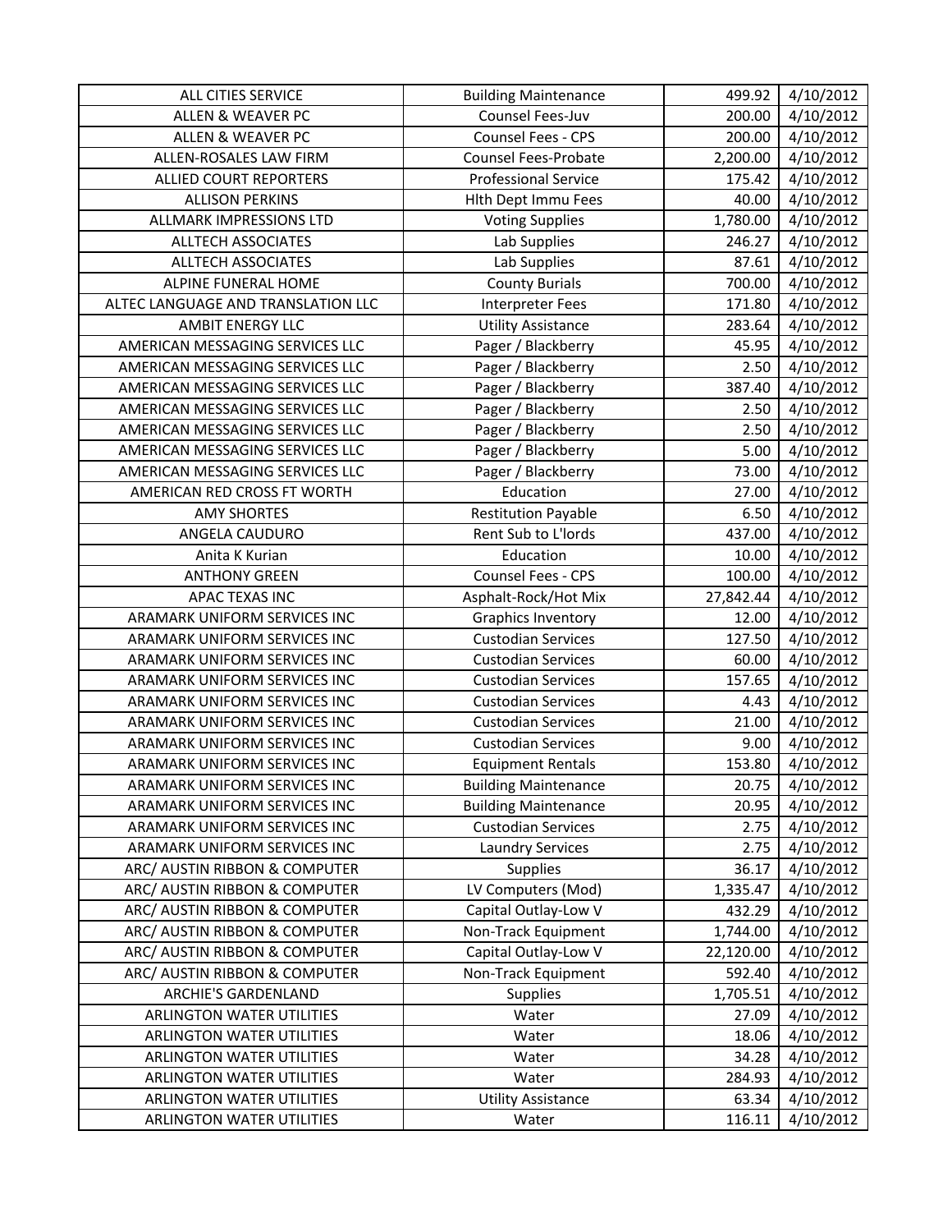| | | | |
|---|---|---|---|
| ALL CITIES SERVICE | Building Maintenance | 499.92 | 4/10/2012 |
| ALLEN & WEAVER PC | Counsel Fees-Juv | 200.00 | 4/10/2012 |
| ALLEN & WEAVER PC | Counsel Fees - CPS | 200.00 | 4/10/2012 |
| ALLEN-ROSALES LAW FIRM | Counsel Fees-Probate | 2,200.00 | 4/10/2012 |
| ALLIED COURT REPORTERS | Professional Service | 175.42 | 4/10/2012 |
| ALLISON PERKINS | Hlth Dept Immu Fees | 40.00 | 4/10/2012 |
| ALLMARK IMPRESSIONS LTD | Voting Supplies | 1,780.00 | 4/10/2012 |
| ALLTECH ASSOCIATES | Lab Supplies | 246.27 | 4/10/2012 |
| ALLTECH ASSOCIATES | Lab Supplies | 87.61 | 4/10/2012 |
| ALPINE FUNERAL HOME | County Burials | 700.00 | 4/10/2012 |
| ALTEC LANGUAGE AND TRANSLATION LLC | Interpreter Fees | 171.80 | 4/10/2012 |
| AMBIT ENERGY LLC | Utility Assistance | 283.64 | 4/10/2012 |
| AMERICAN MESSAGING SERVICES LLC | Pager / Blackberry | 45.95 | 4/10/2012 |
| AMERICAN MESSAGING SERVICES LLC | Pager / Blackberry | 2.50 | 4/10/2012 |
| AMERICAN MESSAGING SERVICES LLC | Pager / Blackberry | 387.40 | 4/10/2012 |
| AMERICAN MESSAGING SERVICES LLC | Pager / Blackberry | 2.50 | 4/10/2012 |
| AMERICAN MESSAGING SERVICES LLC | Pager / Blackberry | 2.50 | 4/10/2012 |
| AMERICAN MESSAGING SERVICES LLC | Pager / Blackberry | 5.00 | 4/10/2012 |
| AMERICAN MESSAGING SERVICES LLC | Pager / Blackberry | 73.00 | 4/10/2012 |
| AMERICAN RED CROSS FT WORTH | Education | 27.00 | 4/10/2012 |
| AMY SHORTES | Restitution Payable | 6.50 | 4/10/2012 |
| ANGELA CAUDURO | Rent Sub to L'lords | 437.00 | 4/10/2012 |
| Anita K Kurian | Education | 10.00 | 4/10/2012 |
| ANTHONY GREEN | Counsel Fees - CPS | 100.00 | 4/10/2012 |
| APAC TEXAS INC | Asphalt-Rock/Hot Mix | 27,842.44 | 4/10/2012 |
| ARAMARK UNIFORM SERVICES INC | Graphics Inventory | 12.00 | 4/10/2012 |
| ARAMARK UNIFORM SERVICES INC | Custodian Services | 127.50 | 4/10/2012 |
| ARAMARK UNIFORM SERVICES INC | Custodian Services | 60.00 | 4/10/2012 |
| ARAMARK UNIFORM SERVICES INC | Custodian Services | 157.65 | 4/10/2012 |
| ARAMARK UNIFORM SERVICES INC | Custodian Services | 4.43 | 4/10/2012 |
| ARAMARK UNIFORM SERVICES INC | Custodian Services | 21.00 | 4/10/2012 |
| ARAMARK UNIFORM SERVICES INC | Custodian Services | 9.00 | 4/10/2012 |
| ARAMARK UNIFORM SERVICES INC | Equipment Rentals | 153.80 | 4/10/2012 |
| ARAMARK UNIFORM SERVICES INC | Building Maintenance | 20.75 | 4/10/2012 |
| ARAMARK UNIFORM SERVICES INC | Building Maintenance | 20.95 | 4/10/2012 |
| ARAMARK UNIFORM SERVICES INC | Custodian Services | 2.75 | 4/10/2012 |
| ARAMARK UNIFORM SERVICES INC | Laundry Services | 2.75 | 4/10/2012 |
| ARC/ AUSTIN RIBBON & COMPUTER | Supplies | 36.17 | 4/10/2012 |
| ARC/ AUSTIN RIBBON & COMPUTER | LV Computers (Mod) | 1,335.47 | 4/10/2012 |
| ARC/ AUSTIN RIBBON & COMPUTER | Capital Outlay-Low V | 432.29 | 4/10/2012 |
| ARC/ AUSTIN RIBBON & COMPUTER | Non-Track Equipment | 1,744.00 | 4/10/2012 |
| ARC/ AUSTIN RIBBON & COMPUTER | Capital Outlay-Low V | 22,120.00 | 4/10/2012 |
| ARC/ AUSTIN RIBBON & COMPUTER | Non-Track Equipment | 592.40 | 4/10/2012 |
| ARCHIE'S GARDENLAND | Supplies | 1,705.51 | 4/10/2012 |
| ARLINGTON WATER UTILITIES | Water | 27.09 | 4/10/2012 |
| ARLINGTON WATER UTILITIES | Water | 18.06 | 4/10/2012 |
| ARLINGTON WATER UTILITIES | Water | 34.28 | 4/10/2012 |
| ARLINGTON WATER UTILITIES | Water | 284.93 | 4/10/2012 |
| ARLINGTON WATER UTILITIES | Utility Assistance | 63.34 | 4/10/2012 |
| ARLINGTON WATER UTILITIES | Water | 116.11 | 4/10/2012 |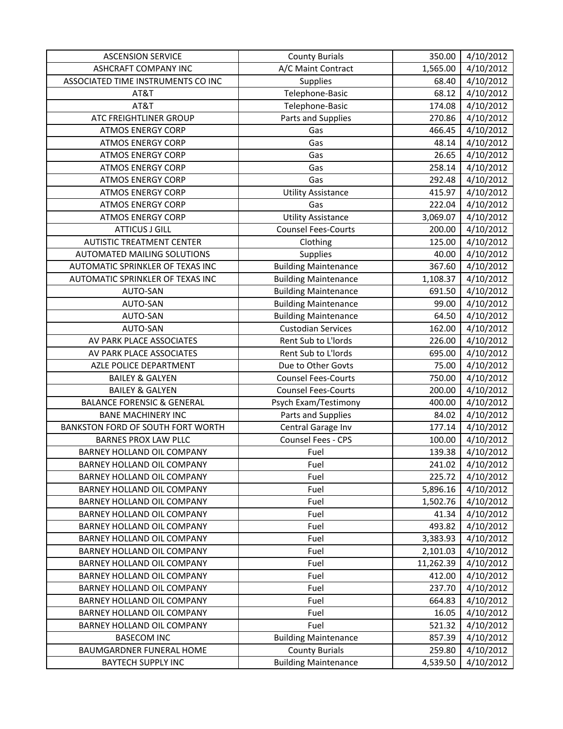| ASCENSION SERVICE | County Burials | 350.00 | 4/10/2012 |
|---|---|---|---|
| ASHCRAFT COMPANY INC | A/C Maint Contract | 1,565.00 | 4/10/2012 |
| ASSOCIATED TIME INSTRUMENTS CO INC | Supplies | 68.40 | 4/10/2012 |
| AT&T | Telephone-Basic | 68.12 | 4/10/2012 |
| AT&T | Telephone-Basic | 174.08 | 4/10/2012 |
| ATC FREIGHTLINER GROUP | Parts and Supplies | 270.86 | 4/10/2012 |
| ATMOS ENERGY CORP | Gas | 466.45 | 4/10/2012 |
| ATMOS ENERGY CORP | Gas | 48.14 | 4/10/2012 |
| ATMOS ENERGY CORP | Gas | 26.65 | 4/10/2012 |
| ATMOS ENERGY CORP | Gas | 258.14 | 4/10/2012 |
| ATMOS ENERGY CORP | Gas | 292.48 | 4/10/2012 |
| ATMOS ENERGY CORP | Utility Assistance | 415.97 | 4/10/2012 |
| ATMOS ENERGY CORP | Gas | 222.04 | 4/10/2012 |
| ATMOS ENERGY CORP | Utility Assistance | 3,069.07 | 4/10/2012 |
| ATTICUS J GILL | Counsel Fees-Courts | 200.00 | 4/10/2012 |
| AUTISTIC TREATMENT CENTER | Clothing | 125.00 | 4/10/2012 |
| AUTOMATED MAILING SOLUTIONS | Supplies | 40.00 | 4/10/2012 |
| AUTOMATIC SPRINKLER OF TEXAS INC | Building Maintenance | 367.60 | 4/10/2012 |
| AUTOMATIC SPRINKLER OF TEXAS INC | Building Maintenance | 1,108.37 | 4/10/2012 |
| AUTO-SAN | Building Maintenance | 691.50 | 4/10/2012 |
| AUTO-SAN | Building Maintenance | 99.00 | 4/10/2012 |
| AUTO-SAN | Building Maintenance | 64.50 | 4/10/2012 |
| AUTO-SAN | Custodian Services | 162.00 | 4/10/2012 |
| AV PARK PLACE ASSOCIATES | Rent Sub to L'lords | 226.00 | 4/10/2012 |
| AV PARK PLACE ASSOCIATES | Rent Sub to L'lords | 695.00 | 4/10/2012 |
| AZLE POLICE DEPARTMENT | Due to Other Govts | 75.00 | 4/10/2012 |
| BAILEY & GALYEN | Counsel Fees-Courts | 750.00 | 4/10/2012 |
| BAILEY & GALYEN | Counsel Fees-Courts | 200.00 | 4/10/2012 |
| BALANCE FORENSIC & GENERAL | Psych Exam/Testimony | 400.00 | 4/10/2012 |
| BANE MACHINERY INC | Parts and Supplies | 84.02 | 4/10/2012 |
| BANKSTON FORD OF SOUTH FORT WORTH | Central Garage Inv | 177.14 | 4/10/2012 |
| BARNES PROX LAW PLLC | Counsel Fees - CPS | 100.00 | 4/10/2012 |
| BARNEY HOLLAND OIL COMPANY | Fuel | 139.38 | 4/10/2012 |
| BARNEY HOLLAND OIL COMPANY | Fuel | 241.02 | 4/10/2012 |
| BARNEY HOLLAND OIL COMPANY | Fuel | 225.72 | 4/10/2012 |
| BARNEY HOLLAND OIL COMPANY | Fuel | 5,896.16 | 4/10/2012 |
| BARNEY HOLLAND OIL COMPANY | Fuel | 1,502.76 | 4/10/2012 |
| BARNEY HOLLAND OIL COMPANY | Fuel | 41.34 | 4/10/2012 |
| BARNEY HOLLAND OIL COMPANY | Fuel | 493.82 | 4/10/2012 |
| BARNEY HOLLAND OIL COMPANY | Fuel | 3,383.93 | 4/10/2012 |
| BARNEY HOLLAND OIL COMPANY | Fuel | 2,101.03 | 4/10/2012 |
| BARNEY HOLLAND OIL COMPANY | Fuel | 11,262.39 | 4/10/2012 |
| BARNEY HOLLAND OIL COMPANY | Fuel | 412.00 | 4/10/2012 |
| BARNEY HOLLAND OIL COMPANY | Fuel | 237.70 | 4/10/2012 |
| BARNEY HOLLAND OIL COMPANY | Fuel | 664.83 | 4/10/2012 |
| BARNEY HOLLAND OIL COMPANY | Fuel | 16.05 | 4/10/2012 |
| BARNEY HOLLAND OIL COMPANY | Fuel | 521.32 | 4/10/2012 |
| BASECOM INC | Building Maintenance | 857.39 | 4/10/2012 |
| BAUMGARDNER FUNERAL HOME | County Burials | 259.80 | 4/10/2012 |
| BAYTECH SUPPLY INC | Building Maintenance | 4,539.50 | 4/10/2012 |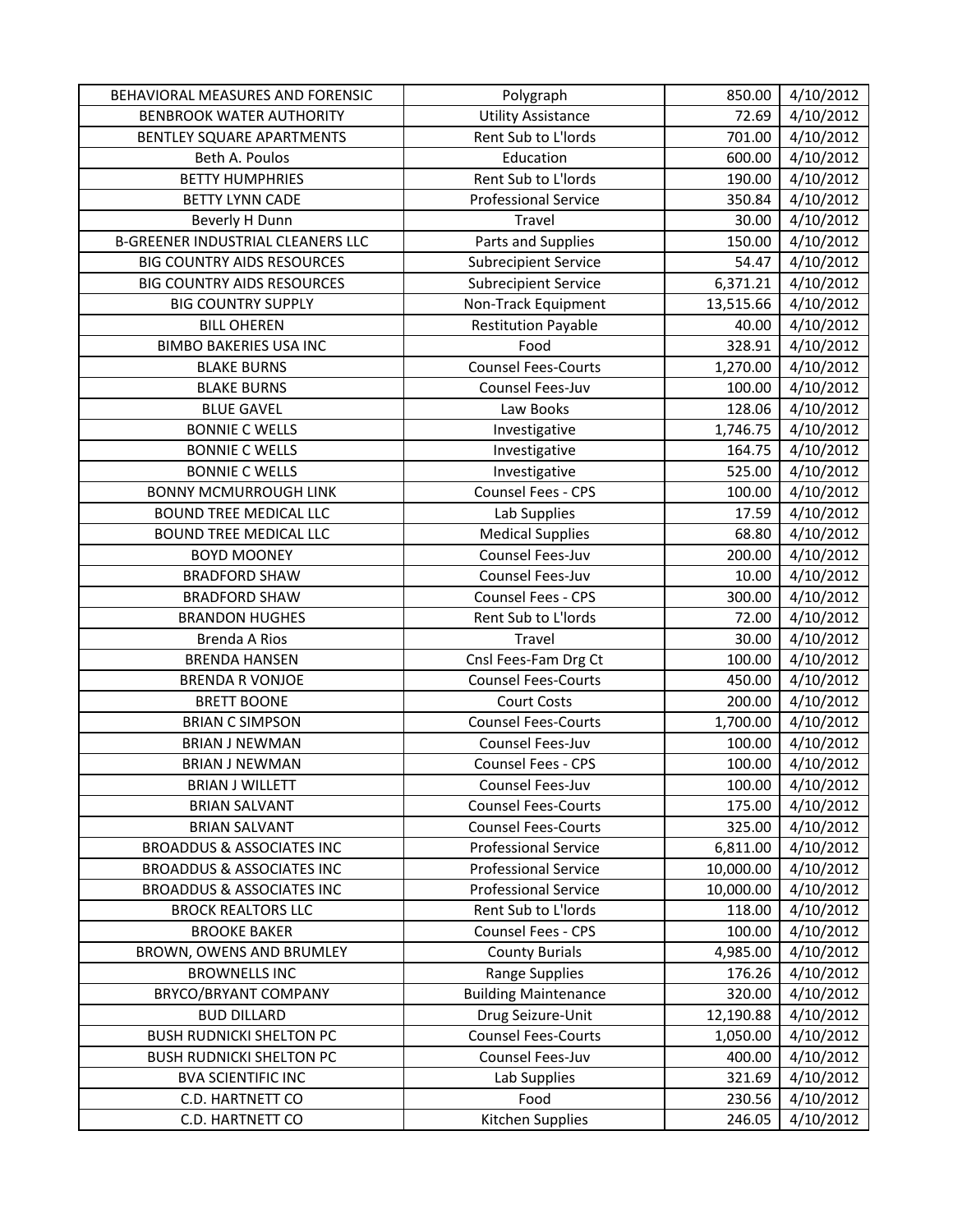| BEHAVIORAL MEASURES AND FORENSIC | Polygraph | 850.00 | 4/10/2012 |
|---|---|---|---|
| BENBROOK WATER AUTHORITY | Utility Assistance | 72.69 | 4/10/2012 |
| BENTLEY SQUARE APARTMENTS | Rent Sub to L'lords | 701.00 | 4/10/2012 |
| Beth A. Poulos | Education | 600.00 | 4/10/2012 |
| BETTY HUMPHRIES | Rent Sub to L'lords | 190.00 | 4/10/2012 |
| BETTY LYNN CADE | Professional Service | 350.84 | 4/10/2012 |
| Beverly H Dunn | Travel | 30.00 | 4/10/2012 |
| B-GREENER INDUSTRIAL CLEANERS LLC | Parts and Supplies | 150.00 | 4/10/2012 |
| BIG COUNTRY AIDS RESOURCES | Subrecipient Service | 54.47 | 4/10/2012 |
| BIG COUNTRY AIDS RESOURCES | Subrecipient Service | 6,371.21 | 4/10/2012 |
| BIG COUNTRY SUPPLY | Non-Track Equipment | 13,515.66 | 4/10/2012 |
| BILL OHEREN | Restitution Payable | 40.00 | 4/10/2012 |
| BIMBO BAKERIES USA INC | Food | 328.91 | 4/10/2012 |
| BLAKE BURNS | Counsel Fees-Courts | 1,270.00 | 4/10/2012 |
| BLAKE BURNS | Counsel Fees-Juv | 100.00 | 4/10/2012 |
| BLUE GAVEL | Law Books | 128.06 | 4/10/2012 |
| BONNIE C WELLS | Investigative | 1,746.75 | 4/10/2012 |
| BONNIE C WELLS | Investigative | 164.75 | 4/10/2012 |
| BONNIE C WELLS | Investigative | 525.00 | 4/10/2012 |
| BONNY MCMURROUGH LINK | Counsel Fees - CPS | 100.00 | 4/10/2012 |
| BOUND TREE MEDICAL LLC | Lab Supplies | 17.59 | 4/10/2012 |
| BOUND TREE MEDICAL LLC | Medical Supplies | 68.80 | 4/10/2012 |
| BOYD MOONEY | Counsel Fees-Juv | 200.00 | 4/10/2012 |
| BRADFORD SHAW | Counsel Fees-Juv | 10.00 | 4/10/2012 |
| BRADFORD SHAW | Counsel Fees - CPS | 300.00 | 4/10/2012 |
| BRANDON HUGHES | Rent Sub to L'lords | 72.00 | 4/10/2012 |
| Brenda A Rios | Travel | 30.00 | 4/10/2012 |
| BRENDA HANSEN | Cnsl Fees-Fam Drg Ct | 100.00 | 4/10/2012 |
| BRENDA R VONJOE | Counsel Fees-Courts | 450.00 | 4/10/2012 |
| BRETT BOONE | Court Costs | 200.00 | 4/10/2012 |
| BRIAN C SIMPSON | Counsel Fees-Courts | 1,700.00 | 4/10/2012 |
| BRIAN J NEWMAN | Counsel Fees-Juv | 100.00 | 4/10/2012 |
| BRIAN J NEWMAN | Counsel Fees - CPS | 100.00 | 4/10/2012 |
| BRIAN J WILLETT | Counsel Fees-Juv | 100.00 | 4/10/2012 |
| BRIAN SALVANT | Counsel Fees-Courts | 175.00 | 4/10/2012 |
| BRIAN SALVANT | Counsel Fees-Courts | 325.00 | 4/10/2012 |
| BROADDUS & ASSOCIATES INC | Professional Service | 6,811.00 | 4/10/2012 |
| BROADDUS & ASSOCIATES INC | Professional Service | 10,000.00 | 4/10/2012 |
| BROADDUS & ASSOCIATES INC | Professional Service | 10,000.00 | 4/10/2012 |
| BROCK REALTORS LLC | Rent Sub to L'lords | 118.00 | 4/10/2012 |
| BROOKE BAKER | Counsel Fees - CPS | 100.00 | 4/10/2012 |
| BROWN, OWENS AND BRUMLEY | County Burials | 4,985.00 | 4/10/2012 |
| BROWNELLS INC | Range Supplies | 176.26 | 4/10/2012 |
| BRYCO/BRYANT COMPANY | Building Maintenance | 320.00 | 4/10/2012 |
| BUD DILLARD | Drug Seizure-Unit | 12,190.88 | 4/10/2012 |
| BUSH RUDNICKI SHELTON PC | Counsel Fees-Courts | 1,050.00 | 4/10/2012 |
| BUSH RUDNICKI SHELTON PC | Counsel Fees-Juv | 400.00 | 4/10/2012 |
| BVA SCIENTIFIC INC | Lab Supplies | 321.69 | 4/10/2012 |
| C.D. HARTNETT CO | Food | 230.56 | 4/10/2012 |
| C.D. HARTNETT CO | Kitchen Supplies | 246.05 | 4/10/2012 |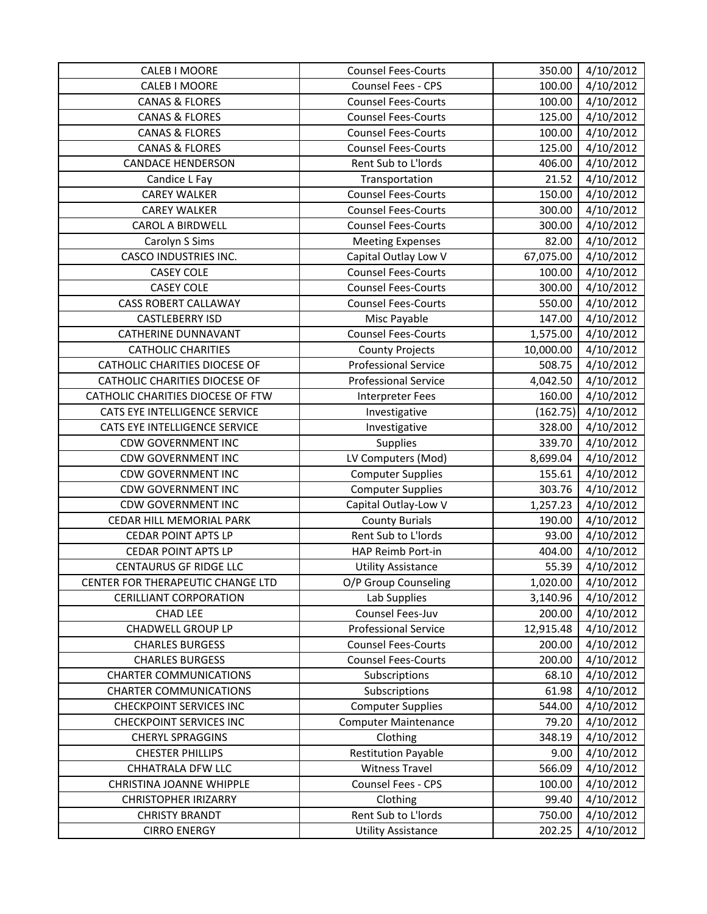| CALEB I MOORE | Counsel Fees-Courts | 350.00 | 4/10/2012 |
|---|---|---|---|
| CALEB I MOORE | Counsel Fees - CPS | 100.00 | 4/10/2012 |
| CANAS & FLORES | Counsel Fees-Courts | 100.00 | 4/10/2012 |
| CANAS & FLORES | Counsel Fees-Courts | 125.00 | 4/10/2012 |
| CANAS & FLORES | Counsel Fees-Courts | 100.00 | 4/10/2012 |
| CANAS & FLORES | Counsel Fees-Courts | 125.00 | 4/10/2012 |
| CANDACE HENDERSON | Rent Sub to L'lords | 406.00 | 4/10/2012 |
| Candice L Fay | Transportation | 21.52 | 4/10/2012 |
| CAREY WALKER | Counsel Fees-Courts | 150.00 | 4/10/2012 |
| CAREY WALKER | Counsel Fees-Courts | 300.00 | 4/10/2012 |
| CAROL A BIRDWELL | Counsel Fees-Courts | 300.00 | 4/10/2012 |
| Carolyn S Sims | Meeting Expenses | 82.00 | 4/10/2012 |
| CASCO INDUSTRIES INC. | Capital Outlay Low V | 67,075.00 | 4/10/2012 |
| CASEY COLE | Counsel Fees-Courts | 100.00 | 4/10/2012 |
| CASEY COLE | Counsel Fees-Courts | 300.00 | 4/10/2012 |
| CASS ROBERT CALLAWAY | Counsel Fees-Courts | 550.00 | 4/10/2012 |
| CASTLEBERRY ISD | Misc Payable | 147.00 | 4/10/2012 |
| CATHERINE DUNNAVANT | Counsel Fees-Courts | 1,575.00 | 4/10/2012 |
| CATHOLIC CHARITIES | County Projects | 10,000.00 | 4/10/2012 |
| CATHOLIC CHARITIES DIOCESE OF | Professional Service | 508.75 | 4/10/2012 |
| CATHOLIC CHARITIES DIOCESE OF | Professional Service | 4,042.50 | 4/10/2012 |
| CATHOLIC CHARITIES DIOCESE OF FTW | Interpreter Fees | 160.00 | 4/10/2012 |
| CATS EYE INTELLIGENCE SERVICE | Investigative | (162.75) | 4/10/2012 |
| CATS EYE INTELLIGENCE SERVICE | Investigative | 328.00 | 4/10/2012 |
| CDW GOVERNMENT INC | Supplies | 339.70 | 4/10/2012 |
| CDW GOVERNMENT INC | LV Computers (Mod) | 8,699.04 | 4/10/2012 |
| CDW GOVERNMENT INC | Computer Supplies | 155.61 | 4/10/2012 |
| CDW GOVERNMENT INC | Computer Supplies | 303.76 | 4/10/2012 |
| CDW GOVERNMENT INC | Capital Outlay-Low V | 1,257.23 | 4/10/2012 |
| CEDAR HILL MEMORIAL PARK | County Burials | 190.00 | 4/10/2012 |
| CEDAR POINT APTS LP | Rent Sub to L'lords | 93.00 | 4/10/2012 |
| CEDAR POINT APTS LP | HAP Reimb Port-in | 404.00 | 4/10/2012 |
| CENTAURUS GF RIDGE LLC | Utility Assistance | 55.39 | 4/10/2012 |
| CENTER FOR THERAPEUTIC CHANGE LTD | O/P Group Counseling | 1,020.00 | 4/10/2012 |
| CERILLIANT CORPORATION | Lab Supplies | 3,140.96 | 4/10/2012 |
| CHAD LEE | Counsel Fees-Juv | 200.00 | 4/10/2012 |
| CHADWELL GROUP LP | Professional Service | 12,915.48 | 4/10/2012 |
| CHARLES BURGESS | Counsel Fees-Courts | 200.00 | 4/10/2012 |
| CHARLES BURGESS | Counsel Fees-Courts | 200.00 | 4/10/2012 |
| CHARTER COMMUNICATIONS | Subscriptions | 68.10 | 4/10/2012 |
| CHARTER COMMUNICATIONS | Subscriptions | 61.98 | 4/10/2012 |
| CHECKPOINT SERVICES INC | Computer Supplies | 544.00 | 4/10/2012 |
| CHECKPOINT SERVICES INC | Computer Maintenance | 79.20 | 4/10/2012 |
| CHERYL SPRAGGINS | Clothing | 348.19 | 4/10/2012 |
| CHESTER PHILLIPS | Restitution Payable | 9.00 | 4/10/2012 |
| CHHATRALA DFW LLC | Witness Travel | 566.09 | 4/10/2012 |
| CHRISTINA JOANNE WHIPPLE | Counsel Fees - CPS | 100.00 | 4/10/2012 |
| CHRISTOPHER IRIZARRY | Clothing | 99.40 | 4/10/2012 |
| CHRISTY BRANDT | Rent Sub to L'lords | 750.00 | 4/10/2012 |
| CIRRO ENERGY | Utility Assistance | 202.25 | 4/10/2012 |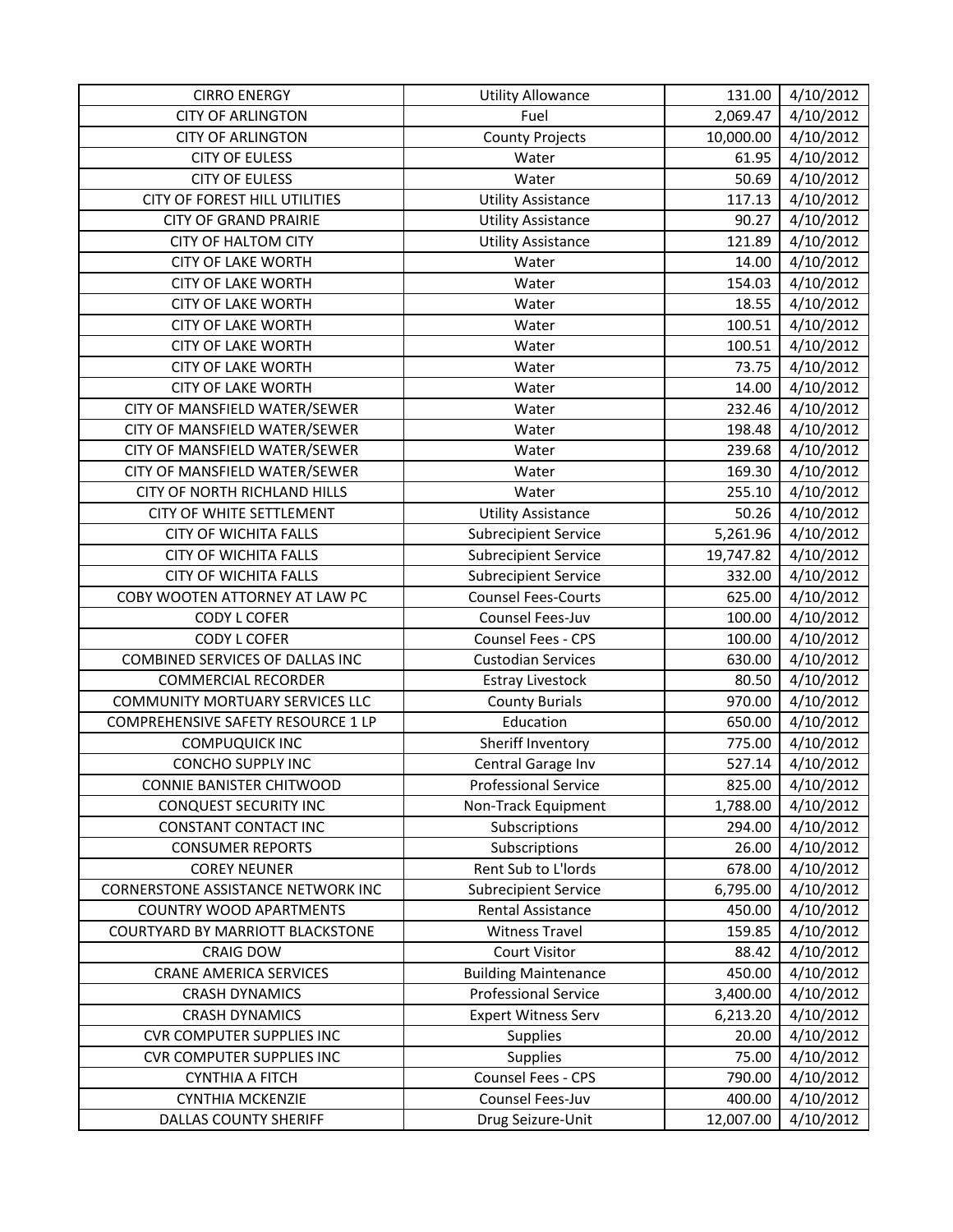| CIRRO ENERGY | Utility Allowance | 131.00 | 4/10/2012 |
|---|---|---|---|
| CITY OF ARLINGTON | Fuel | 2,069.47 | 4/10/2012 |
| CITY OF ARLINGTON | County Projects | 10,000.00 | 4/10/2012 |
| CITY OF EULESS | Water | 61.95 | 4/10/2012 |
| CITY OF EULESS | Water | 50.69 | 4/10/2012 |
| CITY OF FOREST HILL UTILITIES | Utility Assistance | 117.13 | 4/10/2012 |
| CITY OF GRAND PRAIRIE | Utility Assistance | 90.27 | 4/10/2012 |
| CITY OF HALTOM CITY | Utility Assistance | 121.89 | 4/10/2012 |
| CITY OF LAKE WORTH | Water | 14.00 | 4/10/2012 |
| CITY OF LAKE WORTH | Water | 154.03 | 4/10/2012 |
| CITY OF LAKE WORTH | Water | 18.55 | 4/10/2012 |
| CITY OF LAKE WORTH | Water | 100.51 | 4/10/2012 |
| CITY OF LAKE WORTH | Water | 100.51 | 4/10/2012 |
| CITY OF LAKE WORTH | Water | 73.75 | 4/10/2012 |
| CITY OF LAKE WORTH | Water | 14.00 | 4/10/2012 |
| CITY OF MANSFIELD WATER/SEWER | Water | 232.46 | 4/10/2012 |
| CITY OF MANSFIELD WATER/SEWER | Water | 198.48 | 4/10/2012 |
| CITY OF MANSFIELD WATER/SEWER | Water | 239.68 | 4/10/2012 |
| CITY OF MANSFIELD WATER/SEWER | Water | 169.30 | 4/10/2012 |
| CITY OF NORTH RICHLAND HILLS | Water | 255.10 | 4/10/2012 |
| CITY OF WHITE SETTLEMENT | Utility Assistance | 50.26 | 4/10/2012 |
| CITY OF WICHITA FALLS | Subrecipient Service | 5,261.96 | 4/10/2012 |
| CITY OF WICHITA FALLS | Subrecipient Service | 19,747.82 | 4/10/2012 |
| CITY OF WICHITA FALLS | Subrecipient Service | 332.00 | 4/10/2012 |
| COBY WOOTEN ATTORNEY AT LAW PC | Counsel Fees-Courts | 625.00 | 4/10/2012 |
| CODY L COFER | Counsel Fees-Juv | 100.00 | 4/10/2012 |
| CODY L COFER | Counsel Fees - CPS | 100.00 | 4/10/2012 |
| COMBINED SERVICES OF DALLAS INC | Custodian Services | 630.00 | 4/10/2012 |
| COMMERCIAL RECORDER | Estray Livestock | 80.50 | 4/10/2012 |
| COMMUNITY MORTUARY SERVICES LLC | County Burials | 970.00 | 4/10/2012 |
| COMPREHENSIVE SAFETY RESOURCE 1 LP | Education | 650.00 | 4/10/2012 |
| COMPUQUICK INC | Sheriff Inventory | 775.00 | 4/10/2012 |
| CONCHO SUPPLY INC | Central Garage Inv | 527.14 | 4/10/2012 |
| CONNIE BANISTER CHITWOOD | Professional Service | 825.00 | 4/10/2012 |
| CONQUEST SECURITY INC | Non-Track Equipment | 1,788.00 | 4/10/2012 |
| CONSTANT CONTACT INC | Subscriptions | 294.00 | 4/10/2012 |
| CONSUMER REPORTS | Subscriptions | 26.00 | 4/10/2012 |
| COREY NEUNER | Rent Sub to L'lords | 678.00 | 4/10/2012 |
| CORNERSTONE ASSISTANCE NETWORK INC | Subrecipient Service | 6,795.00 | 4/10/2012 |
| COUNTRY WOOD APARTMENTS | Rental Assistance | 450.00 | 4/10/2012 |
| COURTYARD BY MARRIOTT BLACKSTONE | Witness Travel | 159.85 | 4/10/2012 |
| CRAIG DOW | Court Visitor | 88.42 | 4/10/2012 |
| CRANE AMERICA SERVICES | Building Maintenance | 450.00 | 4/10/2012 |
| CRASH DYNAMICS | Professional Service | 3,400.00 | 4/10/2012 |
| CRASH DYNAMICS | Expert Witness Serv | 6,213.20 | 4/10/2012 |
| CVR COMPUTER SUPPLIES INC | Supplies | 20.00 | 4/10/2012 |
| CVR COMPUTER SUPPLIES INC | Supplies | 75.00 | 4/10/2012 |
| CYNTHIA A FITCH | Counsel Fees - CPS | 790.00 | 4/10/2012 |
| CYNTHIA MCKENZIE | Counsel Fees-Juv | 400.00 | 4/10/2012 |
| DALLAS COUNTY SHERIFF | Drug Seizure-Unit | 12,007.00 | 4/10/2012 |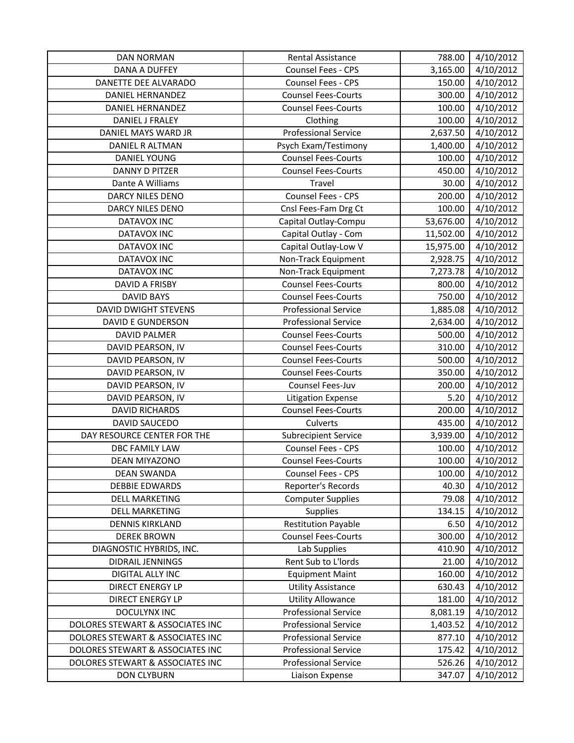| DAN NORMAN | Rental Assistance | 788.00 | 4/10/2012 |
|---|---|---|---|
| DANA A DUFFEY | Counsel Fees - CPS | 3,165.00 | 4/10/2012 |
| DANETTE DEE ALVARADO | Counsel Fees - CPS | 150.00 | 4/10/2012 |
| DANIEL HERNANDEZ | Counsel Fees-Courts | 300.00 | 4/10/2012 |
| DANIEL HERNANDEZ | Counsel Fees-Courts | 100.00 | 4/10/2012 |
| DANIEL J FRALEY | Clothing | 100.00 | 4/10/2012 |
| DANIEL MAYS WARD JR | Professional Service | 2,637.50 | 4/10/2012 |
| DANIEL R ALTMAN | Psych Exam/Testimony | 1,400.00 | 4/10/2012 |
| DANIEL YOUNG | Counsel Fees-Courts | 100.00 | 4/10/2012 |
| DANNY D PITZER | Counsel Fees-Courts | 450.00 | 4/10/2012 |
| Dante A Williams | Travel | 30.00 | 4/10/2012 |
| DARCY NILES DENO | Counsel Fees - CPS | 200.00 | 4/10/2012 |
| DARCY NILES DENO | Cnsl Fees-Fam Drg Ct | 100.00 | 4/10/2012 |
| DATAVOX INC | Capital Outlay-Compu | 53,676.00 | 4/10/2012 |
| DATAVOX INC | Capital Outlay - Com | 11,502.00 | 4/10/2012 |
| DATAVOX INC | Capital Outlay-Low V | 15,975.00 | 4/10/2012 |
| DATAVOX INC | Non-Track Equipment | 2,928.75 | 4/10/2012 |
| DATAVOX INC | Non-Track Equipment | 7,273.78 | 4/10/2012 |
| DAVID A FRISBY | Counsel Fees-Courts | 800.00 | 4/10/2012 |
| DAVID BAYS | Counsel Fees-Courts | 750.00 | 4/10/2012 |
| DAVID DWIGHT STEVENS | Professional Service | 1,885.08 | 4/10/2012 |
| DAVID E GUNDERSON | Professional Service | 2,634.00 | 4/10/2012 |
| DAVID PALMER | Counsel Fees-Courts | 500.00 | 4/10/2012 |
| DAVID PEARSON, IV | Counsel Fees-Courts | 310.00 | 4/10/2012 |
| DAVID PEARSON, IV | Counsel Fees-Courts | 500.00 | 4/10/2012 |
| DAVID PEARSON, IV | Counsel Fees-Courts | 350.00 | 4/10/2012 |
| DAVID PEARSON, IV | Counsel Fees-Juv | 200.00 | 4/10/2012 |
| DAVID PEARSON, IV | Litigation Expense | 5.20 | 4/10/2012 |
| DAVID RICHARDS | Counsel Fees-Courts | 200.00 | 4/10/2012 |
| DAVID SAUCEDO | Culverts | 435.00 | 4/10/2012 |
| DAY RESOURCE CENTER FOR THE | Subrecipient Service | 3,939.00 | 4/10/2012 |
| DBC FAMILY LAW | Counsel Fees - CPS | 100.00 | 4/10/2012 |
| DEAN MIYAZONO | Counsel Fees-Courts | 100.00 | 4/10/2012 |
| DEAN SWANDA | Counsel Fees - CPS | 100.00 | 4/10/2012 |
| DEBBIE EDWARDS | Reporter's Records | 40.30 | 4/10/2012 |
| DELL MARKETING | Computer Supplies | 79.08 | 4/10/2012 |
| DELL MARKETING | Supplies | 134.15 | 4/10/2012 |
| DENNIS KIRKLAND | Restitution Payable | 6.50 | 4/10/2012 |
| DEREK BROWN | Counsel Fees-Courts | 300.00 | 4/10/2012 |
| DIAGNOSTIC HYBRIDS, INC. | Lab Supplies | 410.90 | 4/10/2012 |
| DIDRAIL JENNINGS | Rent Sub to L'lords | 21.00 | 4/10/2012 |
| DIGITAL ALLY INC | Equipment Maint | 160.00 | 4/10/2012 |
| DIRECT ENERGY LP | Utility Assistance | 630.43 | 4/10/2012 |
| DIRECT ENERGY LP | Utility Allowance | 181.00 | 4/10/2012 |
| DOCULYNX INC | Professional Service | 8,081.19 | 4/10/2012 |
| DOLORES STEWART & ASSOCIATES INC | Professional Service | 1,403.52 | 4/10/2012 |
| DOLORES STEWART & ASSOCIATES INC | Professional Service | 877.10 | 4/10/2012 |
| DOLORES STEWART & ASSOCIATES INC | Professional Service | 175.42 | 4/10/2012 |
| DOLORES STEWART & ASSOCIATES INC | Professional Service | 526.26 | 4/10/2012 |
| DON CLYBURN | Liaison Expense | 347.07 | 4/10/2012 |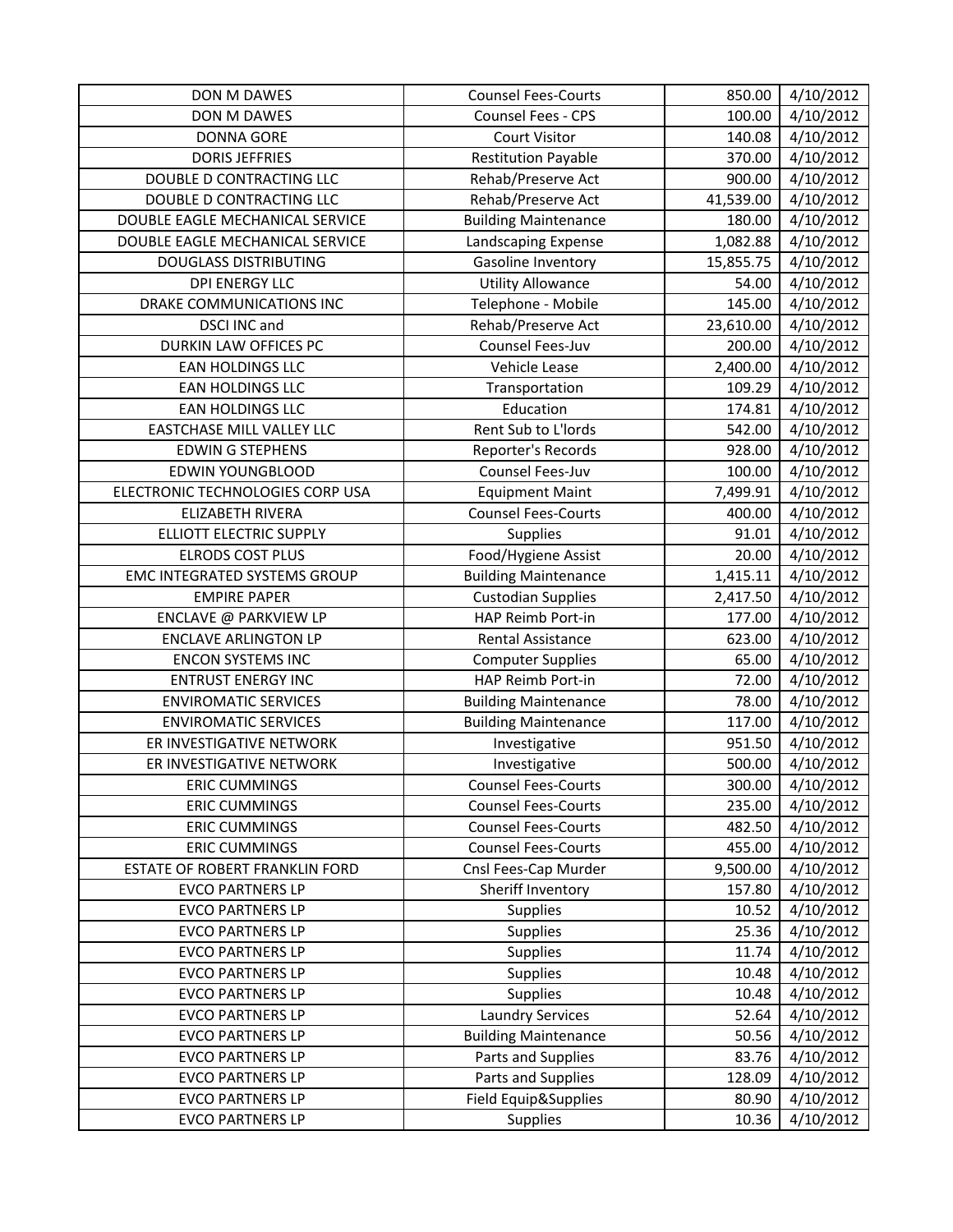| | | | |
|---|---|---|---|
| DON M DAWES | Counsel Fees-Courts | 850.00 | 4/10/2012 |
| DON M DAWES | Counsel Fees - CPS | 100.00 | 4/10/2012 |
| DONNA GORE | Court Visitor | 140.08 | 4/10/2012 |
| DORIS JEFFRIES | Restitution Payable | 370.00 | 4/10/2012 |
| DOUBLE D CONTRACTING LLC | Rehab/Preserve Act | 900.00 | 4/10/2012 |
| DOUBLE D CONTRACTING LLC | Rehab/Preserve Act | 41,539.00 | 4/10/2012 |
| DOUBLE EAGLE MECHANICAL SERVICE | Building Maintenance | 180.00 | 4/10/2012 |
| DOUBLE EAGLE MECHANICAL SERVICE | Landscaping Expense | 1,082.88 | 4/10/2012 |
| DOUGLASS DISTRIBUTING | Gasoline Inventory | 15,855.75 | 4/10/2012 |
| DPI ENERGY LLC | Utility Allowance | 54.00 | 4/10/2012 |
| DRAKE COMMUNICATIONS INC | Telephone - Mobile | 145.00 | 4/10/2012 |
| DSCI INC and | Rehab/Preserve Act | 23,610.00 | 4/10/2012 |
| DURKIN LAW OFFICES PC | Counsel Fees-Juv | 200.00 | 4/10/2012 |
| EAN HOLDINGS LLC | Vehicle Lease | 2,400.00 | 4/10/2012 |
| EAN HOLDINGS LLC | Transportation | 109.29 | 4/10/2012 |
| EAN HOLDINGS LLC | Education | 174.81 | 4/10/2012 |
| EASTCHASE MILL VALLEY LLC | Rent Sub to L'lords | 542.00 | 4/10/2012 |
| EDWIN G STEPHENS | Reporter's Records | 928.00 | 4/10/2012 |
| EDWIN YOUNGBLOOD | Counsel Fees-Juv | 100.00 | 4/10/2012 |
| ELECTRONIC TECHNOLOGIES CORP USA | Equipment Maint | 7,499.91 | 4/10/2012 |
| ELIZABETH RIVERA | Counsel Fees-Courts | 400.00 | 4/10/2012 |
| ELLIOTT ELECTRIC SUPPLY | Supplies | 91.01 | 4/10/2012 |
| ELRODS COST PLUS | Food/Hygiene Assist | 20.00 | 4/10/2012 |
| EMC INTEGRATED SYSTEMS GROUP | Building Maintenance | 1,415.11 | 4/10/2012 |
| EMPIRE PAPER | Custodian Supplies | 2,417.50 | 4/10/2012 |
| ENCLAVE @ PARKVIEW LP | HAP Reimb Port-in | 177.00 | 4/10/2012 |
| ENCLAVE ARLINGTON LP | Rental Assistance | 623.00 | 4/10/2012 |
| ENCON SYSTEMS INC | Computer Supplies | 65.00 | 4/10/2012 |
| ENTRUST ENERGY INC | HAP Reimb Port-in | 72.00 | 4/10/2012 |
| ENVIROMATIC SERVICES | Building Maintenance | 78.00 | 4/10/2012 |
| ENVIROMATIC SERVICES | Building Maintenance | 117.00 | 4/10/2012 |
| ER INVESTIGATIVE NETWORK | Investigative | 951.50 | 4/10/2012 |
| ER INVESTIGATIVE NETWORK | Investigative | 500.00 | 4/10/2012 |
| ERIC CUMMINGS | Counsel Fees-Courts | 300.00 | 4/10/2012 |
| ERIC CUMMINGS | Counsel Fees-Courts | 235.00 | 4/10/2012 |
| ERIC CUMMINGS | Counsel Fees-Courts | 482.50 | 4/10/2012 |
| ERIC CUMMINGS | Counsel Fees-Courts | 455.00 | 4/10/2012 |
| ESTATE OF ROBERT FRANKLIN FORD | Cnsl Fees-Cap Murder | 9,500.00 | 4/10/2012 |
| EVCO PARTNERS LP | Sheriff Inventory | 157.80 | 4/10/2012 |
| EVCO PARTNERS LP | Supplies | 10.52 | 4/10/2012 |
| EVCO PARTNERS LP | Supplies | 25.36 | 4/10/2012 |
| EVCO PARTNERS LP | Supplies | 11.74 | 4/10/2012 |
| EVCO PARTNERS LP | Supplies | 10.48 | 4/10/2012 |
| EVCO PARTNERS LP | Supplies | 10.48 | 4/10/2012 |
| EVCO PARTNERS LP | Laundry Services | 52.64 | 4/10/2012 |
| EVCO PARTNERS LP | Building Maintenance | 50.56 | 4/10/2012 |
| EVCO PARTNERS LP | Parts and Supplies | 83.76 | 4/10/2012 |
| EVCO PARTNERS LP | Parts and Supplies | 128.09 | 4/10/2012 |
| EVCO PARTNERS LP | Field Equip&Supplies | 80.90 | 4/10/2012 |
| EVCO PARTNERS LP | Supplies | 10.36 | 4/10/2012 |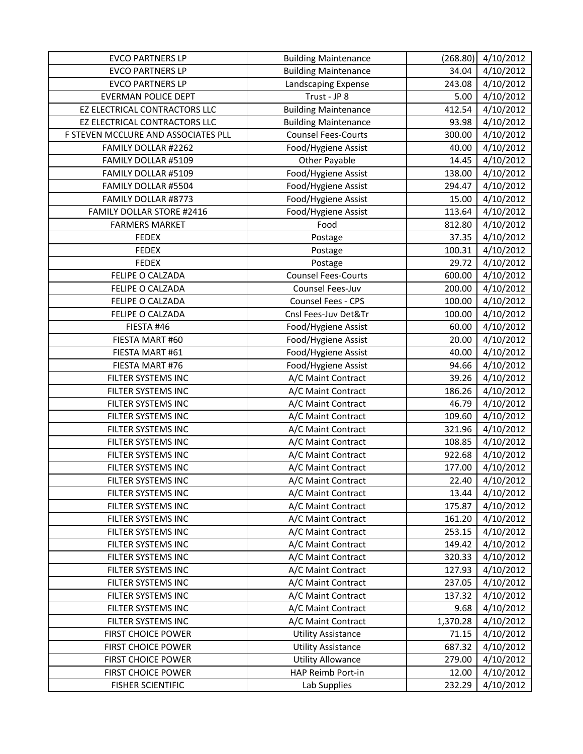| EVCO PARTNERS LP | Building Maintenance | (268.80) | 4/10/2012 |
|---|---|---|---|
| EVCO PARTNERS LP | Building Maintenance | 34.04 | 4/10/2012 |
| EVCO PARTNERS LP | Landscaping Expense | 243.08 | 4/10/2012 |
| EVERMAN POLICE DEPT | Trust - JP 8 | 5.00 | 4/10/2012 |
| EZ ELECTRICAL CONTRACTORS LLC | Building Maintenance | 412.54 | 4/10/2012 |
| EZ ELECTRICAL CONTRACTORS LLC | Building Maintenance | 93.98 | 4/10/2012 |
| F STEVEN MCCLURE AND ASSOCIATES PLL | Counsel Fees-Courts | 300.00 | 4/10/2012 |
| FAMILY DOLLAR #2262 | Food/Hygiene Assist | 40.00 | 4/10/2012 |
| FAMILY DOLLAR #5109 | Other Payable | 14.45 | 4/10/2012 |
| FAMILY DOLLAR #5109 | Food/Hygiene Assist | 138.00 | 4/10/2012 |
| FAMILY DOLLAR #5504 | Food/Hygiene Assist | 294.47 | 4/10/2012 |
| FAMILY DOLLAR #8773 | Food/Hygiene Assist | 15.00 | 4/10/2012 |
| FAMILY DOLLAR STORE #2416 | Food/Hygiene Assist | 113.64 | 4/10/2012 |
| FARMERS MARKET | Food | 812.80 | 4/10/2012 |
| FEDEX | Postage | 37.35 | 4/10/2012 |
| FEDEX | Postage | 100.31 | 4/10/2012 |
| FEDEX | Postage | 29.72 | 4/10/2012 |
| FELIPE O CALZADA | Counsel Fees-Courts | 600.00 | 4/10/2012 |
| FELIPE O CALZADA | Counsel Fees-Juv | 200.00 | 4/10/2012 |
| FELIPE O CALZADA | Counsel Fees - CPS | 100.00 | 4/10/2012 |
| FELIPE O CALZADA | Cnsl Fees-Juv Det&Tr | 100.00 | 4/10/2012 |
| FIESTA #46 | Food/Hygiene Assist | 60.00 | 4/10/2012 |
| FIESTA MART #60 | Food/Hygiene Assist | 20.00 | 4/10/2012 |
| FIESTA MART #61 | Food/Hygiene Assist | 40.00 | 4/10/2012 |
| FIESTA MART #76 | Food/Hygiene Assist | 94.66 | 4/10/2012 |
| FILTER SYSTEMS INC | A/C Maint Contract | 39.26 | 4/10/2012 |
| FILTER SYSTEMS INC | A/C Maint Contract | 186.26 | 4/10/2012 |
| FILTER SYSTEMS INC | A/C Maint Contract | 46.79 | 4/10/2012 |
| FILTER SYSTEMS INC | A/C Maint Contract | 109.60 | 4/10/2012 |
| FILTER SYSTEMS INC | A/C Maint Contract | 321.96 | 4/10/2012 |
| FILTER SYSTEMS INC | A/C Maint Contract | 108.85 | 4/10/2012 |
| FILTER SYSTEMS INC | A/C Maint Contract | 922.68 | 4/10/2012 |
| FILTER SYSTEMS INC | A/C Maint Contract | 177.00 | 4/10/2012 |
| FILTER SYSTEMS INC | A/C Maint Contract | 22.40 | 4/10/2012 |
| FILTER SYSTEMS INC | A/C Maint Contract | 13.44 | 4/10/2012 |
| FILTER SYSTEMS INC | A/C Maint Contract | 175.87 | 4/10/2012 |
| FILTER SYSTEMS INC | A/C Maint Contract | 161.20 | 4/10/2012 |
| FILTER SYSTEMS INC | A/C Maint Contract | 253.15 | 4/10/2012 |
| FILTER SYSTEMS INC | A/C Maint Contract | 149.42 | 4/10/2012 |
| FILTER SYSTEMS INC | A/C Maint Contract | 320.33 | 4/10/2012 |
| FILTER SYSTEMS INC | A/C Maint Contract | 127.93 | 4/10/2012 |
| FILTER SYSTEMS INC | A/C Maint Contract | 237.05 | 4/10/2012 |
| FILTER SYSTEMS INC | A/C Maint Contract | 137.32 | 4/10/2012 |
| FILTER SYSTEMS INC | A/C Maint Contract | 9.68 | 4/10/2012 |
| FILTER SYSTEMS INC | A/C Maint Contract | 1,370.28 | 4/10/2012 |
| FIRST CHOICE POWER | Utility Assistance | 71.15 | 4/10/2012 |
| FIRST CHOICE POWER | Utility Assistance | 687.32 | 4/10/2012 |
| FIRST CHOICE POWER | Utility Allowance | 279.00 | 4/10/2012 |
| FIRST CHOICE POWER | HAP Reimb Port-in | 12.00 | 4/10/2012 |
| FISHER SCIENTIFIC | Lab Supplies | 232.29 | 4/10/2012 |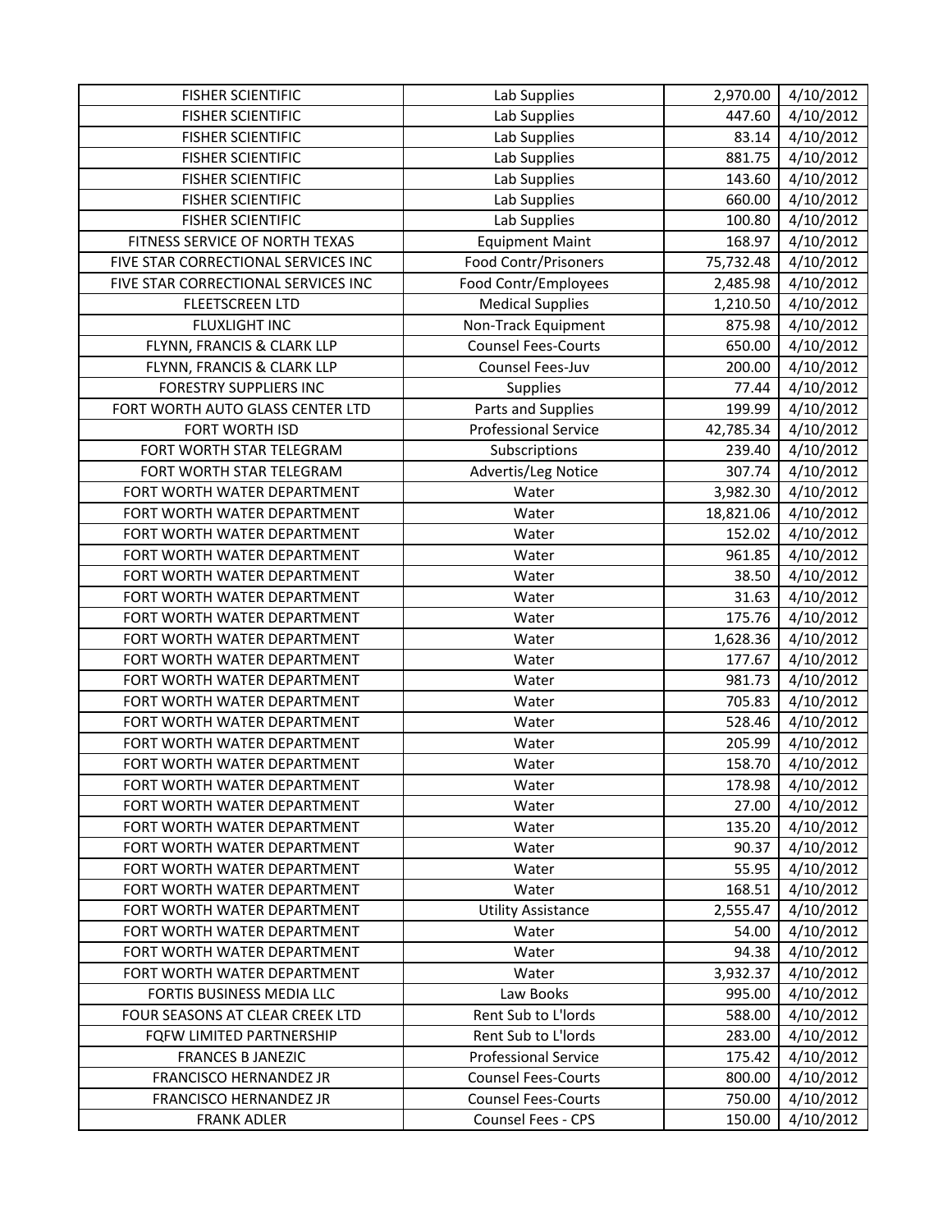| | | | |
|---|---|---|---|
| FISHER SCIENTIFIC | Lab Supplies | 2,970.00 | 4/10/2012 |
| FISHER SCIENTIFIC | Lab Supplies | 447.60 | 4/10/2012 |
| FISHER SCIENTIFIC | Lab Supplies | 83.14 | 4/10/2012 |
| FISHER SCIENTIFIC | Lab Supplies | 881.75 | 4/10/2012 |
| FISHER SCIENTIFIC | Lab Supplies | 143.60 | 4/10/2012 |
| FISHER SCIENTIFIC | Lab Supplies | 660.00 | 4/10/2012 |
| FISHER SCIENTIFIC | Lab Supplies | 100.80 | 4/10/2012 |
| FITNESS SERVICE OF NORTH TEXAS | Equipment Maint | 168.97 | 4/10/2012 |
| FIVE STAR CORRECTIONAL SERVICES INC | Food Contr/Prisoners | 75,732.48 | 4/10/2012 |
| FIVE STAR CORRECTIONAL SERVICES INC | Food Contr/Employees | 2,485.98 | 4/10/2012 |
| FLEETSCREEN LTD | Medical Supplies | 1,210.50 | 4/10/2012 |
| FLUXLIGHT INC | Non-Track Equipment | 875.98 | 4/10/2012 |
| FLYNN, FRANCIS & CLARK LLP | Counsel Fees-Courts | 650.00 | 4/10/2012 |
| FLYNN, FRANCIS & CLARK LLP | Counsel Fees-Juv | 200.00 | 4/10/2012 |
| FORESTRY SUPPLIERS INC | Supplies | 77.44 | 4/10/2012 |
| FORT WORTH AUTO GLASS CENTER LTD | Parts and Supplies | 199.99 | 4/10/2012 |
| FORT WORTH ISD | Professional Service | 42,785.34 | 4/10/2012 |
| FORT WORTH STAR TELEGRAM | Subscriptions | 239.40 | 4/10/2012 |
| FORT WORTH STAR TELEGRAM | Advertis/Leg Notice | 307.74 | 4/10/2012 |
| FORT WORTH WATER DEPARTMENT | Water | 3,982.30 | 4/10/2012 |
| FORT WORTH WATER DEPARTMENT | Water | 18,821.06 | 4/10/2012 |
| FORT WORTH WATER DEPARTMENT | Water | 152.02 | 4/10/2012 |
| FORT WORTH WATER DEPARTMENT | Water | 961.85 | 4/10/2012 |
| FORT WORTH WATER DEPARTMENT | Water | 38.50 | 4/10/2012 |
| FORT WORTH WATER DEPARTMENT | Water | 31.63 | 4/10/2012 |
| FORT WORTH WATER DEPARTMENT | Water | 175.76 | 4/10/2012 |
| FORT WORTH WATER DEPARTMENT | Water | 1,628.36 | 4/10/2012 |
| FORT WORTH WATER DEPARTMENT | Water | 177.67 | 4/10/2012 |
| FORT WORTH WATER DEPARTMENT | Water | 981.73 | 4/10/2012 |
| FORT WORTH WATER DEPARTMENT | Water | 705.83 | 4/10/2012 |
| FORT WORTH WATER DEPARTMENT | Water | 528.46 | 4/10/2012 |
| FORT WORTH WATER DEPARTMENT | Water | 205.99 | 4/10/2012 |
| FORT WORTH WATER DEPARTMENT | Water | 158.70 | 4/10/2012 |
| FORT WORTH WATER DEPARTMENT | Water | 178.98 | 4/10/2012 |
| FORT WORTH WATER DEPARTMENT | Water | 27.00 | 4/10/2012 |
| FORT WORTH WATER DEPARTMENT | Water | 135.20 | 4/10/2012 |
| FORT WORTH WATER DEPARTMENT | Water | 90.37 | 4/10/2012 |
| FORT WORTH WATER DEPARTMENT | Water | 55.95 | 4/10/2012 |
| FORT WORTH WATER DEPARTMENT | Water | 168.51 | 4/10/2012 |
| FORT WORTH WATER DEPARTMENT | Utility Assistance | 2,555.47 | 4/10/2012 |
| FORT WORTH WATER DEPARTMENT | Water | 54.00 | 4/10/2012 |
| FORT WORTH WATER DEPARTMENT | Water | 94.38 | 4/10/2012 |
| FORT WORTH WATER DEPARTMENT | Water | 3,932.37 | 4/10/2012 |
| FORTIS BUSINESS MEDIA LLC | Law Books | 995.00 | 4/10/2012 |
| FOUR SEASONS AT CLEAR CREEK LTD | Rent Sub to L'lords | 588.00 | 4/10/2012 |
| FQFW LIMITED PARTNERSHIP | Rent Sub to L'lords | 283.00 | 4/10/2012 |
| FRANCES B JANEZIC | Professional Service | 175.42 | 4/10/2012 |
| FRANCISCO HERNANDEZ JR | Counsel Fees-Courts | 800.00 | 4/10/2012 |
| FRANCISCO HERNANDEZ JR | Counsel Fees-Courts | 750.00 | 4/10/2012 |
| FRANK ADLER | Counsel Fees - CPS | 150.00 | 4/10/2012 |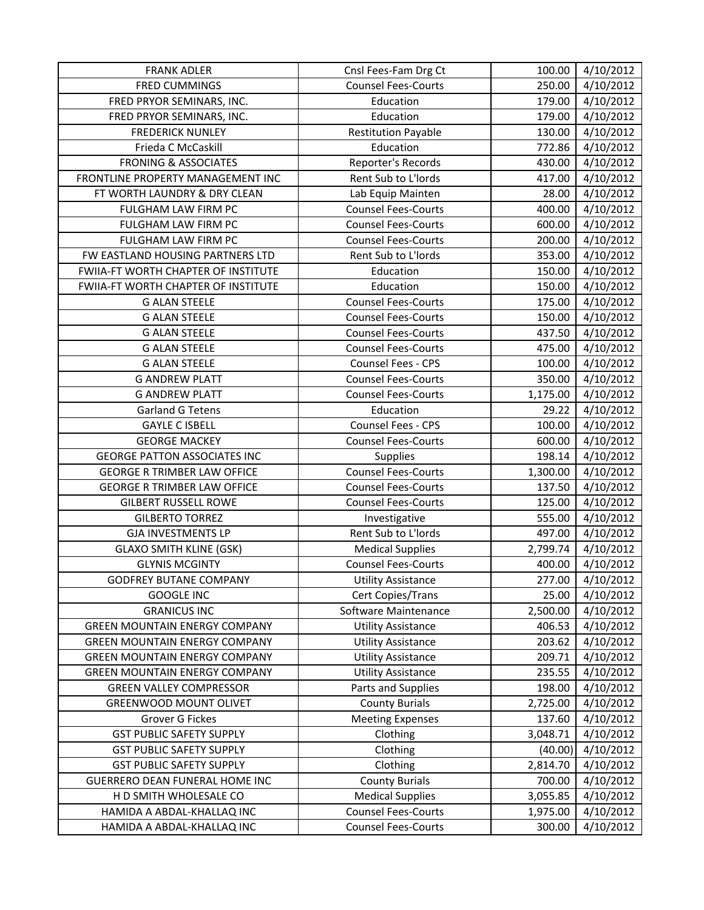| FRANK ADLER | Cnsl Fees-Fam Drg Ct | 100.00 | 4/10/2012 |
|---|---|---|---|
| FRED CUMMINGS | Counsel Fees-Courts | 250.00 | 4/10/2012 |
| FRED PRYOR SEMINARS, INC. | Education | 179.00 | 4/10/2012 |
| FRED PRYOR SEMINARS, INC. | Education | 179.00 | 4/10/2012 |
| FREDERICK NUNLEY | Restitution Payable | 130.00 | 4/10/2012 |
| Frieda C McCaskill | Education | 772.86 | 4/10/2012 |
| FRONING & ASSOCIATES | Reporter's Records | 430.00 | 4/10/2012 |
| FRONTLINE PROPERTY MANAGEMENT INC | Rent Sub to L'lords | 417.00 | 4/10/2012 |
| FT WORTH LAUNDRY & DRY CLEAN | Lab Equip Mainten | 28.00 | 4/10/2012 |
| FULGHAM LAW FIRM PC | Counsel Fees-Courts | 400.00 | 4/10/2012 |
| FULGHAM LAW FIRM PC | Counsel Fees-Courts | 600.00 | 4/10/2012 |
| FULGHAM LAW FIRM PC | Counsel Fees-Courts | 200.00 | 4/10/2012 |
| FW EASTLAND HOUSING PARTNERS LTD | Rent Sub to L'lords | 353.00 | 4/10/2012 |
| FWIIA-FT WORTH CHAPTER OF INSTITUTE | Education | 150.00 | 4/10/2012 |
| FWIIA-FT WORTH CHAPTER OF INSTITUTE | Education | 150.00 | 4/10/2012 |
| G ALAN STEELE | Counsel Fees-Courts | 175.00 | 4/10/2012 |
| G ALAN STEELE | Counsel Fees-Courts | 150.00 | 4/10/2012 |
| G ALAN STEELE | Counsel Fees-Courts | 437.50 | 4/10/2012 |
| G ALAN STEELE | Counsel Fees-Courts | 475.00 | 4/10/2012 |
| G ALAN STEELE | Counsel Fees - CPS | 100.00 | 4/10/2012 |
| G ANDREW PLATT | Counsel Fees-Courts | 350.00 | 4/10/2012 |
| G ANDREW PLATT | Counsel Fees-Courts | 1,175.00 | 4/10/2012 |
| Garland G Tetens | Education | 29.22 | 4/10/2012 |
| GAYLE C ISBELL | Counsel Fees - CPS | 100.00 | 4/10/2012 |
| GEORGE MACKEY | Counsel Fees-Courts | 600.00 | 4/10/2012 |
| GEORGE PATTON ASSOCIATES INC | Supplies | 198.14 | 4/10/2012 |
| GEORGE R TRIMBER LAW OFFICE | Counsel Fees-Courts | 1,300.00 | 4/10/2012 |
| GEORGE R TRIMBER LAW OFFICE | Counsel Fees-Courts | 137.50 | 4/10/2012 |
| GILBERT RUSSELL ROWE | Counsel Fees-Courts | 125.00 | 4/10/2012 |
| GILBERTO TORREZ | Investigative | 555.00 | 4/10/2012 |
| GJA INVESTMENTS LP | Rent Sub to L'lords | 497.00 | 4/10/2012 |
| GLAXO SMITH KLINE (GSK) | Medical Supplies | 2,799.74 | 4/10/2012 |
| GLYNIS MCGINTY | Counsel Fees-Courts | 400.00 | 4/10/2012 |
| GODFREY BUTANE COMPANY | Utility Assistance | 277.00 | 4/10/2012 |
| GOOGLE INC | Cert Copies/Trans | 25.00 | 4/10/2012 |
| GRANICUS INC | Software Maintenance | 2,500.00 | 4/10/2012 |
| GREEN MOUNTAIN ENERGY COMPANY | Utility Assistance | 406.53 | 4/10/2012 |
| GREEN MOUNTAIN ENERGY COMPANY | Utility Assistance | 203.62 | 4/10/2012 |
| GREEN MOUNTAIN ENERGY COMPANY | Utility Assistance | 209.71 | 4/10/2012 |
| GREEN MOUNTAIN ENERGY COMPANY | Utility Assistance | 235.55 | 4/10/2012 |
| GREEN VALLEY COMPRESSOR | Parts and Supplies | 198.00 | 4/10/2012 |
| GREENWOOD MOUNT OLIVET | County Burials | 2,725.00 | 4/10/2012 |
| Grover G Fickes | Meeting Expenses | 137.60 | 4/10/2012 |
| GST PUBLIC SAFETY SUPPLY | Clothing | 3,048.71 | 4/10/2012 |
| GST PUBLIC SAFETY SUPPLY | Clothing | (40.00) | 4/10/2012 |
| GST PUBLIC SAFETY SUPPLY | Clothing | 2,814.70 | 4/10/2012 |
| GUERRERO DEAN FUNERAL HOME INC | County Burials | 700.00 | 4/10/2012 |
| H D SMITH WHOLESALE CO | Medical Supplies | 3,055.85 | 4/10/2012 |
| HAMIDA A ABDAL-KHALLAQ INC | Counsel Fees-Courts | 1,975.00 | 4/10/2012 |
| HAMIDA A ABDAL-KHALLAQ INC | Counsel Fees-Courts | 300.00 | 4/10/2012 |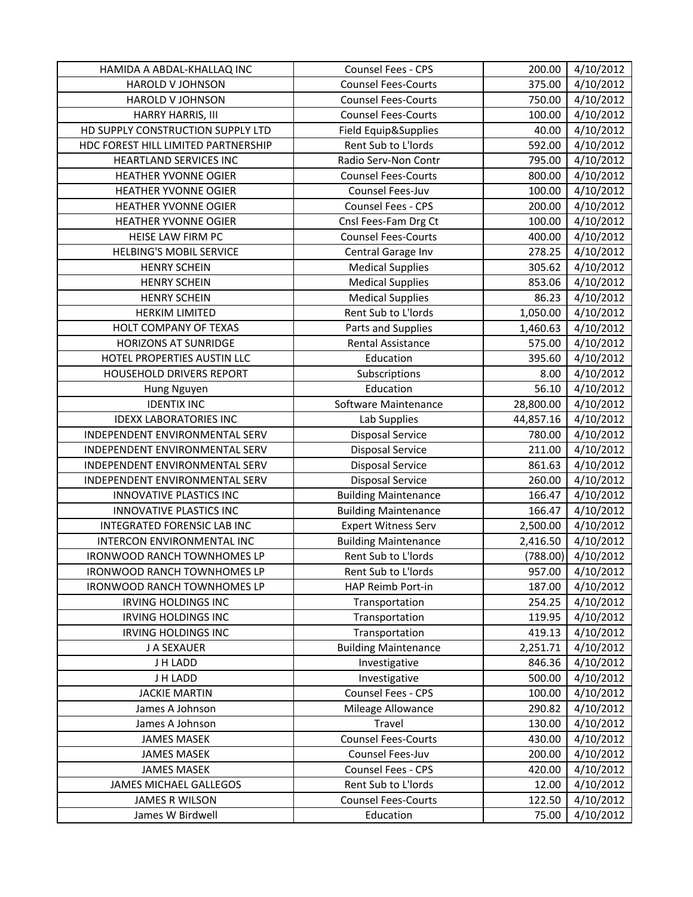| HAMIDA A ABDAL-KHALLAQ INC | Counsel Fees - CPS | 200.00 | 4/10/2012 |
|---|---|---|---|
| HAROLD V JOHNSON | Counsel Fees-Courts | 375.00 | 4/10/2012 |
| HAROLD V JOHNSON | Counsel Fees-Courts | 750.00 | 4/10/2012 |
| HARRY HARRIS, III | Counsel Fees-Courts | 100.00 | 4/10/2012 |
| HD SUPPLY CONSTRUCTION SUPPLY LTD | Field Equip&Supplies | 40.00 | 4/10/2012 |
| HDC FOREST HILL LIMITED PARTNERSHIP | Rent Sub to L'lords | 592.00 | 4/10/2012 |
| HEARTLAND SERVICES INC | Radio Serv-Non Contr | 795.00 | 4/10/2012 |
| HEATHER YVONNE OGIER | Counsel Fees-Courts | 800.00 | 4/10/2012 |
| HEATHER YVONNE OGIER | Counsel Fees-Juv | 100.00 | 4/10/2012 |
| HEATHER YVONNE OGIER | Counsel Fees - CPS | 200.00 | 4/10/2012 |
| HEATHER YVONNE OGIER | Cnsl Fees-Fam Drg Ct | 100.00 | 4/10/2012 |
| HEISE LAW FIRM PC | Counsel Fees-Courts | 400.00 | 4/10/2012 |
| HELBING'S MOBIL SERVICE | Central Garage Inv | 278.25 | 4/10/2012 |
| HENRY SCHEIN | Medical Supplies | 305.62 | 4/10/2012 |
| HENRY SCHEIN | Medical Supplies | 853.06 | 4/10/2012 |
| HENRY SCHEIN | Medical Supplies | 86.23 | 4/10/2012 |
| HERKIM LIMITED | Rent Sub to L'lords | 1,050.00 | 4/10/2012 |
| HOLT COMPANY OF TEXAS | Parts and Supplies | 1,460.63 | 4/10/2012 |
| HORIZONS AT SUNRIDGE | Rental Assistance | 575.00 | 4/10/2012 |
| HOTEL PROPERTIES AUSTIN LLC | Education | 395.60 | 4/10/2012 |
| HOUSEHOLD DRIVERS REPORT | Subscriptions | 8.00 | 4/10/2012 |
| Hung Nguyen | Education | 56.10 | 4/10/2012 |
| IDENTIX INC | Software Maintenance | 28,800.00 | 4/10/2012 |
| IDEXX LABORATORIES INC | Lab Supplies | 44,857.16 | 4/10/2012 |
| INDEPENDENT ENVIRONMENTAL SERV | Disposal Service | 780.00 | 4/10/2012 |
| INDEPENDENT ENVIRONMENTAL SERV | Disposal Service | 211.00 | 4/10/2012 |
| INDEPENDENT ENVIRONMENTAL SERV | Disposal Service | 861.63 | 4/10/2012 |
| INDEPENDENT ENVIRONMENTAL SERV | Disposal Service | 260.00 | 4/10/2012 |
| INNOVATIVE PLASTICS INC | Building Maintenance | 166.47 | 4/10/2012 |
| INNOVATIVE PLASTICS INC | Building Maintenance | 166.47 | 4/10/2012 |
| INTEGRATED FORENSIC LAB INC | Expert Witness Serv | 2,500.00 | 4/10/2012 |
| INTERCON ENVIRONMENTAL INC | Building Maintenance | 2,416.50 | 4/10/2012 |
| IRONWOOD RANCH TOWNHOMES LP | Rent Sub to L'lords | (788.00) | 4/10/2012 |
| IRONWOOD RANCH TOWNHOMES LP | Rent Sub to L'lords | 957.00 | 4/10/2012 |
| IRONWOOD RANCH TOWNHOMES LP | HAP Reimb Port-in | 187.00 | 4/10/2012 |
| IRVING HOLDINGS INC | Transportation | 254.25 | 4/10/2012 |
| IRVING HOLDINGS INC | Transportation | 119.95 | 4/10/2012 |
| IRVING HOLDINGS INC | Transportation | 419.13 | 4/10/2012 |
| J A SEXAUER | Building Maintenance | 2,251.71 | 4/10/2012 |
| J H LADD | Investigative | 846.36 | 4/10/2012 |
| J H LADD | Investigative | 500.00 | 4/10/2012 |
| JACKIE MARTIN | Counsel Fees - CPS | 100.00 | 4/10/2012 |
| James A Johnson | Mileage Allowance | 290.82 | 4/10/2012 |
| James A Johnson | Travel | 130.00 | 4/10/2012 |
| JAMES MASEK | Counsel Fees-Courts | 430.00 | 4/10/2012 |
| JAMES MASEK | Counsel Fees-Juv | 200.00 | 4/10/2012 |
| JAMES MASEK | Counsel Fees - CPS | 420.00 | 4/10/2012 |
| JAMES MICHAEL GALLEGOS | Rent Sub to L'lords | 12.00 | 4/10/2012 |
| JAMES R WILSON | Counsel Fees-Courts | 122.50 | 4/10/2012 |
| James W Birdwell | Education | 75.00 | 4/10/2012 |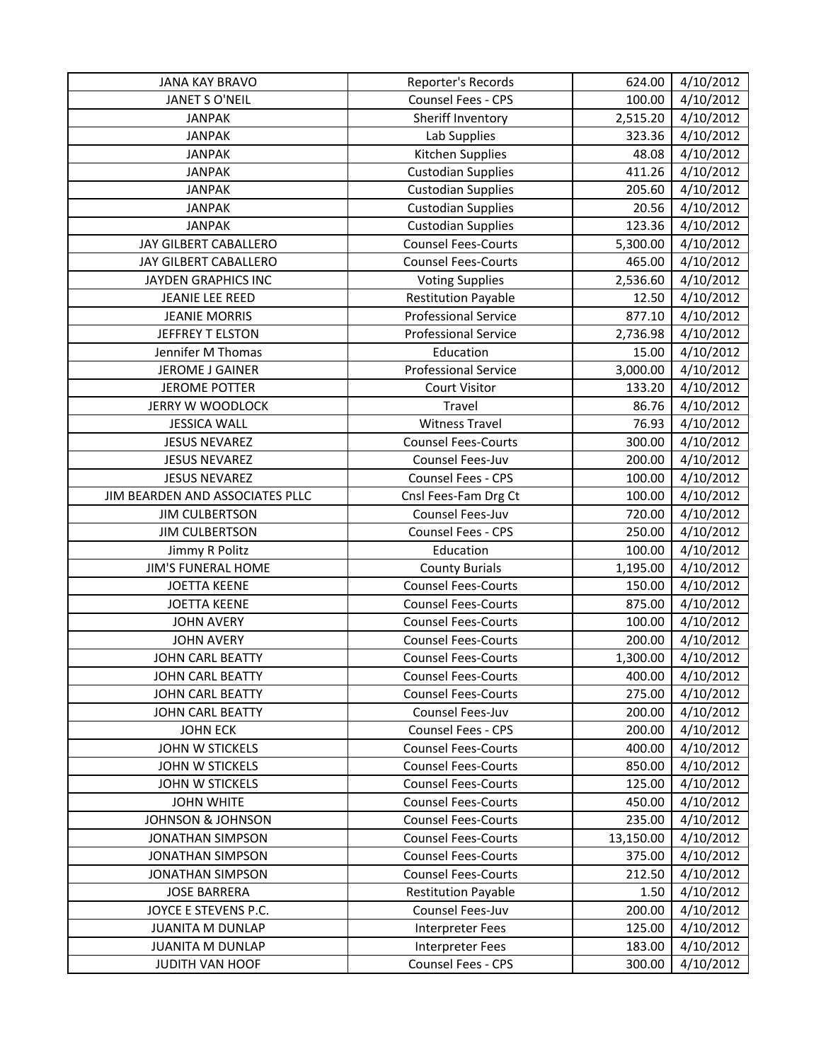| JANA KAY BRAVO | Reporter's Records | 624.00 | 4/10/2012 |
|---|---|---|---|
| JANET S O'NEIL | Counsel Fees - CPS | 100.00 | 4/10/2012 |
| JANPAK | Sheriff Inventory | 2,515.20 | 4/10/2012 |
| JANPAK | Lab Supplies | 323.36 | 4/10/2012 |
| JANPAK | Kitchen Supplies | 48.08 | 4/10/2012 |
| JANPAK | Custodian Supplies | 411.26 | 4/10/2012 |
| JANPAK | Custodian Supplies | 205.60 | 4/10/2012 |
| JANPAK | Custodian Supplies | 20.56 | 4/10/2012 |
| JANPAK | Custodian Supplies | 123.36 | 4/10/2012 |
| JAY GILBERT CABALLERO | Counsel Fees-Courts | 5,300.00 | 4/10/2012 |
| JAY GILBERT CABALLERO | Counsel Fees-Courts | 465.00 | 4/10/2012 |
| JAYDEN GRAPHICS INC | Voting Supplies | 2,536.60 | 4/10/2012 |
| JEANIE LEE REED | Restitution Payable | 12.50 | 4/10/2012 |
| JEANIE MORRIS | Professional Service | 877.10 | 4/10/2012 |
| JEFFREY T ELSTON | Professional Service | 2,736.98 | 4/10/2012 |
| Jennifer M Thomas | Education | 15.00 | 4/10/2012 |
| JEROME J GAINER | Professional Service | 3,000.00 | 4/10/2012 |
| JEROME POTTER | Court Visitor | 133.20 | 4/10/2012 |
| JERRY W WOODLOCK | Travel | 86.76 | 4/10/2012 |
| JESSICA WALL | Witness Travel | 76.93 | 4/10/2012 |
| JESUS NEVAREZ | Counsel Fees-Courts | 300.00 | 4/10/2012 |
| JESUS NEVAREZ | Counsel Fees-Juv | 200.00 | 4/10/2012 |
| JESUS NEVAREZ | Counsel Fees - CPS | 100.00 | 4/10/2012 |
| JIM BEARDEN AND ASSOCIATES PLLC | Cnsl Fees-Fam Drg Ct | 100.00 | 4/10/2012 |
| JIM CULBERTSON | Counsel Fees-Juv | 720.00 | 4/10/2012 |
| JIM CULBERTSON | Counsel Fees - CPS | 250.00 | 4/10/2012 |
| Jimmy R Politz | Education | 100.00 | 4/10/2012 |
| JIM'S FUNERAL HOME | County Burials | 1,195.00 | 4/10/2012 |
| JOETTA KEENE | Counsel Fees-Courts | 150.00 | 4/10/2012 |
| JOETTA KEENE | Counsel Fees-Courts | 875.00 | 4/10/2012 |
| JOHN AVERY | Counsel Fees-Courts | 100.00 | 4/10/2012 |
| JOHN AVERY | Counsel Fees-Courts | 200.00 | 4/10/2012 |
| JOHN CARL BEATTY | Counsel Fees-Courts | 1,300.00 | 4/10/2012 |
| JOHN CARL BEATTY | Counsel Fees-Courts | 400.00 | 4/10/2012 |
| JOHN CARL BEATTY | Counsel Fees-Courts | 275.00 | 4/10/2012 |
| JOHN CARL BEATTY | Counsel Fees-Juv | 200.00 | 4/10/2012 |
| JOHN ECK | Counsel Fees - CPS | 200.00 | 4/10/2012 |
| JOHN W STICKELS | Counsel Fees-Courts | 400.00 | 4/10/2012 |
| JOHN W STICKELS | Counsel Fees-Courts | 850.00 | 4/10/2012 |
| JOHN W STICKELS | Counsel Fees-Courts | 125.00 | 4/10/2012 |
| JOHN WHITE | Counsel Fees-Courts | 450.00 | 4/10/2012 |
| JOHNSON & JOHNSON | Counsel Fees-Courts | 235.00 | 4/10/2012 |
| JONATHAN SIMPSON | Counsel Fees-Courts | 13,150.00 | 4/10/2012 |
| JONATHAN SIMPSON | Counsel Fees-Courts | 375.00 | 4/10/2012 |
| JONATHAN SIMPSON | Counsel Fees-Courts | 212.50 | 4/10/2012 |
| JOSE BARRERA | Restitution Payable | 1.50 | 4/10/2012 |
| JOYCE E STEVENS P.C. | Counsel Fees-Juv | 200.00 | 4/10/2012 |
| JUANITA M DUNLAP | Interpreter Fees | 125.00 | 4/10/2012 |
| JUANITA M DUNLAP | Interpreter Fees | 183.00 | 4/10/2012 |
| JUDITH VAN HOOF | Counsel Fees - CPS | 300.00 | 4/10/2012 |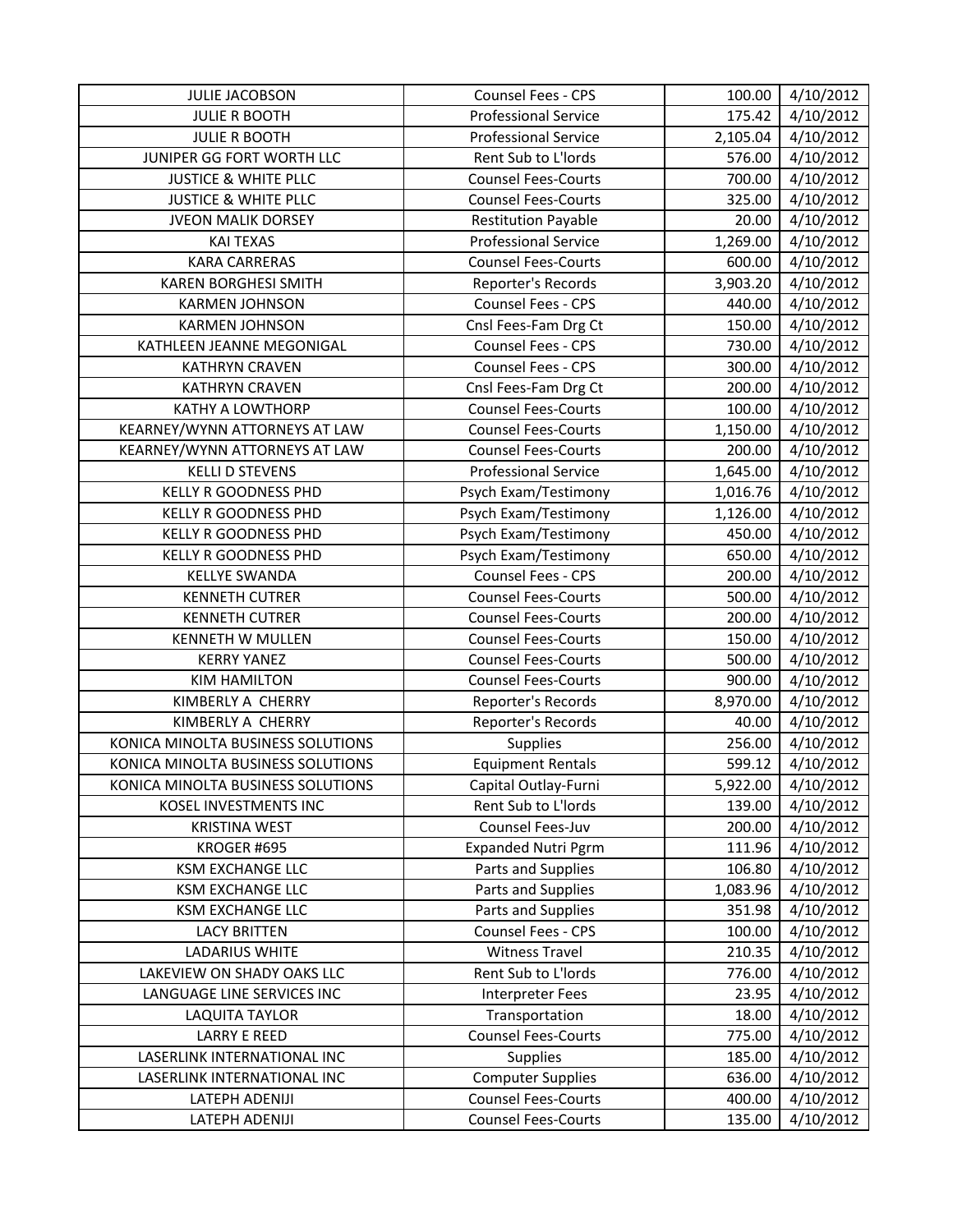| JULIE JACOBSON | Counsel Fees - CPS | 100.00 | 4/10/2012 |
|---|---|---|---|
| JULIE R BOOTH | Professional Service | 175.42 | 4/10/2012 |
| JULIE R BOOTH | Professional Service | 2,105.04 | 4/10/2012 |
| JUNIPER GG FORT WORTH LLC | Rent Sub to L'lords | 576.00 | 4/10/2012 |
| JUSTICE & WHITE PLLC | Counsel Fees-Courts | 700.00 | 4/10/2012 |
| JUSTICE & WHITE PLLC | Counsel Fees-Courts | 325.00 | 4/10/2012 |
| JVEON MALIK DORSEY | Restitution Payable | 20.00 | 4/10/2012 |
| KAI TEXAS | Professional Service | 1,269.00 | 4/10/2012 |
| KARA CARRERAS | Counsel Fees-Courts | 600.00 | 4/10/2012 |
| KAREN BORGHESI SMITH | Reporter's Records | 3,903.20 | 4/10/2012 |
| KARMEN JOHNSON | Counsel Fees - CPS | 440.00 | 4/10/2012 |
| KARMEN JOHNSON | Cnsl Fees-Fam Drg Ct | 150.00 | 4/10/2012 |
| KATHLEEN JEANNE MEGONIGAL | Counsel Fees - CPS | 730.00 | 4/10/2012 |
| KATHRYN CRAVEN | Counsel Fees - CPS | 300.00 | 4/10/2012 |
| KATHRYN CRAVEN | Cnsl Fees-Fam Drg Ct | 200.00 | 4/10/2012 |
| KATHY A LOWTHORP | Counsel Fees-Courts | 100.00 | 4/10/2012 |
| KEARNEY/WYNN ATTORNEYS AT LAW | Counsel Fees-Courts | 1,150.00 | 4/10/2012 |
| KEARNEY/WYNN ATTORNEYS AT LAW | Counsel Fees-Courts | 200.00 | 4/10/2012 |
| KELLI D STEVENS | Professional Service | 1,645.00 | 4/10/2012 |
| KELLY R GOODNESS PHD | Psych Exam/Testimony | 1,016.76 | 4/10/2012 |
| KELLY R GOODNESS PHD | Psych Exam/Testimony | 1,126.00 | 4/10/2012 |
| KELLY R GOODNESS PHD | Psych Exam/Testimony | 450.00 | 4/10/2012 |
| KELLY R GOODNESS PHD | Psych Exam/Testimony | 650.00 | 4/10/2012 |
| KELLYE SWANDA | Counsel Fees - CPS | 200.00 | 4/10/2012 |
| KENNETH CUTRER | Counsel Fees-Courts | 500.00 | 4/10/2012 |
| KENNETH CUTRER | Counsel Fees-Courts | 200.00 | 4/10/2012 |
| KENNETH W MULLEN | Counsel Fees-Courts | 150.00 | 4/10/2012 |
| KERRY YANEZ | Counsel Fees-Courts | 500.00 | 4/10/2012 |
| KIM HAMILTON | Counsel Fees-Courts | 900.00 | 4/10/2012 |
| KIMBERLY A CHERRY | Reporter's Records | 8,970.00 | 4/10/2012 |
| KIMBERLY A CHERRY | Reporter's Records | 40.00 | 4/10/2012 |
| KONICA MINOLTA BUSINESS SOLUTIONS | Supplies | 256.00 | 4/10/2012 |
| KONICA MINOLTA BUSINESS SOLUTIONS | Equipment Rentals | 599.12 | 4/10/2012 |
| KONICA MINOLTA BUSINESS SOLUTIONS | Capital Outlay-Furni | 5,922.00 | 4/10/2012 |
| KOSEL INVESTMENTS INC | Rent Sub to L'lords | 139.00 | 4/10/2012 |
| KRISTINA WEST | Counsel Fees-Juv | 200.00 | 4/10/2012 |
| KROGER #695 | Expanded Nutri Pgrm | 111.96 | 4/10/2012 |
| KSM EXCHANGE LLC | Parts and Supplies | 106.80 | 4/10/2012 |
| KSM EXCHANGE LLC | Parts and Supplies | 1,083.96 | 4/10/2012 |
| KSM EXCHANGE LLC | Parts and Supplies | 351.98 | 4/10/2012 |
| LACY BRITTEN | Counsel Fees - CPS | 100.00 | 4/10/2012 |
| LADARIUS WHITE | Witness Travel | 210.35 | 4/10/2012 |
| LAKEVIEW ON SHADY OAKS LLC | Rent Sub to L'lords | 776.00 | 4/10/2012 |
| LANGUAGE LINE SERVICES INC | Interpreter Fees | 23.95 | 4/10/2012 |
| LAQUITA TAYLOR | Transportation | 18.00 | 4/10/2012 |
| LARRY E REED | Counsel Fees-Courts | 775.00 | 4/10/2012 |
| LASERLINK INTERNATIONAL INC | Supplies | 185.00 | 4/10/2012 |
| LASERLINK INTERNATIONAL INC | Computer Supplies | 636.00 | 4/10/2012 |
| LATEPH ADENIJI | Counsel Fees-Courts | 400.00 | 4/10/2012 |
| LATEPH ADENIJI | Counsel Fees-Courts | 135.00 | 4/10/2012 |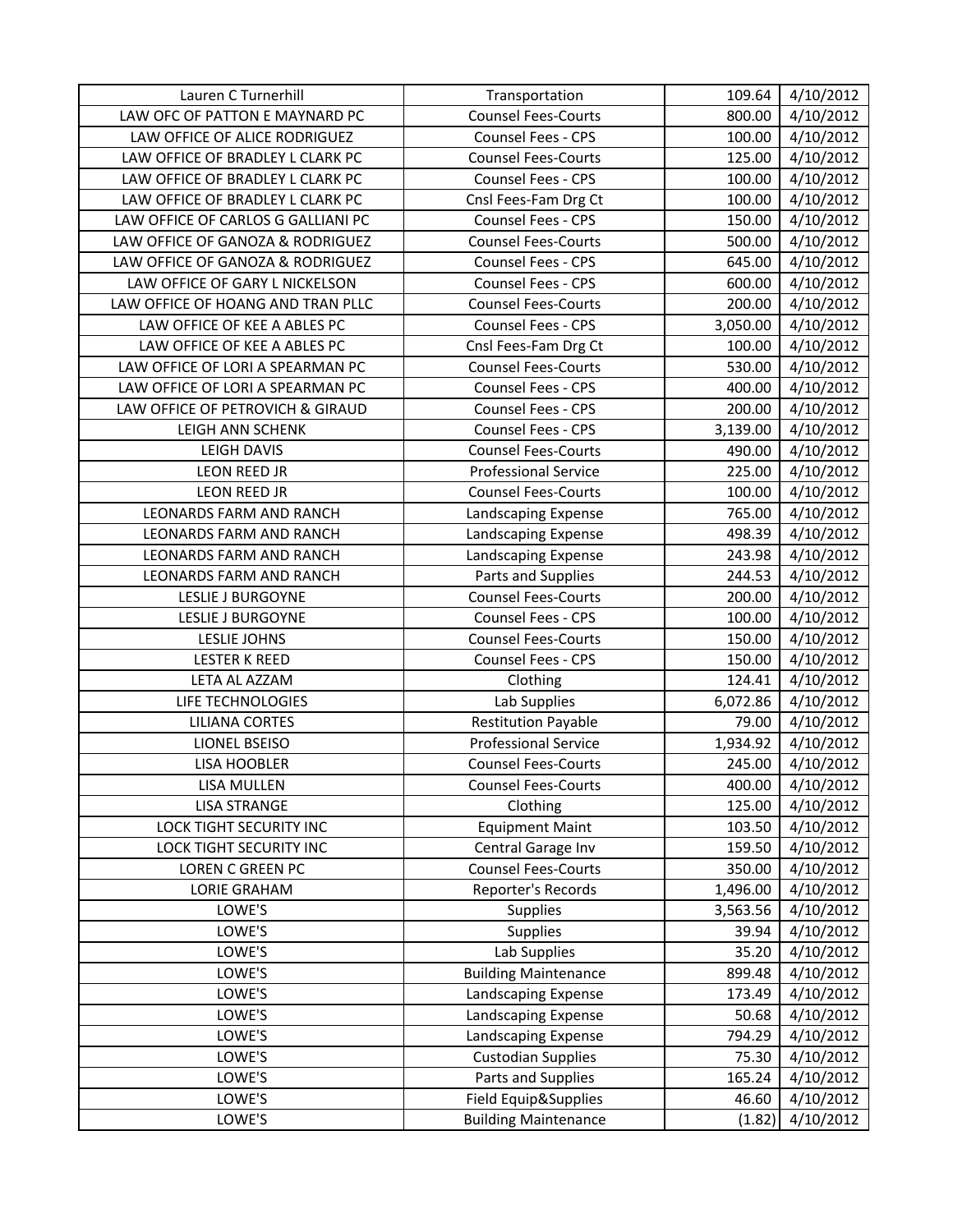| Lauren C Turnerhill | Transportation | 109.64 | 4/10/2012 |
|---|---|---|---|
| LAW OFC OF PATTON E MAYNARD PC | Counsel Fees-Courts | 800.00 | 4/10/2012 |
| LAW OFFICE OF ALICE RODRIGUEZ | Counsel Fees - CPS | 100.00 | 4/10/2012 |
| LAW OFFICE OF BRADLEY L CLARK PC | Counsel Fees-Courts | 125.00 | 4/10/2012 |
| LAW OFFICE OF BRADLEY L CLARK PC | Counsel Fees - CPS | 100.00 | 4/10/2012 |
| LAW OFFICE OF BRADLEY L CLARK PC | Cnsl Fees-Fam Drg Ct | 100.00 | 4/10/2012 |
| LAW OFFICE OF CARLOS G GALLIANI PC | Counsel Fees - CPS | 150.00 | 4/10/2012 |
| LAW OFFICE OF GANOZA & RODRIGUEZ | Counsel Fees-Courts | 500.00 | 4/10/2012 |
| LAW OFFICE OF GANOZA & RODRIGUEZ | Counsel Fees - CPS | 645.00 | 4/10/2012 |
| LAW OFFICE OF GARY L NICKELSON | Counsel Fees - CPS | 600.00 | 4/10/2012 |
| LAW OFFICE OF HOANG AND TRAN PLLC | Counsel Fees-Courts | 200.00 | 4/10/2012 |
| LAW OFFICE OF KEE A ABLES PC | Counsel Fees - CPS | 3,050.00 | 4/10/2012 |
| LAW OFFICE OF KEE A ABLES PC | Cnsl Fees-Fam Drg Ct | 100.00 | 4/10/2012 |
| LAW OFFICE OF LORI A SPEARMAN PC | Counsel Fees-Courts | 530.00 | 4/10/2012 |
| LAW OFFICE OF LORI A SPEARMAN PC | Counsel Fees - CPS | 400.00 | 4/10/2012 |
| LAW OFFICE OF PETROVICH & GIRAUD | Counsel Fees - CPS | 200.00 | 4/10/2012 |
| LEIGH ANN SCHENK | Counsel Fees - CPS | 3,139.00 | 4/10/2012 |
| LEIGH DAVIS | Counsel Fees-Courts | 490.00 | 4/10/2012 |
| LEON REED JR | Professional Service | 225.00 | 4/10/2012 |
| LEON REED JR | Counsel Fees-Courts | 100.00 | 4/10/2012 |
| LEONARDS FARM AND RANCH | Landscaping Expense | 765.00 | 4/10/2012 |
| LEONARDS FARM AND RANCH | Landscaping Expense | 498.39 | 4/10/2012 |
| LEONARDS FARM AND RANCH | Landscaping Expense | 243.98 | 4/10/2012 |
| LEONARDS FARM AND RANCH | Parts and Supplies | 244.53 | 4/10/2012 |
| LESLIE J BURGOYNE | Counsel Fees-Courts | 200.00 | 4/10/2012 |
| LESLIE J BURGOYNE | Counsel Fees - CPS | 100.00 | 4/10/2012 |
| LESLIE JOHNS | Counsel Fees-Courts | 150.00 | 4/10/2012 |
| LESTER K REED | Counsel Fees - CPS | 150.00 | 4/10/2012 |
| LETA AL AZZAM | Clothing | 124.41 | 4/10/2012 |
| LIFE TECHNOLOGIES | Lab Supplies | 6,072.86 | 4/10/2012 |
| LILIANA CORTES | Restitution Payable | 79.00 | 4/10/2012 |
| LIONEL BSEISO | Professional Service | 1,934.92 | 4/10/2012 |
| LISA HOOBLER | Counsel Fees-Courts | 245.00 | 4/10/2012 |
| LISA MULLEN | Counsel Fees-Courts | 400.00 | 4/10/2012 |
| LISA STRANGE | Clothing | 125.00 | 4/10/2012 |
| LOCK TIGHT SECURITY INC | Equipment Maint | 103.50 | 4/10/2012 |
| LOCK TIGHT SECURITY INC | Central Garage Inv | 159.50 | 4/10/2012 |
| LOREN C GREEN PC | Counsel Fees-Courts | 350.00 | 4/10/2012 |
| LORIE GRAHAM | Reporter's Records | 1,496.00 | 4/10/2012 |
| LOWE'S | Supplies | 3,563.56 | 4/10/2012 |
| LOWE'S | Supplies | 39.94 | 4/10/2012 |
| LOWE'S | Lab Supplies | 35.20 | 4/10/2012 |
| LOWE'S | Building Maintenance | 899.48 | 4/10/2012 |
| LOWE'S | Landscaping Expense | 173.49 | 4/10/2012 |
| LOWE'S | Landscaping Expense | 50.68 | 4/10/2012 |
| LOWE'S | Landscaping Expense | 794.29 | 4/10/2012 |
| LOWE'S | Custodian Supplies | 75.30 | 4/10/2012 |
| LOWE'S | Parts and Supplies | 165.24 | 4/10/2012 |
| LOWE'S | Field Equip&Supplies | 46.60 | 4/10/2012 |
| LOWE'S | Building Maintenance | (1.82) | 4/10/2012 |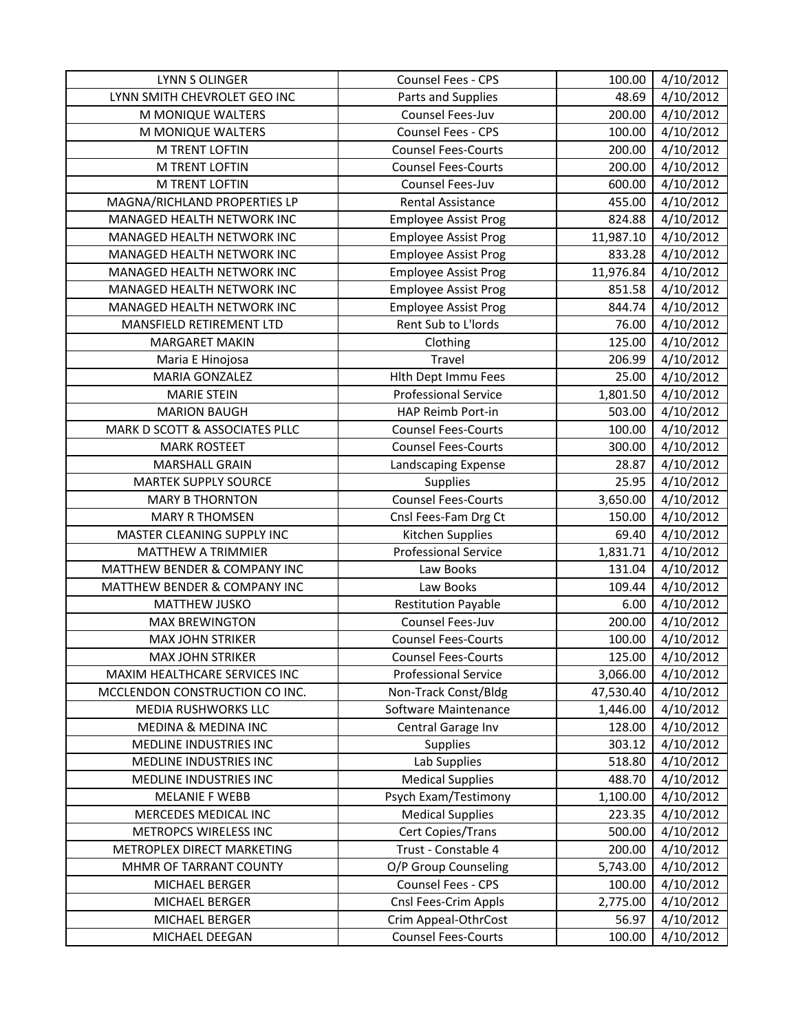| LYNN S OLINGER | Counsel Fees - CPS | 100.00 | 4/10/2012 |
|---|---|---|---|
| LYNN SMITH CHEVROLET GEO INC | Parts and Supplies | 48.69 | 4/10/2012 |
| M MONIQUE WALTERS | Counsel Fees-Juv | 200.00 | 4/10/2012 |
| M MONIQUE WALTERS | Counsel Fees - CPS | 100.00 | 4/10/2012 |
| M TRENT LOFTIN | Counsel Fees-Courts | 200.00 | 4/10/2012 |
| M TRENT LOFTIN | Counsel Fees-Courts | 200.00 | 4/10/2012 |
| M TRENT LOFTIN | Counsel Fees-Juv | 600.00 | 4/10/2012 |
| MAGNA/RICHLAND PROPERTIES LP | Rental Assistance | 455.00 | 4/10/2012 |
| MANAGED HEALTH NETWORK INC | Employee Assist Prog | 824.88 | 4/10/2012 |
| MANAGED HEALTH NETWORK INC | Employee Assist Prog | 11,987.10 | 4/10/2012 |
| MANAGED HEALTH NETWORK INC | Employee Assist Prog | 833.28 | 4/10/2012 |
| MANAGED HEALTH NETWORK INC | Employee Assist Prog | 11,976.84 | 4/10/2012 |
| MANAGED HEALTH NETWORK INC | Employee Assist Prog | 851.58 | 4/10/2012 |
| MANAGED HEALTH NETWORK INC | Employee Assist Prog | 844.74 | 4/10/2012 |
| MANSFIELD RETIREMENT LTD | Rent Sub to L'lords | 76.00 | 4/10/2012 |
| MARGARET MAKIN | Clothing | 125.00 | 4/10/2012 |
| Maria E Hinojosa | Travel | 206.99 | 4/10/2012 |
| MARIA GONZALEZ | Hlth Dept Immu Fees | 25.00 | 4/10/2012 |
| MARIE STEIN | Professional Service | 1,801.50 | 4/10/2012 |
| MARION BAUGH | HAP Reimb Port-in | 503.00 | 4/10/2012 |
| MARK D SCOTT & ASSOCIATES PLLC | Counsel Fees-Courts | 100.00 | 4/10/2012 |
| MARK ROSTEET | Counsel Fees-Courts | 300.00 | 4/10/2012 |
| MARSHALL GRAIN | Landscaping Expense | 28.87 | 4/10/2012 |
| MARTEK SUPPLY SOURCE | Supplies | 25.95 | 4/10/2012 |
| MARY B THORNTON | Counsel Fees-Courts | 3,650.00 | 4/10/2012 |
| MARY R THOMSEN | Cnsl Fees-Fam Drg Ct | 150.00 | 4/10/2012 |
| MASTER CLEANING SUPPLY INC | Kitchen Supplies | 69.40 | 4/10/2012 |
| MATTHEW A TRIMMIER | Professional Service | 1,831.71 | 4/10/2012 |
| MATTHEW BENDER & COMPANY INC | Law Books | 131.04 | 4/10/2012 |
| MATTHEW BENDER & COMPANY INC | Law Books | 109.44 | 4/10/2012 |
| MATTHEW JUSKO | Restitution Payable | 6.00 | 4/10/2012 |
| MAX BREWINGTON | Counsel Fees-Juv | 200.00 | 4/10/2012 |
| MAX JOHN STRIKER | Counsel Fees-Courts | 100.00 | 4/10/2012 |
| MAX JOHN STRIKER | Counsel Fees-Courts | 125.00 | 4/10/2012 |
| MAXIM HEALTHCARE SERVICES INC | Professional Service | 3,066.00 | 4/10/2012 |
| MCCLENDON CONSTRUCTION CO INC. | Non-Track Const/Bldg | 47,530.40 | 4/10/2012 |
| MEDIA RUSHWORKS LLC | Software Maintenance | 1,446.00 | 4/10/2012 |
| MEDINA & MEDINA INC | Central Garage Inv | 128.00 | 4/10/2012 |
| MEDLINE INDUSTRIES INC | Supplies | 303.12 | 4/10/2012 |
| MEDLINE INDUSTRIES INC | Lab Supplies | 518.80 | 4/10/2012 |
| MEDLINE INDUSTRIES INC | Medical Supplies | 488.70 | 4/10/2012 |
| MELANIE F WEBB | Psych Exam/Testimony | 1,100.00 | 4/10/2012 |
| MERCEDES MEDICAL INC | Medical Supplies | 223.35 | 4/10/2012 |
| METROPCS WIRELESS INC | Cert Copies/Trans | 500.00 | 4/10/2012 |
| METROPLEX DIRECT MARKETING | Trust - Constable 4 | 200.00 | 4/10/2012 |
| MHMR OF TARRANT COUNTY | O/P Group Counseling | 5,743.00 | 4/10/2012 |
| MICHAEL BERGER | Counsel Fees - CPS | 100.00 | 4/10/2012 |
| MICHAEL BERGER | Cnsl Fees-Crim Appls | 2,775.00 | 4/10/2012 |
| MICHAEL BERGER | Crim Appeal-OthrCost | 56.97 | 4/10/2012 |
| MICHAEL DEEGAN | Counsel Fees-Courts | 100.00 | 4/10/2012 |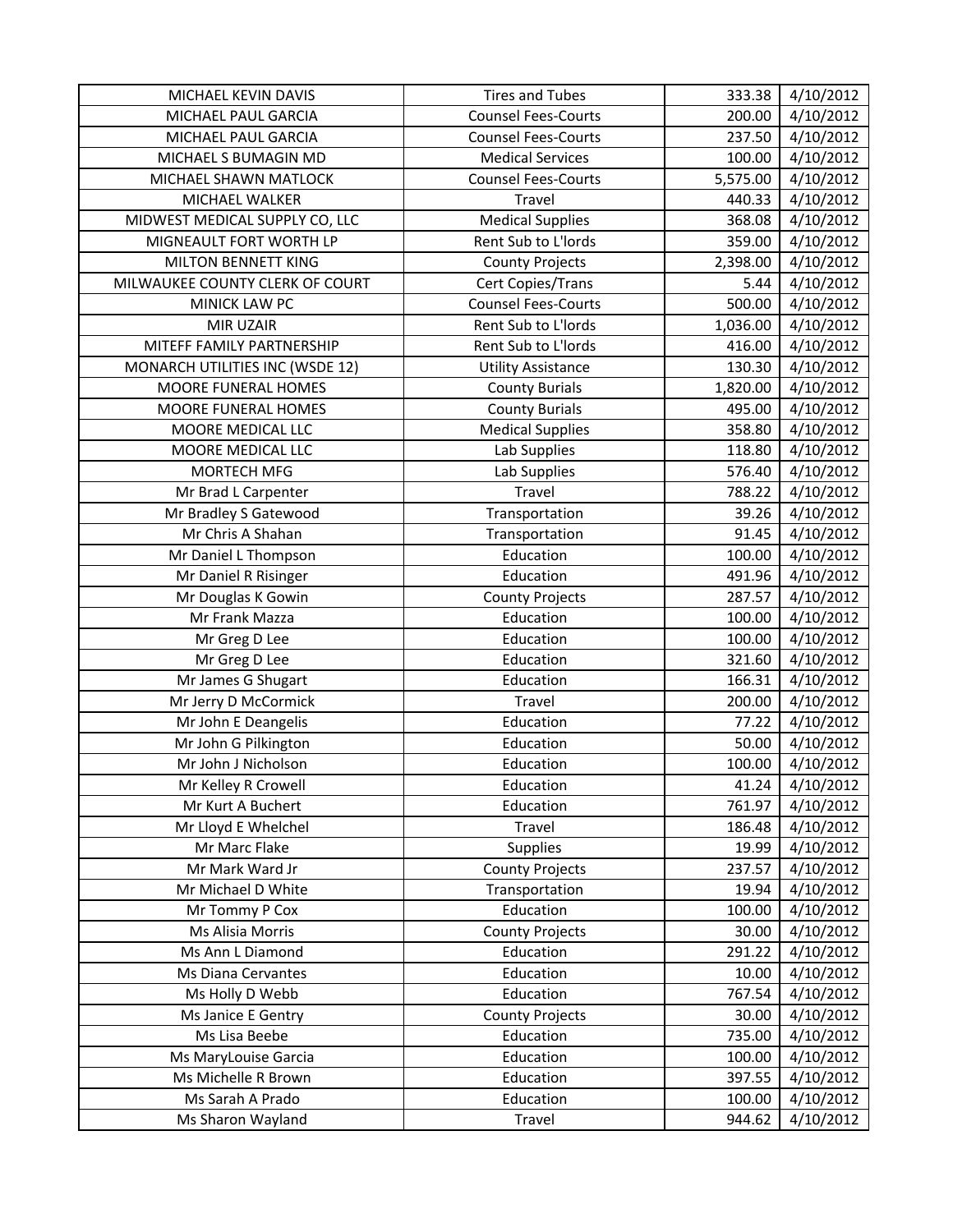| | | | |
|---|---|---|---|
| MICHAEL KEVIN DAVIS | Tires and Tubes | 333.38 | 4/10/2012 |
| MICHAEL PAUL GARCIA | Counsel Fees-Courts | 200.00 | 4/10/2012 |
| MICHAEL PAUL GARCIA | Counsel Fees-Courts | 237.50 | 4/10/2012 |
| MICHAEL S BUMAGIN MD | Medical Services | 100.00 | 4/10/2012 |
| MICHAEL SHAWN MATLOCK | Counsel Fees-Courts | 5,575.00 | 4/10/2012 |
| MICHAEL WALKER | Travel | 440.33 | 4/10/2012 |
| MIDWEST MEDICAL SUPPLY CO, LLC | Medical Supplies | 368.08 | 4/10/2012 |
| MIGNEAULT FORT WORTH LP | Rent Sub to L'lords | 359.00 | 4/10/2012 |
| MILTON BENNETT KING | County Projects | 2,398.00 | 4/10/2012 |
| MILWAUKEE COUNTY CLERK OF COURT | Cert Copies/Trans | 5.44 | 4/10/2012 |
| MINICK LAW PC | Counsel Fees-Courts | 500.00 | 4/10/2012 |
| MIR UZAIR | Rent Sub to L'lords | 1,036.00 | 4/10/2012 |
| MITEFF FAMILY PARTNERSHIP | Rent Sub to L'lords | 416.00 | 4/10/2012 |
| MONARCH UTILITIES INC (WSDE 12) | Utility Assistance | 130.30 | 4/10/2012 |
| MOORE FUNERAL HOMES | County Burials | 1,820.00 | 4/10/2012 |
| MOORE FUNERAL HOMES | County Burials | 495.00 | 4/10/2012 |
| MOORE MEDICAL LLC | Medical Supplies | 358.80 | 4/10/2012 |
| MOORE MEDICAL LLC | Lab Supplies | 118.80 | 4/10/2012 |
| MORTECH MFG | Lab Supplies | 576.40 | 4/10/2012 |
| Mr Brad L Carpenter | Travel | 788.22 | 4/10/2012 |
| Mr Bradley S Gatewood | Transportation | 39.26 | 4/10/2012 |
| Mr Chris A Shahan | Transportation | 91.45 | 4/10/2012 |
| Mr Daniel L Thompson | Education | 100.00 | 4/10/2012 |
| Mr Daniel R Risinger | Education | 491.96 | 4/10/2012 |
| Mr Douglas K Gowin | County Projects | 287.57 | 4/10/2012 |
| Mr Frank Mazza | Education | 100.00 | 4/10/2012 |
| Mr Greg D Lee | Education | 100.00 | 4/10/2012 |
| Mr Greg D Lee | Education | 321.60 | 4/10/2012 |
| Mr James G Shugart | Education | 166.31 | 4/10/2012 |
| Mr Jerry D McCormick | Travel | 200.00 | 4/10/2012 |
| Mr John E Deangelis | Education | 77.22 | 4/10/2012 |
| Mr John G Pilkington | Education | 50.00 | 4/10/2012 |
| Mr John J Nicholson | Education | 100.00 | 4/10/2012 |
| Mr Kelley R Crowell | Education | 41.24 | 4/10/2012 |
| Mr Kurt A Buchert | Education | 761.97 | 4/10/2012 |
| Mr Lloyd E Whelchel | Travel | 186.48 | 4/10/2012 |
| Mr Marc Flake | Supplies | 19.99 | 4/10/2012 |
| Mr Mark Ward Jr | County Projects | 237.57 | 4/10/2012 |
| Mr Michael D White | Transportation | 19.94 | 4/10/2012 |
| Mr Tommy P Cox | Education | 100.00 | 4/10/2012 |
| Ms Alisia Morris | County Projects | 30.00 | 4/10/2012 |
| Ms Ann L Diamond | Education | 291.22 | 4/10/2012 |
| Ms Diana Cervantes | Education | 10.00 | 4/10/2012 |
| Ms Holly D Webb | Education | 767.54 | 4/10/2012 |
| Ms Janice E Gentry | County Projects | 30.00 | 4/10/2012 |
| Ms Lisa Beebe | Education | 735.00 | 4/10/2012 |
| Ms MaryLouise Garcia | Education | 100.00 | 4/10/2012 |
| Ms Michelle R Brown | Education | 397.55 | 4/10/2012 |
| Ms Sarah A Prado | Education | 100.00 | 4/10/2012 |
| Ms Sharon Wayland | Travel | 944.62 | 4/10/2012 |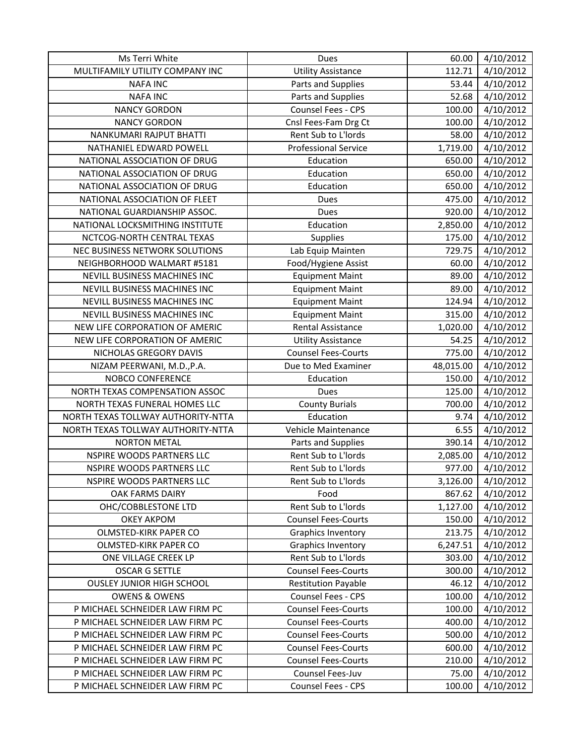| Ms Terri White | Dues | 60.00 | 4/10/2012 |
|---|---|---|---|
| MULTIFAMILY UTILITY COMPANY INC | Utility Assistance | 112.71 | 4/10/2012 |
| NAFA INC | Parts and Supplies | 53.44 | 4/10/2012 |
| NAFA INC | Parts and Supplies | 52.68 | 4/10/2012 |
| NANCY GORDON | Counsel Fees - CPS | 100.00 | 4/10/2012 |
| NANCY GORDON | Cnsl Fees-Fam Drg Ct | 100.00 | 4/10/2012 |
| NANKUMARI RAJPUT BHATTI | Rent Sub to L'lords | 58.00 | 4/10/2012 |
| NATHANIEL EDWARD POWELL | Professional Service | 1,719.00 | 4/10/2012 |
| NATIONAL ASSOCIATION OF DRUG | Education | 650.00 | 4/10/2012 |
| NATIONAL ASSOCIATION OF DRUG | Education | 650.00 | 4/10/2012 |
| NATIONAL ASSOCIATION OF DRUG | Education | 650.00 | 4/10/2012 |
| NATIONAL ASSOCIATION OF FLEET | Dues | 475.00 | 4/10/2012 |
| NATIONAL GUARDIANSHIP ASSOC. | Dues | 920.00 | 4/10/2012 |
| NATIONAL LOCKSMITHING INSTITUTE | Education | 2,850.00 | 4/10/2012 |
| NCTCOG-NORTH CENTRAL TEXAS | Supplies | 175.00 | 4/10/2012 |
| NEC BUSINESS NETWORK SOLUTIONS | Lab Equip Mainten | 729.75 | 4/10/2012 |
| NEIGHBORHOOD WALMART #5181 | Food/Hygiene Assist | 60.00 | 4/10/2012 |
| NEVILL BUSINESS MACHINES INC | Equipment Maint | 89.00 | 4/10/2012 |
| NEVILL BUSINESS MACHINES INC | Equipment Maint | 89.00 | 4/10/2012 |
| NEVILL BUSINESS MACHINES INC | Equipment Maint | 124.94 | 4/10/2012 |
| NEVILL BUSINESS MACHINES INC | Equipment Maint | 315.00 | 4/10/2012 |
| NEW LIFE CORPORATION OF AMERIC | Rental Assistance | 1,020.00 | 4/10/2012 |
| NEW LIFE CORPORATION OF AMERIC | Utility Assistance | 54.25 | 4/10/2012 |
| NICHOLAS GREGORY DAVIS | Counsel Fees-Courts | 775.00 | 4/10/2012 |
| NIZAM PEERWANI, M.D.,P.A. | Due to Med Examiner | 48,015.00 | 4/10/2012 |
| NOBCO CONFERENCE | Education | 150.00 | 4/10/2012 |
| NORTH TEXAS COMPENSATION ASSOC | Dues | 125.00 | 4/10/2012 |
| NORTH TEXAS FUNERAL HOMES LLC | County Burials | 700.00 | 4/10/2012 |
| NORTH TEXAS TOLLWAY AUTHORITY-NTTA | Education | 9.74 | 4/10/2012 |
| NORTH TEXAS TOLLWAY AUTHORITY-NTTA | Vehicle Maintenance | 6.55 | 4/10/2012 |
| NORTON METAL | Parts and Supplies | 390.14 | 4/10/2012 |
| NSPIRE WOODS PARTNERS LLC | Rent Sub to L'lords | 2,085.00 | 4/10/2012 |
| NSPIRE WOODS PARTNERS LLC | Rent Sub to L'lords | 977.00 | 4/10/2012 |
| NSPIRE WOODS PARTNERS LLC | Rent Sub to L'lords | 3,126.00 | 4/10/2012 |
| OAK FARMS DAIRY | Food | 867.62 | 4/10/2012 |
| OHC/COBBLESTONE LTD | Rent Sub to L'lords | 1,127.00 | 4/10/2012 |
| OKEY AKPOM | Counsel Fees-Courts | 150.00 | 4/10/2012 |
| OLMSTED-KIRK PAPER CO | Graphics Inventory | 213.75 | 4/10/2012 |
| OLMSTED-KIRK PAPER CO | Graphics Inventory | 6,247.51 | 4/10/2012 |
| ONE VILLAGE CREEK LP | Rent Sub to L'lords | 303.00 | 4/10/2012 |
| OSCAR G SETTLE | Counsel Fees-Courts | 300.00 | 4/10/2012 |
| OUSLEY JUNIOR HIGH SCHOOL | Restitution Payable | 46.12 | 4/10/2012 |
| OWENS & OWENS | Counsel Fees - CPS | 100.00 | 4/10/2012 |
| P MICHAEL SCHNEIDER LAW FIRM PC | Counsel Fees-Courts | 100.00 | 4/10/2012 |
| P MICHAEL SCHNEIDER LAW FIRM PC | Counsel Fees-Courts | 400.00 | 4/10/2012 |
| P MICHAEL SCHNEIDER LAW FIRM PC | Counsel Fees-Courts | 500.00 | 4/10/2012 |
| P MICHAEL SCHNEIDER LAW FIRM PC | Counsel Fees-Courts | 600.00 | 4/10/2012 |
| P MICHAEL SCHNEIDER LAW FIRM PC | Counsel Fees-Courts | 210.00 | 4/10/2012 |
| P MICHAEL SCHNEIDER LAW FIRM PC | Counsel Fees-Juv | 75.00 | 4/10/2012 |
| P MICHAEL SCHNEIDER LAW FIRM PC | Counsel Fees - CPS | 100.00 | 4/10/2012 |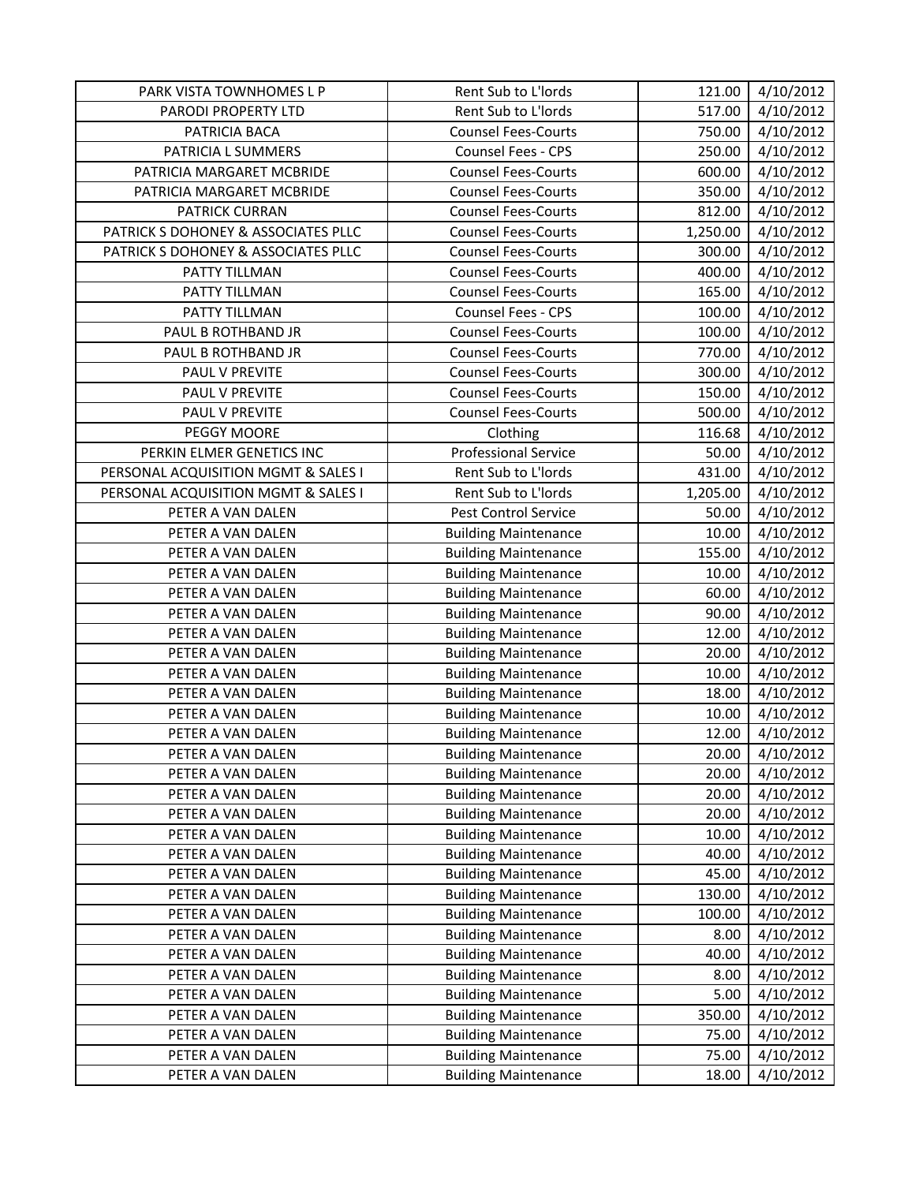| PARK VISTA TOWNHOMES L P | Rent Sub to L'lords | 121.00 | 4/10/2012 |
|---|---|---|---|
| PARODI PROPERTY LTD | Rent Sub to L'lords | 517.00 | 4/10/2012 |
| PATRICIA BACA | Counsel Fees-Courts | 750.00 | 4/10/2012 |
| PATRICIA L SUMMERS | Counsel Fees - CPS | 250.00 | 4/10/2012 |
| PATRICIA MARGARET MCBRIDE | Counsel Fees-Courts | 600.00 | 4/10/2012 |
| PATRICIA MARGARET MCBRIDE | Counsel Fees-Courts | 350.00 | 4/10/2012 |
| PATRICK CURRAN | Counsel Fees-Courts | 812.00 | 4/10/2012 |
| PATRICK S DOHONEY & ASSOCIATES PLLC | Counsel Fees-Courts | 1,250.00 | 4/10/2012 |
| PATRICK S DOHONEY & ASSOCIATES PLLC | Counsel Fees-Courts | 300.00 | 4/10/2012 |
| PATTY TILLMAN | Counsel Fees-Courts | 400.00 | 4/10/2012 |
| PATTY TILLMAN | Counsel Fees-Courts | 165.00 | 4/10/2012 |
| PATTY TILLMAN | Counsel Fees - CPS | 100.00 | 4/10/2012 |
| PAUL B ROTHBAND JR | Counsel Fees-Courts | 100.00 | 4/10/2012 |
| PAUL B ROTHBAND JR | Counsel Fees-Courts | 770.00 | 4/10/2012 |
| PAUL V PREVITE | Counsel Fees-Courts | 300.00 | 4/10/2012 |
| PAUL V PREVITE | Counsel Fees-Courts | 150.00 | 4/10/2012 |
| PAUL V PREVITE | Counsel Fees-Courts | 500.00 | 4/10/2012 |
| PEGGY MOORE | Clothing | 116.68 | 4/10/2012 |
| PERKIN ELMER GENETICS INC | Professional Service | 50.00 | 4/10/2012 |
| PERSONAL ACQUISITION MGMT & SALES I | Rent Sub to L'lords | 431.00 | 4/10/2012 |
| PERSONAL ACQUISITION MGMT & SALES I | Rent Sub to L'lords | 1,205.00 | 4/10/2012 |
| PETER A VAN DALEN | Pest Control Service | 50.00 | 4/10/2012 |
| PETER A VAN DALEN | Building Maintenance | 10.00 | 4/10/2012 |
| PETER A VAN DALEN | Building Maintenance | 155.00 | 4/10/2012 |
| PETER A VAN DALEN | Building Maintenance | 10.00 | 4/10/2012 |
| PETER A VAN DALEN | Building Maintenance | 60.00 | 4/10/2012 |
| PETER A VAN DALEN | Building Maintenance | 90.00 | 4/10/2012 |
| PETER A VAN DALEN | Building Maintenance | 12.00 | 4/10/2012 |
| PETER A VAN DALEN | Building Maintenance | 20.00 | 4/10/2012 |
| PETER A VAN DALEN | Building Maintenance | 10.00 | 4/10/2012 |
| PETER A VAN DALEN | Building Maintenance | 18.00 | 4/10/2012 |
| PETER A VAN DALEN | Building Maintenance | 10.00 | 4/10/2012 |
| PETER A VAN DALEN | Building Maintenance | 12.00 | 4/10/2012 |
| PETER A VAN DALEN | Building Maintenance | 20.00 | 4/10/2012 |
| PETER A VAN DALEN | Building Maintenance | 20.00 | 4/10/2012 |
| PETER A VAN DALEN | Building Maintenance | 20.00 | 4/10/2012 |
| PETER A VAN DALEN | Building Maintenance | 20.00 | 4/10/2012 |
| PETER A VAN DALEN | Building Maintenance | 10.00 | 4/10/2012 |
| PETER A VAN DALEN | Building Maintenance | 40.00 | 4/10/2012 |
| PETER A VAN DALEN | Building Maintenance | 45.00 | 4/10/2012 |
| PETER A VAN DALEN | Building Maintenance | 130.00 | 4/10/2012 |
| PETER A VAN DALEN | Building Maintenance | 100.00 | 4/10/2012 |
| PETER A VAN DALEN | Building Maintenance | 8.00 | 4/10/2012 |
| PETER A VAN DALEN | Building Maintenance | 40.00 | 4/10/2012 |
| PETER A VAN DALEN | Building Maintenance | 8.00 | 4/10/2012 |
| PETER A VAN DALEN | Building Maintenance | 5.00 | 4/10/2012 |
| PETER A VAN DALEN | Building Maintenance | 350.00 | 4/10/2012 |
| PETER A VAN DALEN | Building Maintenance | 75.00 | 4/10/2012 |
| PETER A VAN DALEN | Building Maintenance | 75.00 | 4/10/2012 |
| PETER A VAN DALEN | Building Maintenance | 18.00 | 4/10/2012 |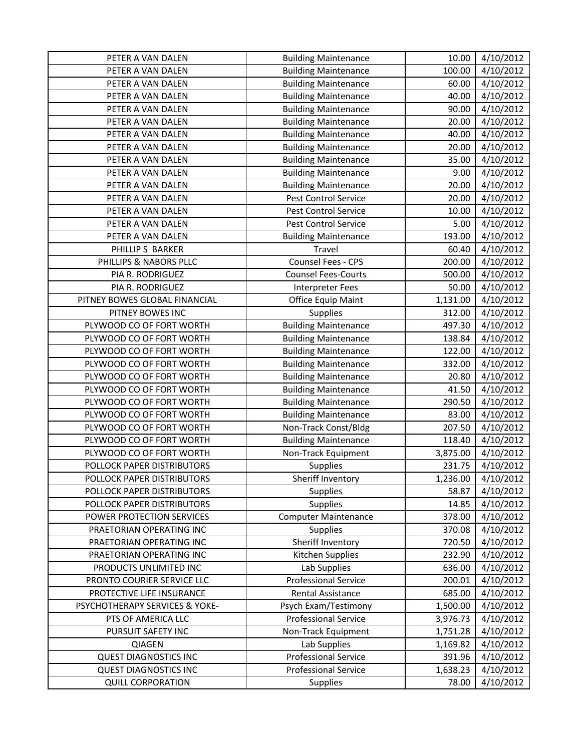| | | | |
|---|---|---|---|
| PETER A VAN DALEN | Building Maintenance | 10.00 | 4/10/2012 |
| PETER A VAN DALEN | Building Maintenance | 100.00 | 4/10/2012 |
| PETER A VAN DALEN | Building Maintenance | 60.00 | 4/10/2012 |
| PETER A VAN DALEN | Building Maintenance | 40.00 | 4/10/2012 |
| PETER A VAN DALEN | Building Maintenance | 90.00 | 4/10/2012 |
| PETER A VAN DALEN | Building Maintenance | 20.00 | 4/10/2012 |
| PETER A VAN DALEN | Building Maintenance | 40.00 | 4/10/2012 |
| PETER A VAN DALEN | Building Maintenance | 20.00 | 4/10/2012 |
| PETER A VAN DALEN | Building Maintenance | 35.00 | 4/10/2012 |
| PETER A VAN DALEN | Building Maintenance | 9.00 | 4/10/2012 |
| PETER A VAN DALEN | Building Maintenance | 20.00 | 4/10/2012 |
| PETER A VAN DALEN | Pest Control Service | 20.00 | 4/10/2012 |
| PETER A VAN DALEN | Pest Control Service | 10.00 | 4/10/2012 |
| PETER A VAN DALEN | Pest Control Service | 5.00 | 4/10/2012 |
| PETER A VAN DALEN | Building Maintenance | 193.00 | 4/10/2012 |
| PHILLIP S BARKER | Travel | 60.40 | 4/10/2012 |
| PHILLIPS & NABORS PLLC | Counsel Fees - CPS | 200.00 | 4/10/2012 |
| PIA R. RODRIGUEZ | Counsel Fees-Courts | 500.00 | 4/10/2012 |
| PIA R. RODRIGUEZ | Interpreter Fees | 50.00 | 4/10/2012 |
| PITNEY BOWES GLOBAL FINANCIAL | Office Equip Maint | 1,131.00 | 4/10/2012 |
| PITNEY BOWES INC | Supplies | 312.00 | 4/10/2012 |
| PLYWOOD CO OF FORT WORTH | Building Maintenance | 497.30 | 4/10/2012 |
| PLYWOOD CO OF FORT WORTH | Building Maintenance | 138.84 | 4/10/2012 |
| PLYWOOD CO OF FORT WORTH | Building Maintenance | 122.00 | 4/10/2012 |
| PLYWOOD CO OF FORT WORTH | Building Maintenance | 332.00 | 4/10/2012 |
| PLYWOOD CO OF FORT WORTH | Building Maintenance | 20.80 | 4/10/2012 |
| PLYWOOD CO OF FORT WORTH | Building Maintenance | 41.50 | 4/10/2012 |
| PLYWOOD CO OF FORT WORTH | Building Maintenance | 290.50 | 4/10/2012 |
| PLYWOOD CO OF FORT WORTH | Building Maintenance | 83.00 | 4/10/2012 |
| PLYWOOD CO OF FORT WORTH | Non-Track Const/Bldg | 207.50 | 4/10/2012 |
| PLYWOOD CO OF FORT WORTH | Building Maintenance | 118.40 | 4/10/2012 |
| PLYWOOD CO OF FORT WORTH | Non-Track Equipment | 3,875.00 | 4/10/2012 |
| POLLOCK PAPER DISTRIBUTORS | Supplies | 231.75 | 4/10/2012 |
| POLLOCK PAPER DISTRIBUTORS | Sheriff Inventory | 1,236.00 | 4/10/2012 |
| POLLOCK PAPER DISTRIBUTORS | Supplies | 58.87 | 4/10/2012 |
| POLLOCK PAPER DISTRIBUTORS | Supplies | 14.85 | 4/10/2012 |
| POWER PROTECTION SERVICES | Computer Maintenance | 378.00 | 4/10/2012 |
| PRAETORIAN OPERATING INC | Supplies | 370.08 | 4/10/2012 |
| PRAETORIAN OPERATING INC | Sheriff Inventory | 720.50 | 4/10/2012 |
| PRAETORIAN OPERATING INC | Kitchen Supplies | 232.90 | 4/10/2012 |
| PRODUCTS UNLIMITED INC | Lab Supplies | 636.00 | 4/10/2012 |
| PRONTO COURIER SERVICE LLC | Professional Service | 200.01 | 4/10/2012 |
| PROTECTIVE LIFE INSURANCE | Rental Assistance | 685.00 | 4/10/2012 |
| PSYCHOTHERAPY SERVICES & YOKE- | Psych Exam/Testimony | 1,500.00 | 4/10/2012 |
| PTS OF AMERICA LLC | Professional Service | 3,976.73 | 4/10/2012 |
| PURSUIT SAFETY INC | Non-Track Equipment | 1,751.28 | 4/10/2012 |
| QIAGEN | Lab Supplies | 1,169.82 | 4/10/2012 |
| QUEST DIAGNOSTICS INC | Professional Service | 391.96 | 4/10/2012 |
| QUEST DIAGNOSTICS INC | Professional Service | 1,638.23 | 4/10/2012 |
| QUILL CORPORATION | Supplies | 78.00 | 4/10/2012 |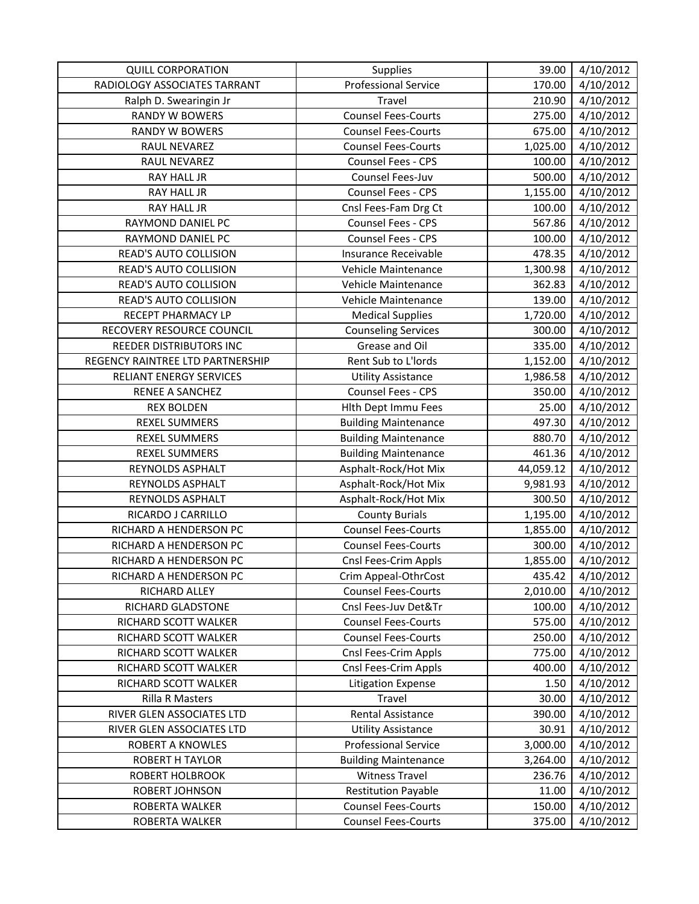| QUILL CORPORATION | Supplies | 39.00 | 4/10/2012 |
|---|---|---|---|
| RADIOLOGY ASSOCIATES TARRANT | Professional Service | 170.00 | 4/10/2012 |
| Ralph D. Swearingin Jr | Travel | 210.90 | 4/10/2012 |
| RANDY W BOWERS | Counsel Fees-Courts | 275.00 | 4/10/2012 |
| RANDY W BOWERS | Counsel Fees-Courts | 675.00 | 4/10/2012 |
| RAUL NEVAREZ | Counsel Fees-Courts | 1,025.00 | 4/10/2012 |
| RAUL NEVAREZ | Counsel Fees - CPS | 100.00 | 4/10/2012 |
| RAY HALL JR | Counsel Fees-Juv | 500.00 | 4/10/2012 |
| RAY HALL JR | Counsel Fees - CPS | 1,155.00 | 4/10/2012 |
| RAY HALL JR | Cnsl Fees-Fam Drg Ct | 100.00 | 4/10/2012 |
| RAYMOND DANIEL PC | Counsel Fees - CPS | 567.86 | 4/10/2012 |
| RAYMOND DANIEL PC | Counsel Fees - CPS | 100.00 | 4/10/2012 |
| READ'S AUTO COLLISION | Insurance Receivable | 478.35 | 4/10/2012 |
| READ'S AUTO COLLISION | Vehicle Maintenance | 1,300.98 | 4/10/2012 |
| READ'S AUTO COLLISION | Vehicle Maintenance | 362.83 | 4/10/2012 |
| READ'S AUTO COLLISION | Vehicle Maintenance | 139.00 | 4/10/2012 |
| RECEPT PHARMACY LP | Medical Supplies | 1,720.00 | 4/10/2012 |
| RECOVERY RESOURCE COUNCIL | Counseling Services | 300.00 | 4/10/2012 |
| REEDER DISTRIBUTORS INC | Grease and Oil | 335.00 | 4/10/2012 |
| REGENCY RAINTREE LTD PARTNERSHIP | Rent Sub to L'lords | 1,152.00 | 4/10/2012 |
| RELIANT ENERGY SERVICES | Utility Assistance | 1,986.58 | 4/10/2012 |
| RENEE A SANCHEZ | Counsel Fees - CPS | 350.00 | 4/10/2012 |
| REX BOLDEN | Hlth Dept Immu Fees | 25.00 | 4/10/2012 |
| REXEL SUMMERS | Building Maintenance | 497.30 | 4/10/2012 |
| REXEL SUMMERS | Building Maintenance | 880.70 | 4/10/2012 |
| REXEL SUMMERS | Building Maintenance | 461.36 | 4/10/2012 |
| REYNOLDS ASPHALT | Asphalt-Rock/Hot Mix | 44,059.12 | 4/10/2012 |
| REYNOLDS ASPHALT | Asphalt-Rock/Hot Mix | 9,981.93 | 4/10/2012 |
| REYNOLDS ASPHALT | Asphalt-Rock/Hot Mix | 300.50 | 4/10/2012 |
| RICARDO J CARRILLO | County Burials | 1,195.00 | 4/10/2012 |
| RICHARD A HENDERSON PC | Counsel Fees-Courts | 1,855.00 | 4/10/2012 |
| RICHARD A HENDERSON PC | Counsel Fees-Courts | 300.00 | 4/10/2012 |
| RICHARD A HENDERSON PC | Cnsl Fees-Crim Appls | 1,855.00 | 4/10/2012 |
| RICHARD A HENDERSON PC | Crim Appeal-OthrCost | 435.42 | 4/10/2012 |
| RICHARD ALLEY | Counsel Fees-Courts | 2,010.00 | 4/10/2012 |
| RICHARD GLADSTONE | Cnsl Fees-Juv Det&Tr | 100.00 | 4/10/2012 |
| RICHARD SCOTT WALKER | Counsel Fees-Courts | 575.00 | 4/10/2012 |
| RICHARD SCOTT WALKER | Counsel Fees-Courts | 250.00 | 4/10/2012 |
| RICHARD SCOTT WALKER | Cnsl Fees-Crim Appls | 775.00 | 4/10/2012 |
| RICHARD SCOTT WALKER | Cnsl Fees-Crim Appls | 400.00 | 4/10/2012 |
| RICHARD SCOTT WALKER | Litigation Expense | 1.50 | 4/10/2012 |
| Rilla R Masters | Travel | 30.00 | 4/10/2012 |
| RIVER GLEN ASSOCIATES LTD | Rental Assistance | 390.00 | 4/10/2012 |
| RIVER GLEN ASSOCIATES LTD | Utility Assistance | 30.91 | 4/10/2012 |
| ROBERT A KNOWLES | Professional Service | 3,000.00 | 4/10/2012 |
| ROBERT H TAYLOR | Building Maintenance | 3,264.00 | 4/10/2012 |
| ROBERT HOLBROOK | Witness Travel | 236.76 | 4/10/2012 |
| ROBERT JOHNSON | Restitution Payable | 11.00 | 4/10/2012 |
| ROBERTA WALKER | Counsel Fees-Courts | 150.00 | 4/10/2012 |
| ROBERTA WALKER | Counsel Fees-Courts | 375.00 | 4/10/2012 |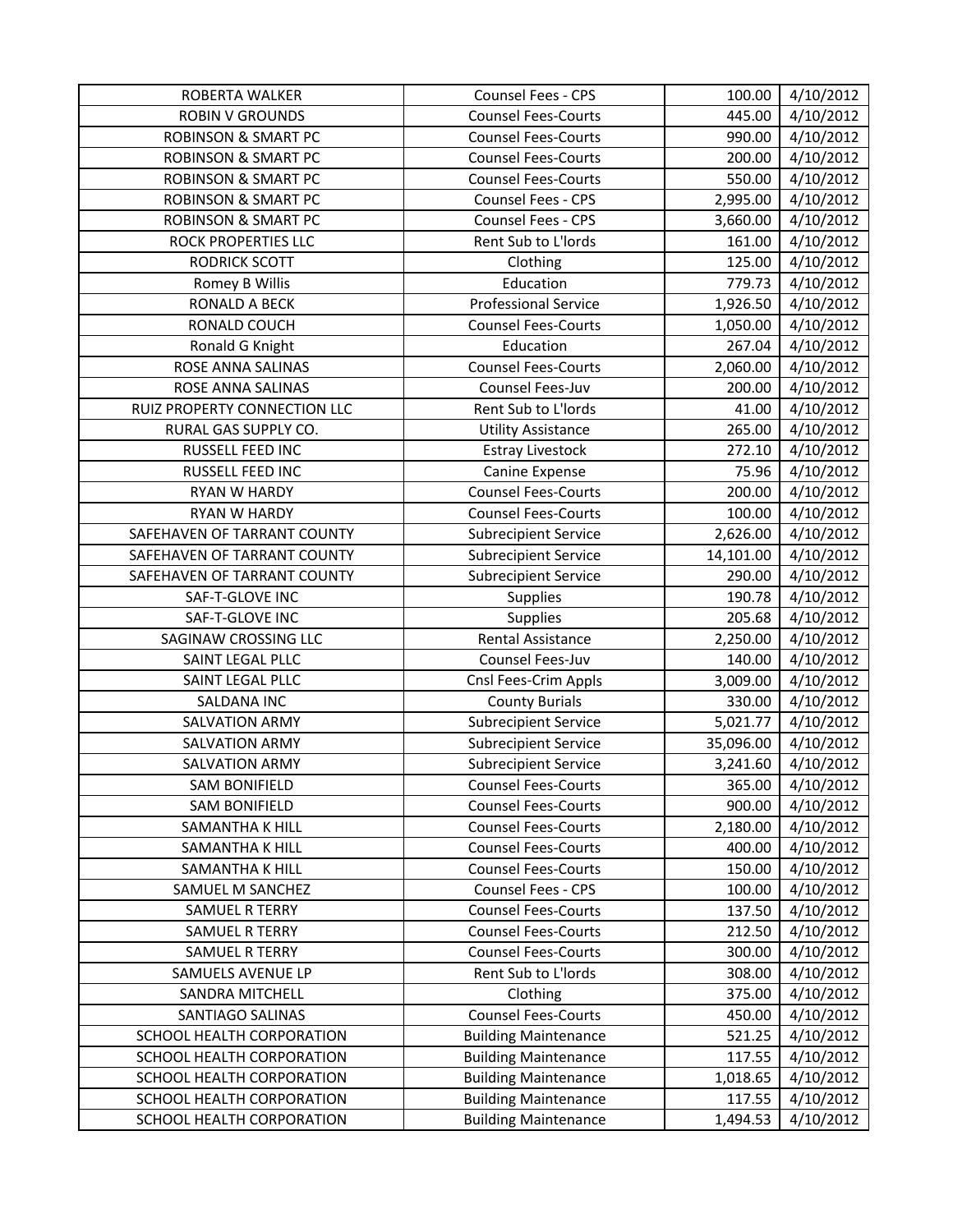| | | | |
|---|---|---|---|
| ROBERTA WALKER | Counsel Fees - CPS | 100.00 | 4/10/2012 |
| ROBIN V GROUNDS | Counsel Fees-Courts | 445.00 | 4/10/2012 |
| ROBINSON & SMART PC | Counsel Fees-Courts | 990.00 | 4/10/2012 |
| ROBINSON & SMART PC | Counsel Fees-Courts | 200.00 | 4/10/2012 |
| ROBINSON & SMART PC | Counsel Fees-Courts | 550.00 | 4/10/2012 |
| ROBINSON & SMART PC | Counsel Fees - CPS | 2,995.00 | 4/10/2012 |
| ROBINSON & SMART PC | Counsel Fees - CPS | 3,660.00 | 4/10/2012 |
| ROCK PROPERTIES LLC | Rent Sub to L'lords | 161.00 | 4/10/2012 |
| RODRICK SCOTT | Clothing | 125.00 | 4/10/2012 |
| Romey B Willis | Education | 779.73 | 4/10/2012 |
| RONALD A BECK | Professional Service | 1,926.50 | 4/10/2012 |
| RONALD COUCH | Counsel Fees-Courts | 1,050.00 | 4/10/2012 |
| Ronald G Knight | Education | 267.04 | 4/10/2012 |
| ROSE ANNA SALINAS | Counsel Fees-Courts | 2,060.00 | 4/10/2012 |
| ROSE ANNA SALINAS | Counsel Fees-Juv | 200.00 | 4/10/2012 |
| RUIZ PROPERTY CONNECTION LLC | Rent Sub to L'lords | 41.00 | 4/10/2012 |
| RURAL GAS SUPPLY CO. | Utility Assistance | 265.00 | 4/10/2012 |
| RUSSELL FEED INC | Estray Livestock | 272.10 | 4/10/2012 |
| RUSSELL FEED INC | Canine Expense | 75.96 | 4/10/2012 |
| RYAN W HARDY | Counsel Fees-Courts | 200.00 | 4/10/2012 |
| RYAN W HARDY | Counsel Fees-Courts | 100.00 | 4/10/2012 |
| SAFEHAVEN OF TARRANT COUNTY | Subrecipient Service | 2,626.00 | 4/10/2012 |
| SAFEHAVEN OF TARRANT COUNTY | Subrecipient Service | 14,101.00 | 4/10/2012 |
| SAFEHAVEN OF TARRANT COUNTY | Subrecipient Service | 290.00 | 4/10/2012 |
| SAF-T-GLOVE INC | Supplies | 190.78 | 4/10/2012 |
| SAF-T-GLOVE INC | Supplies | 205.68 | 4/10/2012 |
| SAGINAW CROSSING LLC | Rental Assistance | 2,250.00 | 4/10/2012 |
| SAINT LEGAL PLLC | Counsel Fees-Juv | 140.00 | 4/10/2012 |
| SAINT LEGAL PLLC | Cnsl Fees-Crim Appls | 3,009.00 | 4/10/2012 |
| SALDANA INC | County Burials | 330.00 | 4/10/2012 |
| SALVATION ARMY | Subrecipient Service | 5,021.77 | 4/10/2012 |
| SALVATION ARMY | Subrecipient Service | 35,096.00 | 4/10/2012 |
| SALVATION ARMY | Subrecipient Service | 3,241.60 | 4/10/2012 |
| SAM BONIFIELD | Counsel Fees-Courts | 365.00 | 4/10/2012 |
| SAM BONIFIELD | Counsel Fees-Courts | 900.00 | 4/10/2012 |
| SAMANTHA K HILL | Counsel Fees-Courts | 2,180.00 | 4/10/2012 |
| SAMANTHA K HILL | Counsel Fees-Courts | 400.00 | 4/10/2012 |
| SAMANTHA K HILL | Counsel Fees-Courts | 150.00 | 4/10/2012 |
| SAMUEL M SANCHEZ | Counsel Fees - CPS | 100.00 | 4/10/2012 |
| SAMUEL R TERRY | Counsel Fees-Courts | 137.50 | 4/10/2012 |
| SAMUEL R TERRY | Counsel Fees-Courts | 212.50 | 4/10/2012 |
| SAMUEL R TERRY | Counsel Fees-Courts | 300.00 | 4/10/2012 |
| SAMUELS AVENUE LP | Rent Sub to L'lords | 308.00 | 4/10/2012 |
| SANDRA MITCHELL | Clothing | 375.00 | 4/10/2012 |
| SANTIAGO SALINAS | Counsel Fees-Courts | 450.00 | 4/10/2012 |
| SCHOOL HEALTH CORPORATION | Building Maintenance | 521.25 | 4/10/2012 |
| SCHOOL HEALTH CORPORATION | Building Maintenance | 117.55 | 4/10/2012 |
| SCHOOL HEALTH CORPORATION | Building Maintenance | 1,018.65 | 4/10/2012 |
| SCHOOL HEALTH CORPORATION | Building Maintenance | 117.55 | 4/10/2012 |
| SCHOOL HEALTH CORPORATION | Building Maintenance | 1,494.53 | 4/10/2012 |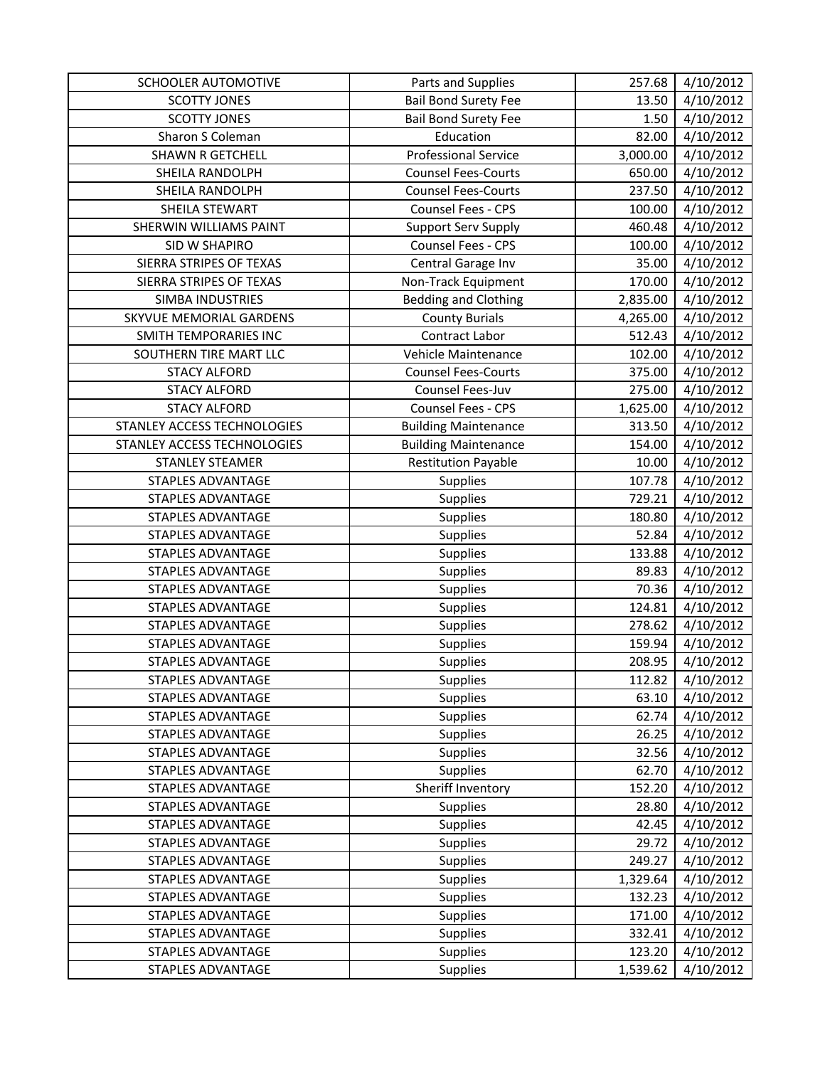| SCHOOLER AUTOMOTIVE | Parts and Supplies | 257.68 | 4/10/2012 |
|---|---|---|---|
| SCOTTY JONES | Bail Bond Surety Fee | 13.50 | 4/10/2012 |
| SCOTTY JONES | Bail Bond Surety Fee | 1.50 | 4/10/2012 |
| Sharon S Coleman | Education | 82.00 | 4/10/2012 |
| SHAWN R GETCHELL | Professional Service | 3,000.00 | 4/10/2012 |
| SHEILA RANDOLPH | Counsel Fees-Courts | 650.00 | 4/10/2012 |
| SHEILA RANDOLPH | Counsel Fees-Courts | 237.50 | 4/10/2012 |
| SHEILA STEWART | Counsel Fees - CPS | 100.00 | 4/10/2012 |
| SHERWIN WILLIAMS PAINT | Support Serv Supply | 460.48 | 4/10/2012 |
| SID W SHAPIRO | Counsel Fees - CPS | 100.00 | 4/10/2012 |
| SIERRA STRIPES OF TEXAS | Central Garage Inv | 35.00 | 4/10/2012 |
| SIERRA STRIPES OF TEXAS | Non-Track Equipment | 170.00 | 4/10/2012 |
| SIMBA INDUSTRIES | Bedding and Clothing | 2,835.00 | 4/10/2012 |
| SKYVUE MEMORIAL GARDENS | County Burials | 4,265.00 | 4/10/2012 |
| SMITH TEMPORARIES INC | Contract Labor | 512.43 | 4/10/2012 |
| SOUTHERN TIRE MART LLC | Vehicle Maintenance | 102.00 | 4/10/2012 |
| STACY ALFORD | Counsel Fees-Courts | 375.00 | 4/10/2012 |
| STACY ALFORD | Counsel Fees-Juv | 275.00 | 4/10/2012 |
| STACY ALFORD | Counsel Fees - CPS | 1,625.00 | 4/10/2012 |
| STANLEY ACCESS TECHNOLOGIES | Building Maintenance | 313.50 | 4/10/2012 |
| STANLEY ACCESS TECHNOLOGIES | Building Maintenance | 154.00 | 4/10/2012 |
| STANLEY STEAMER | Restitution Payable | 10.00 | 4/10/2012 |
| STAPLES ADVANTAGE | Supplies | 107.78 | 4/10/2012 |
| STAPLES ADVANTAGE | Supplies | 729.21 | 4/10/2012 |
| STAPLES ADVANTAGE | Supplies | 180.80 | 4/10/2012 |
| STAPLES ADVANTAGE | Supplies | 52.84 | 4/10/2012 |
| STAPLES ADVANTAGE | Supplies | 133.88 | 4/10/2012 |
| STAPLES ADVANTAGE | Supplies | 89.83 | 4/10/2012 |
| STAPLES ADVANTAGE | Supplies | 70.36 | 4/10/2012 |
| STAPLES ADVANTAGE | Supplies | 124.81 | 4/10/2012 |
| STAPLES ADVANTAGE | Supplies | 278.62 | 4/10/2012 |
| STAPLES ADVANTAGE | Supplies | 159.94 | 4/10/2012 |
| STAPLES ADVANTAGE | Supplies | 208.95 | 4/10/2012 |
| STAPLES ADVANTAGE | Supplies | 112.82 | 4/10/2012 |
| STAPLES ADVANTAGE | Supplies | 63.10 | 4/10/2012 |
| STAPLES ADVANTAGE | Supplies | 62.74 | 4/10/2012 |
| STAPLES ADVANTAGE | Supplies | 26.25 | 4/10/2012 |
| STAPLES ADVANTAGE | Supplies | 32.56 | 4/10/2012 |
| STAPLES ADVANTAGE | Supplies | 62.70 | 4/10/2012 |
| STAPLES ADVANTAGE | Sheriff Inventory | 152.20 | 4/10/2012 |
| STAPLES ADVANTAGE | Supplies | 28.80 | 4/10/2012 |
| STAPLES ADVANTAGE | Supplies | 42.45 | 4/10/2012 |
| STAPLES ADVANTAGE | Supplies | 29.72 | 4/10/2012 |
| STAPLES ADVANTAGE | Supplies | 249.27 | 4/10/2012 |
| STAPLES ADVANTAGE | Supplies | 1,329.64 | 4/10/2012 |
| STAPLES ADVANTAGE | Supplies | 132.23 | 4/10/2012 |
| STAPLES ADVANTAGE | Supplies | 171.00 | 4/10/2012 |
| STAPLES ADVANTAGE | Supplies | 332.41 | 4/10/2012 |
| STAPLES ADVANTAGE | Supplies | 123.20 | 4/10/2012 |
| STAPLES ADVANTAGE | Supplies | 1,539.62 | 4/10/2012 |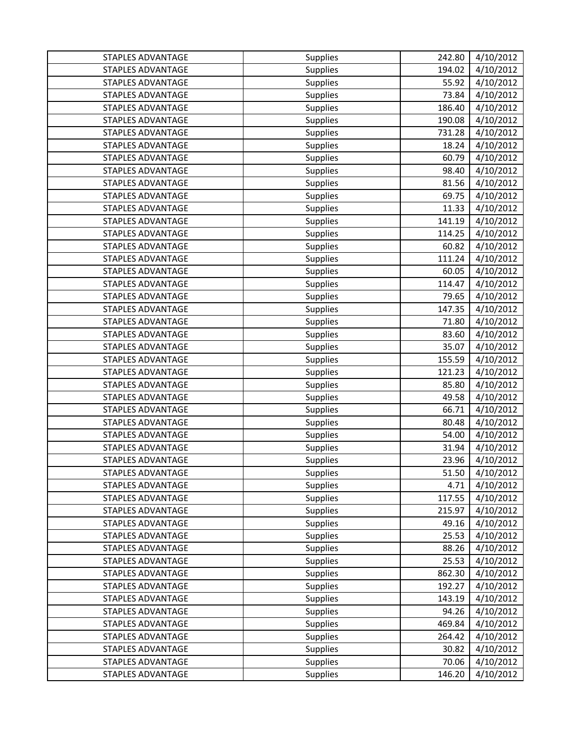| STAPLES ADVANTAGE | Supplies | 242.80 | 4/10/2012 |
|---|---|---|---|
| STAPLES ADVANTAGE | Supplies | 194.02 | 4/10/2012 |
| STAPLES ADVANTAGE | Supplies | 55.92 | 4/10/2012 |
| STAPLES ADVANTAGE | Supplies | 73.84 | 4/10/2012 |
| STAPLES ADVANTAGE | Supplies | 186.40 | 4/10/2012 |
| STAPLES ADVANTAGE | Supplies | 190.08 | 4/10/2012 |
| STAPLES ADVANTAGE | Supplies | 731.28 | 4/10/2012 |
| STAPLES ADVANTAGE | Supplies | 18.24 | 4/10/2012 |
| STAPLES ADVANTAGE | Supplies | 60.79 | 4/10/2012 |
| STAPLES ADVANTAGE | Supplies | 98.40 | 4/10/2012 |
| STAPLES ADVANTAGE | Supplies | 81.56 | 4/10/2012 |
| STAPLES ADVANTAGE | Supplies | 69.75 | 4/10/2012 |
| STAPLES ADVANTAGE | Supplies | 11.33 | 4/10/2012 |
| STAPLES ADVANTAGE | Supplies | 141.19 | 4/10/2012 |
| STAPLES ADVANTAGE | Supplies | 114.25 | 4/10/2012 |
| STAPLES ADVANTAGE | Supplies | 60.82 | 4/10/2012 |
| STAPLES ADVANTAGE | Supplies | 111.24 | 4/10/2012 |
| STAPLES ADVANTAGE | Supplies | 60.05 | 4/10/2012 |
| STAPLES ADVANTAGE | Supplies | 114.47 | 4/10/2012 |
| STAPLES ADVANTAGE | Supplies | 79.65 | 4/10/2012 |
| STAPLES ADVANTAGE | Supplies | 147.35 | 4/10/2012 |
| STAPLES ADVANTAGE | Supplies | 71.80 | 4/10/2012 |
| STAPLES ADVANTAGE | Supplies | 83.60 | 4/10/2012 |
| STAPLES ADVANTAGE | Supplies | 35.07 | 4/10/2012 |
| STAPLES ADVANTAGE | Supplies | 155.59 | 4/10/2012 |
| STAPLES ADVANTAGE | Supplies | 121.23 | 4/10/2012 |
| STAPLES ADVANTAGE | Supplies | 85.80 | 4/10/2012 |
| STAPLES ADVANTAGE | Supplies | 49.58 | 4/10/2012 |
| STAPLES ADVANTAGE | Supplies | 66.71 | 4/10/2012 |
| STAPLES ADVANTAGE | Supplies | 80.48 | 4/10/2012 |
| STAPLES ADVANTAGE | Supplies | 54.00 | 4/10/2012 |
| STAPLES ADVANTAGE | Supplies | 31.94 | 4/10/2012 |
| STAPLES ADVANTAGE | Supplies | 23.96 | 4/10/2012 |
| STAPLES ADVANTAGE | Supplies | 51.50 | 4/10/2012 |
| STAPLES ADVANTAGE | Supplies | 4.71 | 4/10/2012 |
| STAPLES ADVANTAGE | Supplies | 117.55 | 4/10/2012 |
| STAPLES ADVANTAGE | Supplies | 215.97 | 4/10/2012 |
| STAPLES ADVANTAGE | Supplies | 49.16 | 4/10/2012 |
| STAPLES ADVANTAGE | Supplies | 25.53 | 4/10/2012 |
| STAPLES ADVANTAGE | Supplies | 88.26 | 4/10/2012 |
| STAPLES ADVANTAGE | Supplies | 25.53 | 4/10/2012 |
| STAPLES ADVANTAGE | Supplies | 862.30 | 4/10/2012 |
| STAPLES ADVANTAGE | Supplies | 192.27 | 4/10/2012 |
| STAPLES ADVANTAGE | Supplies | 143.19 | 4/10/2012 |
| STAPLES ADVANTAGE | Supplies | 94.26 | 4/10/2012 |
| STAPLES ADVANTAGE | Supplies | 469.84 | 4/10/2012 |
| STAPLES ADVANTAGE | Supplies | 264.42 | 4/10/2012 |
| STAPLES ADVANTAGE | Supplies | 30.82 | 4/10/2012 |
| STAPLES ADVANTAGE | Supplies | 70.06 | 4/10/2012 |
| STAPLES ADVANTAGE | Supplies | 146.20 | 4/10/2012 |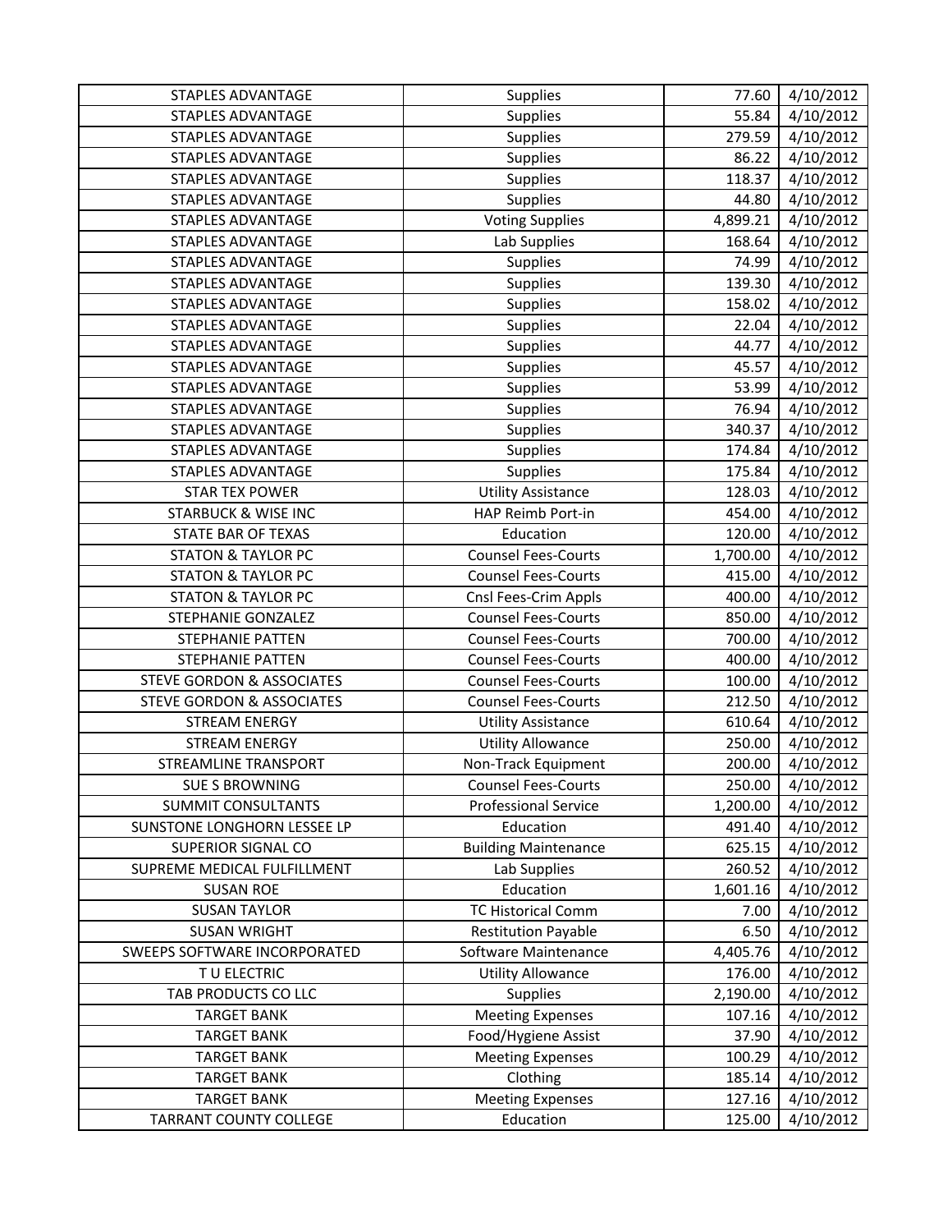| | | | |
|---|---|---|---|
| STAPLES ADVANTAGE | Supplies | 77.60 | 4/10/2012 |
| STAPLES ADVANTAGE | Supplies | 55.84 | 4/10/2012 |
| STAPLES ADVANTAGE | Supplies | 279.59 | 4/10/2012 |
| STAPLES ADVANTAGE | Supplies | 86.22 | 4/10/2012 |
| STAPLES ADVANTAGE | Supplies | 118.37 | 4/10/2012 |
| STAPLES ADVANTAGE | Supplies | 44.80 | 4/10/2012 |
| STAPLES ADVANTAGE | Voting Supplies | 4,899.21 | 4/10/2012 |
| STAPLES ADVANTAGE | Lab Supplies | 168.64 | 4/10/2012 |
| STAPLES ADVANTAGE | Supplies | 74.99 | 4/10/2012 |
| STAPLES ADVANTAGE | Supplies | 139.30 | 4/10/2012 |
| STAPLES ADVANTAGE | Supplies | 158.02 | 4/10/2012 |
| STAPLES ADVANTAGE | Supplies | 22.04 | 4/10/2012 |
| STAPLES ADVANTAGE | Supplies | 44.77 | 4/10/2012 |
| STAPLES ADVANTAGE | Supplies | 45.57 | 4/10/2012 |
| STAPLES ADVANTAGE | Supplies | 53.99 | 4/10/2012 |
| STAPLES ADVANTAGE | Supplies | 76.94 | 4/10/2012 |
| STAPLES ADVANTAGE | Supplies | 340.37 | 4/10/2012 |
| STAPLES ADVANTAGE | Supplies | 174.84 | 4/10/2012 |
| STAPLES ADVANTAGE | Supplies | 175.84 | 4/10/2012 |
| STAR TEX POWER | Utility Assistance | 128.03 | 4/10/2012 |
| STARBUCK & WISE INC | HAP Reimb Port-in | 454.00 | 4/10/2012 |
| STATE BAR OF TEXAS | Education | 120.00 | 4/10/2012 |
| STATON & TAYLOR PC | Counsel Fees-Courts | 1,700.00 | 4/10/2012 |
| STATON & TAYLOR PC | Counsel Fees-Courts | 415.00 | 4/10/2012 |
| STATON & TAYLOR PC | Cnsl Fees-Crim Appls | 400.00 | 4/10/2012 |
| STEPHANIE GONZALEZ | Counsel Fees-Courts | 850.00 | 4/10/2012 |
| STEPHANIE PATTEN | Counsel Fees-Courts | 700.00 | 4/10/2012 |
| STEPHANIE PATTEN | Counsel Fees-Courts | 400.00 | 4/10/2012 |
| STEVE GORDON & ASSOCIATES | Counsel Fees-Courts | 100.00 | 4/10/2012 |
| STEVE GORDON & ASSOCIATES | Counsel Fees-Courts | 212.50 | 4/10/2012 |
| STREAM ENERGY | Utility Assistance | 610.64 | 4/10/2012 |
| STREAM ENERGY | Utility Allowance | 250.00 | 4/10/2012 |
| STREAMLINE TRANSPORT | Non-Track Equipment | 200.00 | 4/10/2012 |
| SUE S BROWNING | Counsel Fees-Courts | 250.00 | 4/10/2012 |
| SUMMIT CONSULTANTS | Professional Service | 1,200.00 | 4/10/2012 |
| SUNSTONE LONGHORN LESSEE LP | Education | 491.40 | 4/10/2012 |
| SUPERIOR SIGNAL CO | Building Maintenance | 625.15 | 4/10/2012 |
| SUPREME MEDICAL FULFILLMENT | Lab Supplies | 260.52 | 4/10/2012 |
| SUSAN ROE | Education | 1,601.16 | 4/10/2012 |
| SUSAN TAYLOR | TC Historical Comm | 7.00 | 4/10/2012 |
| SUSAN WRIGHT | Restitution Payable | 6.50 | 4/10/2012 |
| SWEEPS SOFTWARE INCORPORATED | Software Maintenance | 4,405.76 | 4/10/2012 |
| T U ELECTRIC | Utility Allowance | 176.00 | 4/10/2012 |
| TAB PRODUCTS CO LLC | Supplies | 2,190.00 | 4/10/2012 |
| TARGET BANK | Meeting Expenses | 107.16 | 4/10/2012 |
| TARGET BANK | Food/Hygiene Assist | 37.90 | 4/10/2012 |
| TARGET BANK | Meeting Expenses | 100.29 | 4/10/2012 |
| TARGET BANK | Clothing | 185.14 | 4/10/2012 |
| TARGET BANK | Meeting Expenses | 127.16 | 4/10/2012 |
| TARRANT COUNTY COLLEGE | Education | 125.00 | 4/10/2012 |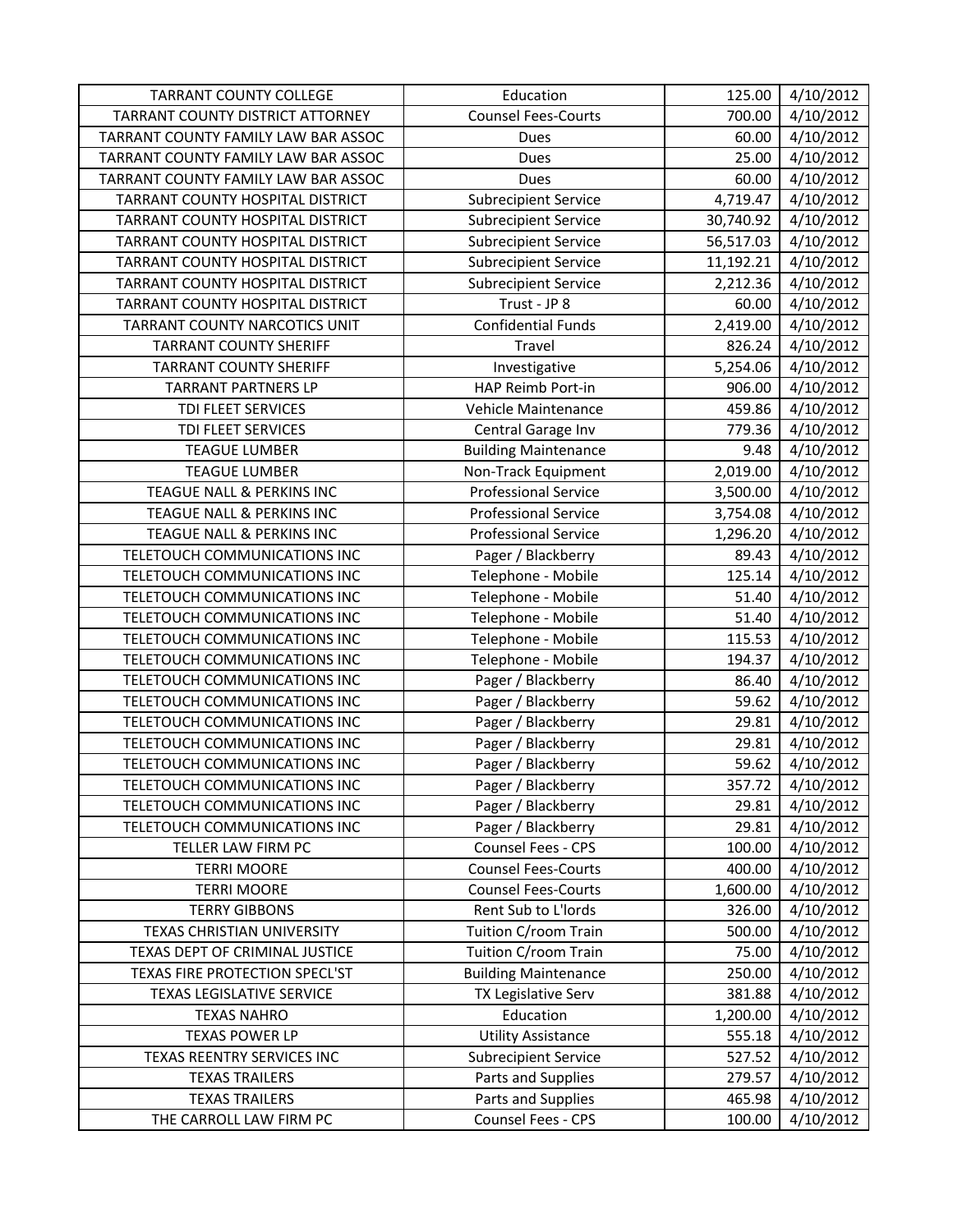| TARRANT COUNTY COLLEGE | Education | 125.00 | 4/10/2012 |
|---|---|---|---|
| TARRANT COUNTY DISTRICT ATTORNEY | Counsel Fees-Courts | 700.00 | 4/10/2012 |
| TARRANT COUNTY FAMILY LAW BAR ASSOC | Dues | 60.00 | 4/10/2012 |
| TARRANT COUNTY FAMILY LAW BAR ASSOC | Dues | 25.00 | 4/10/2012 |
| TARRANT COUNTY FAMILY LAW BAR ASSOC | Dues | 60.00 | 4/10/2012 |
| TARRANT COUNTY HOSPITAL DISTRICT | Subrecipient Service | 4,719.47 | 4/10/2012 |
| TARRANT COUNTY HOSPITAL DISTRICT | Subrecipient Service | 30,740.92 | 4/10/2012 |
| TARRANT COUNTY HOSPITAL DISTRICT | Subrecipient Service | 56,517.03 | 4/10/2012 |
| TARRANT COUNTY HOSPITAL DISTRICT | Subrecipient Service | 11,192.21 | 4/10/2012 |
| TARRANT COUNTY HOSPITAL DISTRICT | Subrecipient Service | 2,212.36 | 4/10/2012 |
| TARRANT COUNTY HOSPITAL DISTRICT | Trust - JP 8 | 60.00 | 4/10/2012 |
| TARRANT COUNTY NARCOTICS UNIT | Confidential Funds | 2,419.00 | 4/10/2012 |
| TARRANT COUNTY SHERIFF | Travel | 826.24 | 4/10/2012 |
| TARRANT COUNTY SHERIFF | Investigative | 5,254.06 | 4/10/2012 |
| TARRANT PARTNERS LP | HAP Reimb Port-in | 906.00 | 4/10/2012 |
| TDI FLEET SERVICES | Vehicle Maintenance | 459.86 | 4/10/2012 |
| TDI FLEET SERVICES | Central Garage Inv | 779.36 | 4/10/2012 |
| TEAGUE LUMBER | Building Maintenance | 9.48 | 4/10/2012 |
| TEAGUE LUMBER | Non-Track Equipment | 2,019.00 | 4/10/2012 |
| TEAGUE NALL & PERKINS INC | Professional Service | 3,500.00 | 4/10/2012 |
| TEAGUE NALL & PERKINS INC | Professional Service | 3,754.08 | 4/10/2012 |
| TEAGUE NALL & PERKINS INC | Professional Service | 1,296.20 | 4/10/2012 |
| TELETOUCH COMMUNICATIONS INC | Pager / Blackberry | 89.43 | 4/10/2012 |
| TELETOUCH COMMUNICATIONS INC | Telephone - Mobile | 125.14 | 4/10/2012 |
| TELETOUCH COMMUNICATIONS INC | Telephone - Mobile | 51.40 | 4/10/2012 |
| TELETOUCH COMMUNICATIONS INC | Telephone - Mobile | 51.40 | 4/10/2012 |
| TELETOUCH COMMUNICATIONS INC | Telephone - Mobile | 115.53 | 4/10/2012 |
| TELETOUCH COMMUNICATIONS INC | Telephone - Mobile | 194.37 | 4/10/2012 |
| TELETOUCH COMMUNICATIONS INC | Pager / Blackberry | 86.40 | 4/10/2012 |
| TELETOUCH COMMUNICATIONS INC | Pager / Blackberry | 59.62 | 4/10/2012 |
| TELETOUCH COMMUNICATIONS INC | Pager / Blackberry | 29.81 | 4/10/2012 |
| TELETOUCH COMMUNICATIONS INC | Pager / Blackberry | 29.81 | 4/10/2012 |
| TELETOUCH COMMUNICATIONS INC | Pager / Blackberry | 59.62 | 4/10/2012 |
| TELETOUCH COMMUNICATIONS INC | Pager / Blackberry | 357.72 | 4/10/2012 |
| TELETOUCH COMMUNICATIONS INC | Pager / Blackberry | 29.81 | 4/10/2012 |
| TELETOUCH COMMUNICATIONS INC | Pager / Blackberry | 29.81 | 4/10/2012 |
| TELLER LAW FIRM PC | Counsel Fees - CPS | 100.00 | 4/10/2012 |
| TERRI MOORE | Counsel Fees-Courts | 400.00 | 4/10/2012 |
| TERRI MOORE | Counsel Fees-Courts | 1,600.00 | 4/10/2012 |
| TERRY GIBBONS | Rent Sub to L'lords | 326.00 | 4/10/2012 |
| TEXAS CHRISTIAN UNIVERSITY | Tuition C/room Train | 500.00 | 4/10/2012 |
| TEXAS DEPT OF CRIMINAL JUSTICE | Tuition C/room Train | 75.00 | 4/10/2012 |
| TEXAS FIRE PROTECTION SPECL'ST | Building Maintenance | 250.00 | 4/10/2012 |
| TEXAS LEGISLATIVE SERVICE | TX Legislative Serv | 381.88 | 4/10/2012 |
| TEXAS NAHRO | Education | 1,200.00 | 4/10/2012 |
| TEXAS POWER LP | Utility Assistance | 555.18 | 4/10/2012 |
| TEXAS REENTRY SERVICES INC | Subrecipient Service | 527.52 | 4/10/2012 |
| TEXAS TRAILERS | Parts and Supplies | 279.57 | 4/10/2012 |
| TEXAS TRAILERS | Parts and Supplies | 465.98 | 4/10/2012 |
| THE CARROLL LAW FIRM PC | Counsel Fees - CPS | 100.00 | 4/10/2012 |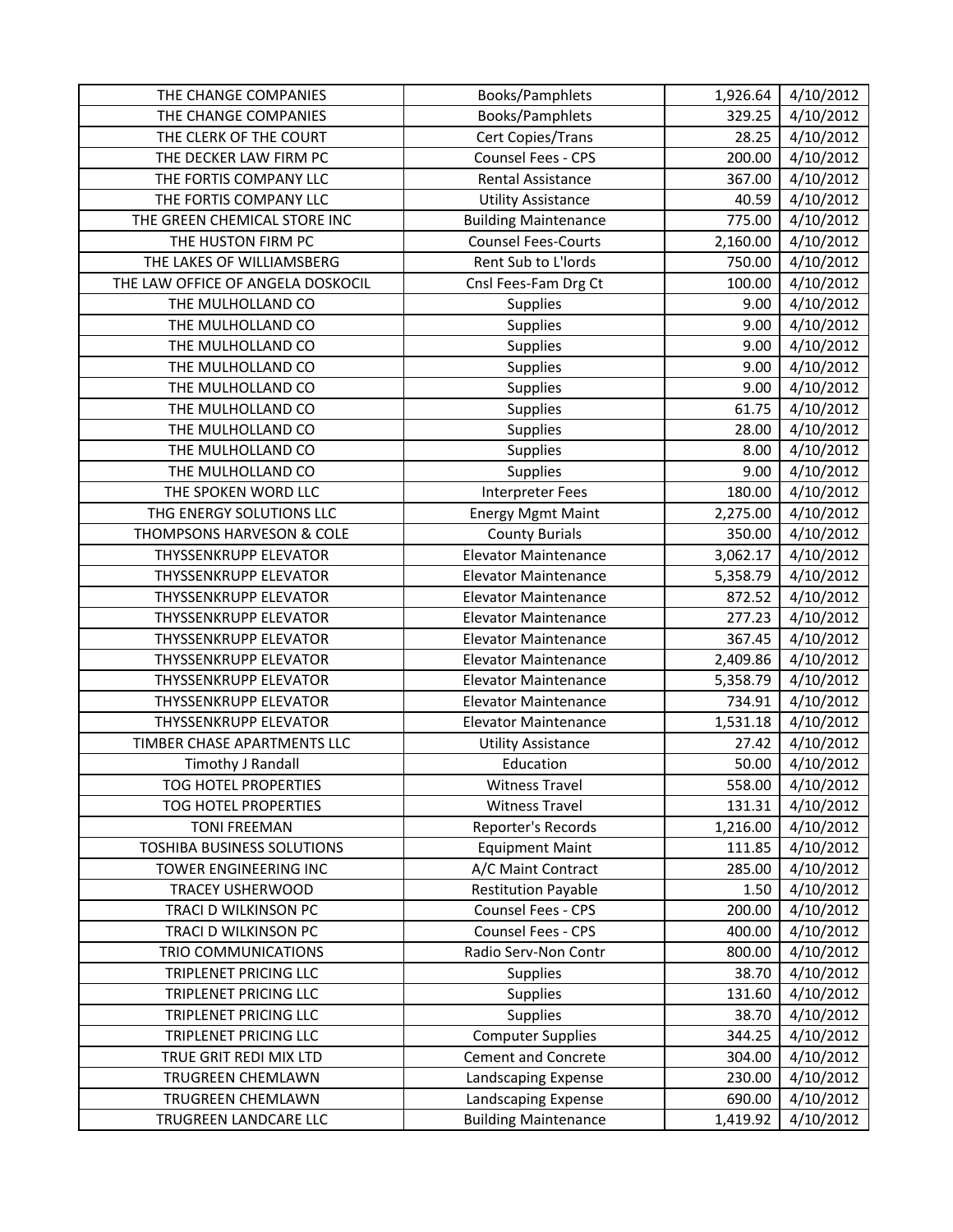| | | | |
|---|---|---|---|
| THE CHANGE COMPANIES | Books/Pamphlets | 1,926.64 | 4/10/2012 |
| THE CHANGE COMPANIES | Books/Pamphlets | 329.25 | 4/10/2012 |
| THE CLERK OF THE COURT | Cert Copies/Trans | 28.25 | 4/10/2012 |
| THE DECKER LAW FIRM PC | Counsel Fees - CPS | 200.00 | 4/10/2012 |
| THE FORTIS COMPANY LLC | Rental Assistance | 367.00 | 4/10/2012 |
| THE FORTIS COMPANY LLC | Utility Assistance | 40.59 | 4/10/2012 |
| THE GREEN CHEMICAL STORE INC | Building Maintenance | 775.00 | 4/10/2012 |
| THE HUSTON FIRM PC | Counsel Fees-Courts | 2,160.00 | 4/10/2012 |
| THE LAKES OF WILLIAMSBERG | Rent Sub to L'lords | 750.00 | 4/10/2012 |
| THE LAW OFFICE OF ANGELA DOSKOCIL | Cnsl Fees-Fam Drg Ct | 100.00 | 4/10/2012 |
| THE MULHOLLAND CO | Supplies | 9.00 | 4/10/2012 |
| THE MULHOLLAND CO | Supplies | 9.00 | 4/10/2012 |
| THE MULHOLLAND CO | Supplies | 9.00 | 4/10/2012 |
| THE MULHOLLAND CO | Supplies | 9.00 | 4/10/2012 |
| THE MULHOLLAND CO | Supplies | 9.00 | 4/10/2012 |
| THE MULHOLLAND CO | Supplies | 61.75 | 4/10/2012 |
| THE MULHOLLAND CO | Supplies | 28.00 | 4/10/2012 |
| THE MULHOLLAND CO | Supplies | 8.00 | 4/10/2012 |
| THE MULHOLLAND CO | Supplies | 9.00 | 4/10/2012 |
| THE SPOKEN WORD LLC | Interpreter Fees | 180.00 | 4/10/2012 |
| THG ENERGY SOLUTIONS LLC | Energy Mgmt Maint | 2,275.00 | 4/10/2012 |
| THOMPSONS HARVESON & COLE | County Burials | 350.00 | 4/10/2012 |
| THYSSENKRUPP ELEVATOR | Elevator Maintenance | 3,062.17 | 4/10/2012 |
| THYSSENKRUPP ELEVATOR | Elevator Maintenance | 5,358.79 | 4/10/2012 |
| THYSSENKRUPP ELEVATOR | Elevator Maintenance | 872.52 | 4/10/2012 |
| THYSSENKRUPP ELEVATOR | Elevator Maintenance | 277.23 | 4/10/2012 |
| THYSSENKRUPP ELEVATOR | Elevator Maintenance | 367.45 | 4/10/2012 |
| THYSSENKRUPP ELEVATOR | Elevator Maintenance | 2,409.86 | 4/10/2012 |
| THYSSENKRUPP ELEVATOR | Elevator Maintenance | 5,358.79 | 4/10/2012 |
| THYSSENKRUPP ELEVATOR | Elevator Maintenance | 734.91 | 4/10/2012 |
| THYSSENKRUPP ELEVATOR | Elevator Maintenance | 1,531.18 | 4/10/2012 |
| TIMBER CHASE APARTMENTS LLC | Utility Assistance | 27.42 | 4/10/2012 |
| Timothy J Randall | Education | 50.00 | 4/10/2012 |
| TOG HOTEL PROPERTIES | Witness Travel | 558.00 | 4/10/2012 |
| TOG HOTEL PROPERTIES | Witness Travel | 131.31 | 4/10/2012 |
| TONI FREEMAN | Reporter's Records | 1,216.00 | 4/10/2012 |
| TOSHIBA BUSINESS SOLUTIONS | Equipment Maint | 111.85 | 4/10/2012 |
| TOWER ENGINEERING INC | A/C Maint Contract | 285.00 | 4/10/2012 |
| TRACEY USHERWOOD | Restitution Payable | 1.50 | 4/10/2012 |
| TRACI D WILKINSON PC | Counsel Fees - CPS | 200.00 | 4/10/2012 |
| TRACI D WILKINSON PC | Counsel Fees - CPS | 400.00 | 4/10/2012 |
| TRIO COMMUNICATIONS | Radio Serv-Non Contr | 800.00 | 4/10/2012 |
| TRIPLENET PRICING LLC | Supplies | 38.70 | 4/10/2012 |
| TRIPLENET PRICING LLC | Supplies | 131.60 | 4/10/2012 |
| TRIPLENET PRICING LLC | Supplies | 38.70 | 4/10/2012 |
| TRIPLENET PRICING LLC | Computer Supplies | 344.25 | 4/10/2012 |
| TRUE GRIT REDI MIX LTD | Cement and Concrete | 304.00 | 4/10/2012 |
| TRUGREEN CHEMLAWN | Landscaping Expense | 230.00 | 4/10/2012 |
| TRUGREEN CHEMLAWN | Landscaping Expense | 690.00 | 4/10/2012 |
| TRUGREEN LANDCARE LLC | Building Maintenance | 1,419.92 | 4/10/2012 |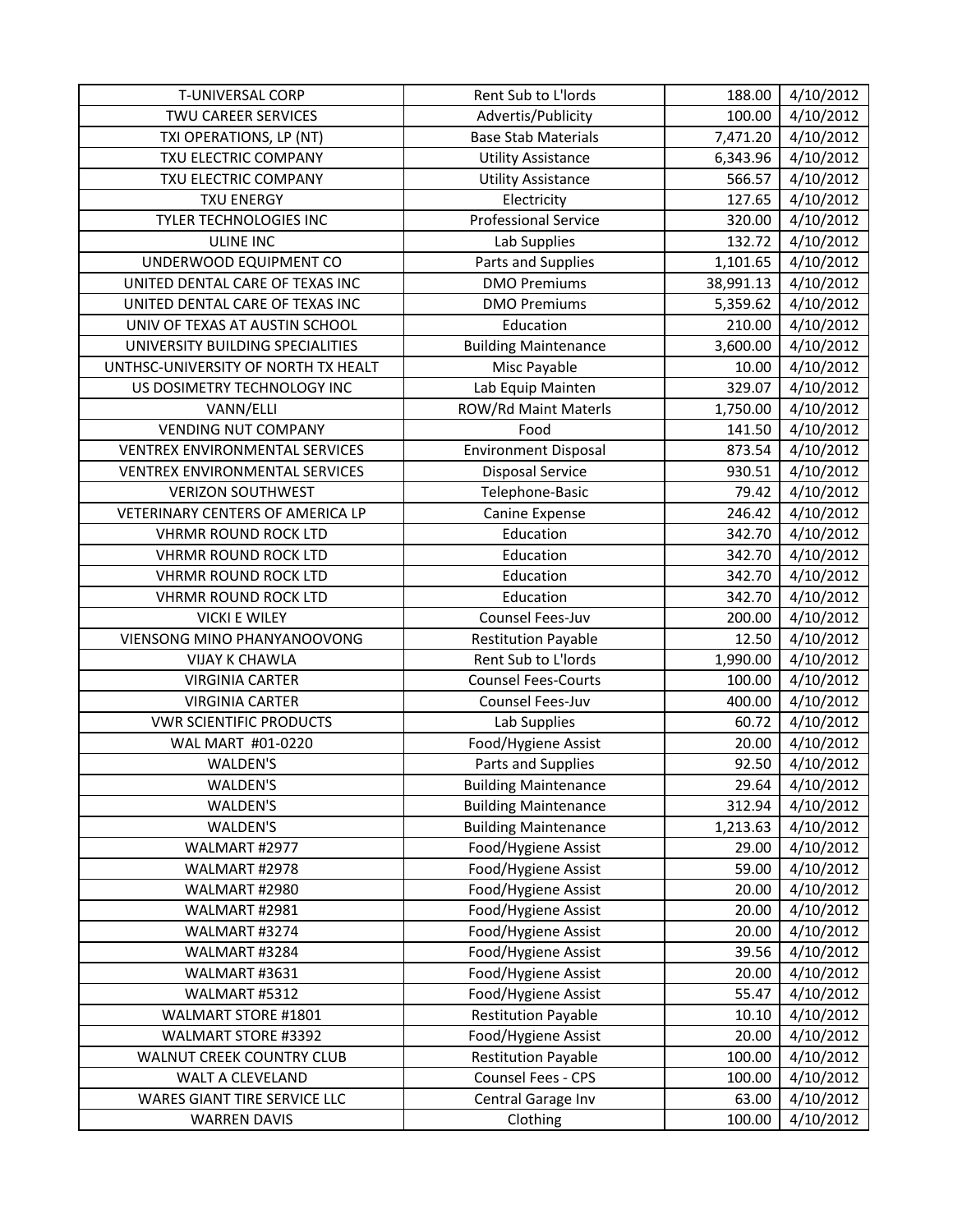| T-UNIVERSAL CORP | Rent Sub to L'lords | 188.00 | 4/10/2012 |
|---|---|---|---|
| TWU CAREER SERVICES | Advertis/Publicity | 100.00 | 4/10/2012 |
| TXI OPERATIONS, LP (NT) | Base Stab Materials | 7,471.20 | 4/10/2012 |
| TXU ELECTRIC COMPANY | Utility Assistance | 6,343.96 | 4/10/2012 |
| TXU ELECTRIC COMPANY | Utility Assistance | 566.57 | 4/10/2012 |
| TXU ENERGY | Electricity | 127.65 | 4/10/2012 |
| TYLER TECHNOLOGIES INC | Professional Service | 320.00 | 4/10/2012 |
| ULINE INC | Lab Supplies | 132.72 | 4/10/2012 |
| UNDERWOOD EQUIPMENT CO | Parts and Supplies | 1,101.65 | 4/10/2012 |
| UNITED DENTAL CARE OF TEXAS INC | DMO Premiums | 38,991.13 | 4/10/2012 |
| UNITED DENTAL CARE OF TEXAS INC | DMO Premiums | 5,359.62 | 4/10/2012 |
| UNIV OF TEXAS AT AUSTIN SCHOOL | Education | 210.00 | 4/10/2012 |
| UNIVERSITY BUILDING SPECIALITIES | Building Maintenance | 3,600.00 | 4/10/2012 |
| UNTHSC-UNIVERSITY OF NORTH TX HEALT | Misc Payable | 10.00 | 4/10/2012 |
| US DOSIMETRY TECHNOLOGY INC | Lab Equip Mainten | 329.07 | 4/10/2012 |
| VANN/ELLI | ROW/Rd Maint Materls | 1,750.00 | 4/10/2012 |
| VENDING NUT COMPANY | Food | 141.50 | 4/10/2012 |
| VENTREX ENVIRONMENTAL SERVICES | Environment Disposal | 873.54 | 4/10/2012 |
| VENTREX ENVIRONMENTAL SERVICES | Disposal Service | 930.51 | 4/10/2012 |
| VERIZON SOUTHWEST | Telephone-Basic | 79.42 | 4/10/2012 |
| VETERINARY CENTERS OF AMERICA LP | Canine Expense | 246.42 | 4/10/2012 |
| VHRMR ROUND ROCK LTD | Education | 342.70 | 4/10/2012 |
| VHRMR ROUND ROCK LTD | Education | 342.70 | 4/10/2012 |
| VHRMR ROUND ROCK LTD | Education | 342.70 | 4/10/2012 |
| VHRMR ROUND ROCK LTD | Education | 342.70 | 4/10/2012 |
| VICKI E WILEY | Counsel Fees-Juv | 200.00 | 4/10/2012 |
| VIENSONG MINO PHANYANOOVONG | Restitution Payable | 12.50 | 4/10/2012 |
| VIJAY K CHAWLA | Rent Sub to L'lords | 1,990.00 | 4/10/2012 |
| VIRGINIA CARTER | Counsel Fees-Courts | 100.00 | 4/10/2012 |
| VIRGINIA CARTER | Counsel Fees-Juv | 400.00 | 4/10/2012 |
| VWR SCIENTIFIC PRODUCTS | Lab Supplies | 60.72 | 4/10/2012 |
| WAL MART #01-0220 | Food/Hygiene Assist | 20.00 | 4/10/2012 |
| WALDEN'S | Parts and Supplies | 92.50 | 4/10/2012 |
| WALDEN'S | Building Maintenance | 29.64 | 4/10/2012 |
| WALDEN'S | Building Maintenance | 312.94 | 4/10/2012 |
| WALDEN'S | Building Maintenance | 1,213.63 | 4/10/2012 |
| WALMART #2977 | Food/Hygiene Assist | 29.00 | 4/10/2012 |
| WALMART #2978 | Food/Hygiene Assist | 59.00 | 4/10/2012 |
| WALMART #2980 | Food/Hygiene Assist | 20.00 | 4/10/2012 |
| WALMART #2981 | Food/Hygiene Assist | 20.00 | 4/10/2012 |
| WALMART #3274 | Food/Hygiene Assist | 20.00 | 4/10/2012 |
| WALMART #3284 | Food/Hygiene Assist | 39.56 | 4/10/2012 |
| WALMART #3631 | Food/Hygiene Assist | 20.00 | 4/10/2012 |
| WALMART #5312 | Food/Hygiene Assist | 55.47 | 4/10/2012 |
| WALMART STORE #1801 | Restitution Payable | 10.10 | 4/10/2012 |
| WALMART STORE #3392 | Food/Hygiene Assist | 20.00 | 4/10/2012 |
| WALNUT CREEK COUNTRY CLUB | Restitution Payable | 100.00 | 4/10/2012 |
| WALT A CLEVELAND | Counsel Fees - CPS | 100.00 | 4/10/2012 |
| WARES GIANT TIRE SERVICE LLC | Central Garage Inv | 63.00 | 4/10/2012 |
| WARREN DAVIS | Clothing | 100.00 | 4/10/2012 |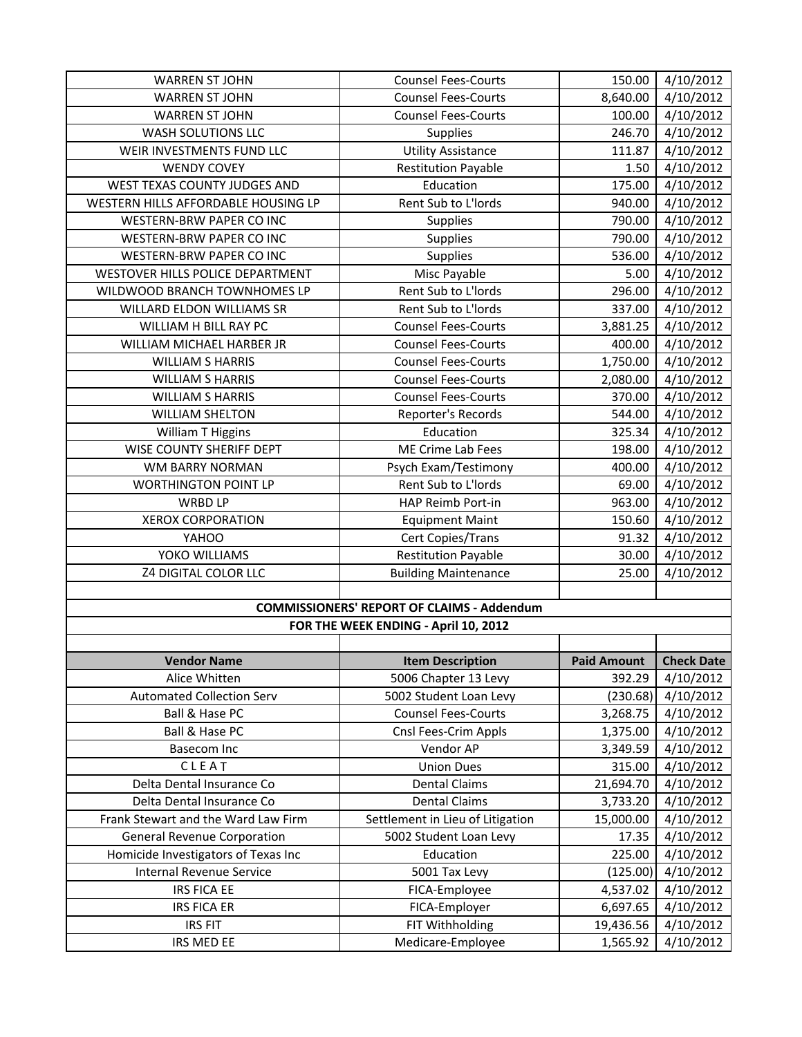| | | | |
|---|---|---|---|
| WARREN ST JOHN | Counsel Fees-Courts | 150.00 | 4/10/2012 |
| WARREN ST JOHN | Counsel Fees-Courts | 8,640.00 | 4/10/2012 |
| WARREN ST JOHN | Counsel Fees-Courts | 100.00 | 4/10/2012 |
| WASH SOLUTIONS LLC | Supplies | 246.70 | 4/10/2012 |
| WEIR INVESTMENTS FUND LLC | Utility Assistance | 111.87 | 4/10/2012 |
| WENDY COVEY | Restitution Payable | 1.50 | 4/10/2012 |
| WEST TEXAS COUNTY JUDGES AND | Education | 175.00 | 4/10/2012 |
| WESTERN HILLS AFFORDABLE HOUSING LP | Rent Sub to L'lords | 940.00 | 4/10/2012 |
| WESTERN-BRW PAPER CO INC | Supplies | 790.00 | 4/10/2012 |
| WESTERN-BRW PAPER CO INC | Supplies | 790.00 | 4/10/2012 |
| WESTERN-BRW PAPER CO INC | Supplies | 536.00 | 4/10/2012 |
| WESTOVER HILLS POLICE DEPARTMENT | Misc Payable | 5.00 | 4/10/2012 |
| WILDWOOD BRANCH TOWNHOMES LP | Rent Sub to L'lords | 296.00 | 4/10/2012 |
| WILLARD ELDON WILLIAMS SR | Rent Sub to L'lords | 337.00 | 4/10/2012 |
| WILLIAM H BILL RAY PC | Counsel Fees-Courts | 3,881.25 | 4/10/2012 |
| WILLIAM MICHAEL HARBER JR | Counsel Fees-Courts | 400.00 | 4/10/2012 |
| WILLIAM S HARRIS | Counsel Fees-Courts | 1,750.00 | 4/10/2012 |
| WILLIAM S HARRIS | Counsel Fees-Courts | 2,080.00 | 4/10/2012 |
| WILLIAM S HARRIS | Counsel Fees-Courts | 370.00 | 4/10/2012 |
| WILLIAM SHELTON | Reporter's Records | 544.00 | 4/10/2012 |
| William T Higgins | Education | 325.34 | 4/10/2012 |
| WISE COUNTY SHERIFF DEPT | ME Crime Lab Fees | 198.00 | 4/10/2012 |
| WM BARRY NORMAN | Psych Exam/Testimony | 400.00 | 4/10/2012 |
| WORTHINGTON POINT LP | Rent Sub to L'lords | 69.00 | 4/10/2012 |
| WRBD LP | HAP Reimb Port-in | 963.00 | 4/10/2012 |
| XEROX CORPORATION | Equipment Maint | 150.60 | 4/10/2012 |
| YAHOO | Cert Copies/Trans | 91.32 | 4/10/2012 |
| YOKO WILLIAMS | Restitution Payable | 30.00 | 4/10/2012 |
| Z4 DIGITAL COLOR LLC | Building Maintenance | 25.00 | 4/10/2012 |

**COMMISSIONERS' REPORT OF CLAIMS - Addendum**

**FOR THE WEEK ENDING - April 10, 2012**

| Vendor Name | Item Description | Paid Amount | Check Date |
|---|---|---|---|
| Alice Whitten | 5006 Chapter 13 Levy | 392.29 | 4/10/2012 |
| Automated Collection Serv | 5002 Student Loan Levy | (230.68) | 4/10/2012 |
| Ball & Hase PC | Counsel Fees-Courts | 3,268.75 | 4/10/2012 |
| Ball & Hase PC | Cnsl Fees-Crim Appls | 1,375.00 | 4/10/2012 |
| Basecom Inc | Vendor AP | 3,349.59 | 4/10/2012 |
| C L E A T | Union Dues | 315.00 | 4/10/2012 |
| Delta Dental Insurance Co | Dental Claims | 21,694.70 | 4/10/2012 |
| Delta Dental Insurance Co | Dental Claims | 3,733.20 | 4/10/2012 |
| Frank Stewart and the Ward Law Firm | Settlement in Lieu of Litigation | 15,000.00 | 4/10/2012 |
| General Revenue Corporation | 5002 Student Loan Levy | 17.35 | 4/10/2012 |
| Homicide Investigators of Texas Inc | Education | 225.00 | 4/10/2012 |
| Internal Revenue Service | 5001 Tax Levy | (125.00) | 4/10/2012 |
| IRS FICA EE | FICA-Employee | 4,537.02 | 4/10/2012 |
| IRS FICA ER | FICA-Employer | 6,697.65 | 4/10/2012 |
| IRS FIT | FIT Withholding | 19,436.56 | 4/10/2012 |
| IRS MED EE | Medicare-Employee | 1,565.92 | 4/10/2012 |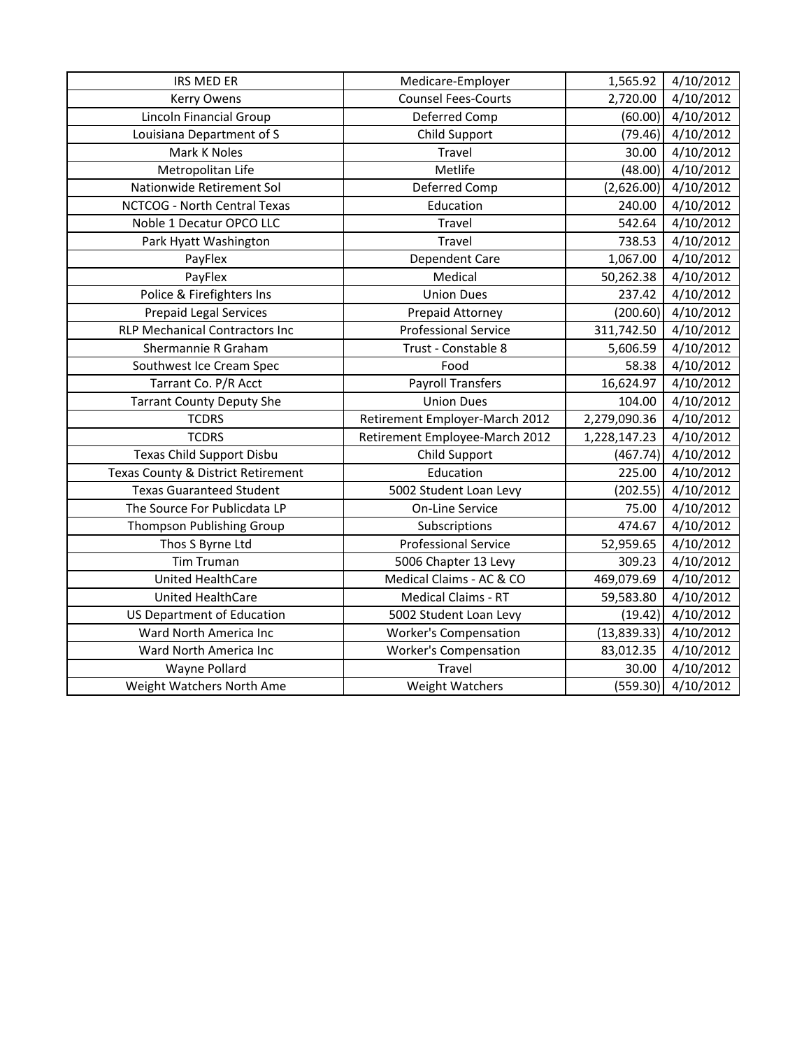| | | | |
|---|---|---|---|
| IRS MED ER | Medicare-Employer | 1,565.92 | 4/10/2012 |
| Kerry Owens | Counsel Fees-Courts | 2,720.00 | 4/10/2012 |
| Lincoln Financial Group | Deferred Comp | (60.00) | 4/10/2012 |
| Louisiana Department of S | Child Support | (79.46) | 4/10/2012 |
| Mark K Noles | Travel | 30.00 | 4/10/2012 |
| Metropolitan Life | Metlife | (48.00) | 4/10/2012 |
| Nationwide Retirement Sol | Deferred Comp | (2,626.00) | 4/10/2012 |
| NCTCOG - North Central Texas | Education | 240.00 | 4/10/2012 |
| Noble 1 Decatur OPCO LLC | Travel | 542.64 | 4/10/2012 |
| Park Hyatt Washington | Travel | 738.53 | 4/10/2012 |
| PayFlex | Dependent Care | 1,067.00 | 4/10/2012 |
| PayFlex | Medical | 50,262.38 | 4/10/2012 |
| Police & Firefighters Ins | Union Dues | 237.42 | 4/10/2012 |
| Prepaid Legal Services | Prepaid Attorney | (200.60) | 4/10/2012 |
| RLP Mechanical Contractors Inc | Professional Service | 311,742.50 | 4/10/2012 |
| Shermannie R Graham | Trust - Constable 8 | 5,606.59 | 4/10/2012 |
| Southwest Ice Cream Spec | Food | 58.38 | 4/10/2012 |
| Tarrant Co. P/R Acct | Payroll Transfers | 16,624.97 | 4/10/2012 |
| Tarrant County Deputy She | Union Dues | 104.00 | 4/10/2012 |
| TCDRS | Retirement Employer-March 2012 | 2,279,090.36 | 4/10/2012 |
| TCDRS | Retirement Employee-March 2012 | 1,228,147.23 | 4/10/2012 |
| Texas Child Support Disbu | Child Support | (467.74) | 4/10/2012 |
| Texas County & District Retirement | Education | 225.00 | 4/10/2012 |
| Texas Guaranteed Student | 5002 Student Loan Levy | (202.55) | 4/10/2012 |
| The Source For Publicdata LP | On-Line Service | 75.00 | 4/10/2012 |
| Thompson Publishing Group | Subscriptions | 474.67 | 4/10/2012 |
| Thos S Byrne Ltd | Professional Service | 52,959.65 | 4/10/2012 |
| Tim Truman | 5006 Chapter 13 Levy | 309.23 | 4/10/2012 |
| United HealthCare | Medical Claims - AC & CO | 469,079.69 | 4/10/2012 |
| United HealthCare | Medical Claims - RT | 59,583.80 | 4/10/2012 |
| US Department of Education | 5002 Student Loan Levy | (19.42) | 4/10/2012 |
| Ward North America Inc | Worker's Compensation | (13,839.33) | 4/10/2012 |
| Ward North America Inc | Worker's Compensation | 83,012.35 | 4/10/2012 |
| Wayne Pollard | Travel | 30.00 | 4/10/2012 |
| Weight Watchers North Ame | Weight Watchers | (559.30) | 4/10/2012 |